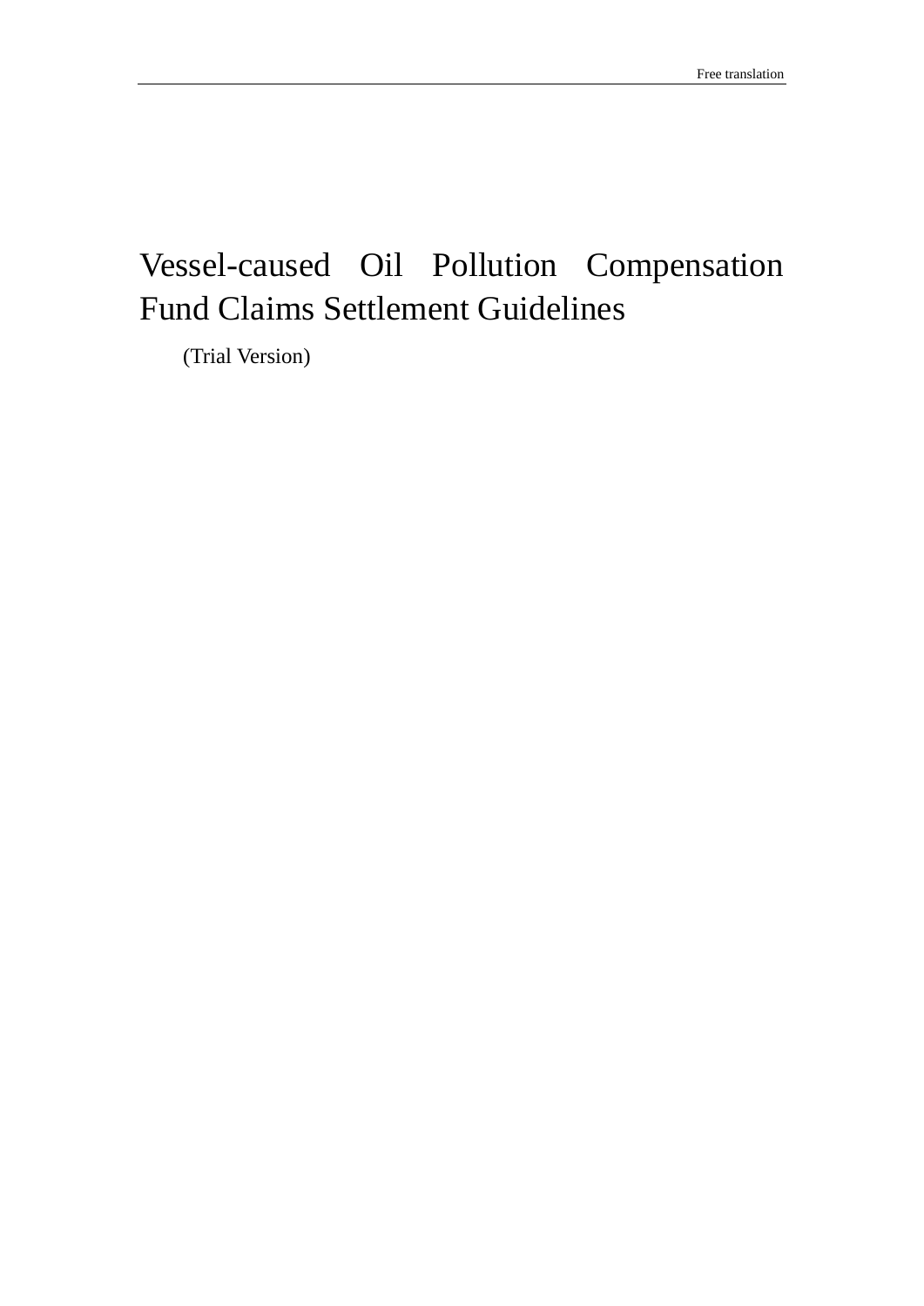# Vessel-caused Oil Pollution Compensation Fund Claims Settlement Guidelines

(Trial Version)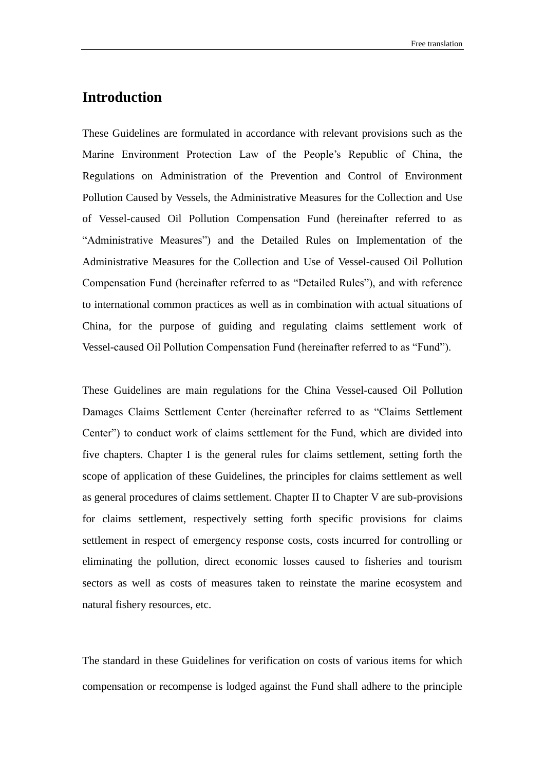# Introduction

These Guidelines are formulated in accordance with relevant provisions such as the Marine Environment Protection Law of the People's Republic of China, the Regulations on Administration of the Prevention and Control of Environment Pollution Caused by Vessels, the Administrative Measures for the Collection and Use of Vessel-caused Oil Pollution Compensation Fund (hereinafter referred to as "Administrative Measures") and the Detailed Rules on Implementation of the Administrative Measures for the Collection and Use of Vessel-caused Oil Pollution Compensation Fund (hereinafter referred to as "Detailed Rules"), and with reference to international common practices as well as in combination with actual situations of China, for the purpose of guiding and regulating claims settlement work of Vessel-caused Oil Pollution Compensation Fund (hereinafter referred to as "Fund").

These Guidelines are main regulations for the China Vessel-caused Oil Pollution Damages Claims Settlement Center (hereinafter referred to as "Claims Settlement Center") to conduct work of claims settlement for the Fund, which are divided into five chapters. Chapter I is the general rules for claims settlement, setting forth the scope of application of these Guidelines, the principles for claims settlement as well as general procedures of claims settlement. Chapter II to Chapter V are sub-provisions for claims settlement, respectively setting forth specific provisions for claims settlement in respect of emergency response costs, costs incurred for controlling or eliminating the pollution, direct economic losses caused to fisheries and tourism sectors as well as costs of measures taken to reinstate the marine ecosystem and natural fishery resources, etc.

The standard in these Guidelines for verification on costs of various items for which compensation or recompense is lodged against the Fund shall adhere to the principle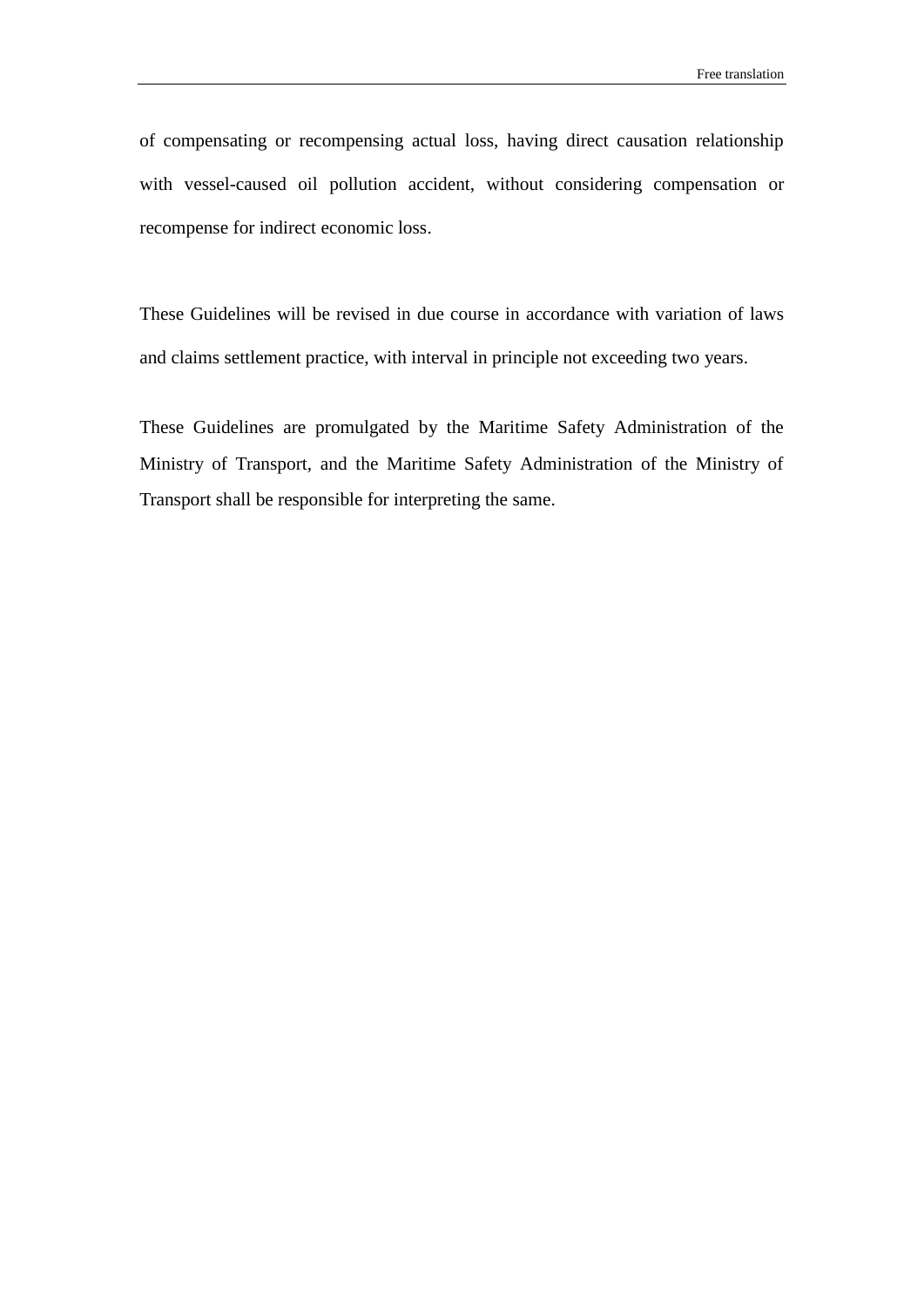of compensating or recompensing actual loss, having direct causation relationship with vessel-caused oil pollution accident, without considering compensation or recompense for indirect economic loss.

These Guidelines will be revised in due course in accordance with variation of laws and claims settlement practice, with interval in principle not exceeding two years.

These Guidelines are promulgated by the Maritime Safety Administration of the Ministry of Transport, and the Maritime Safety Administration of the Ministry of Transport shall be responsible for interpreting the same.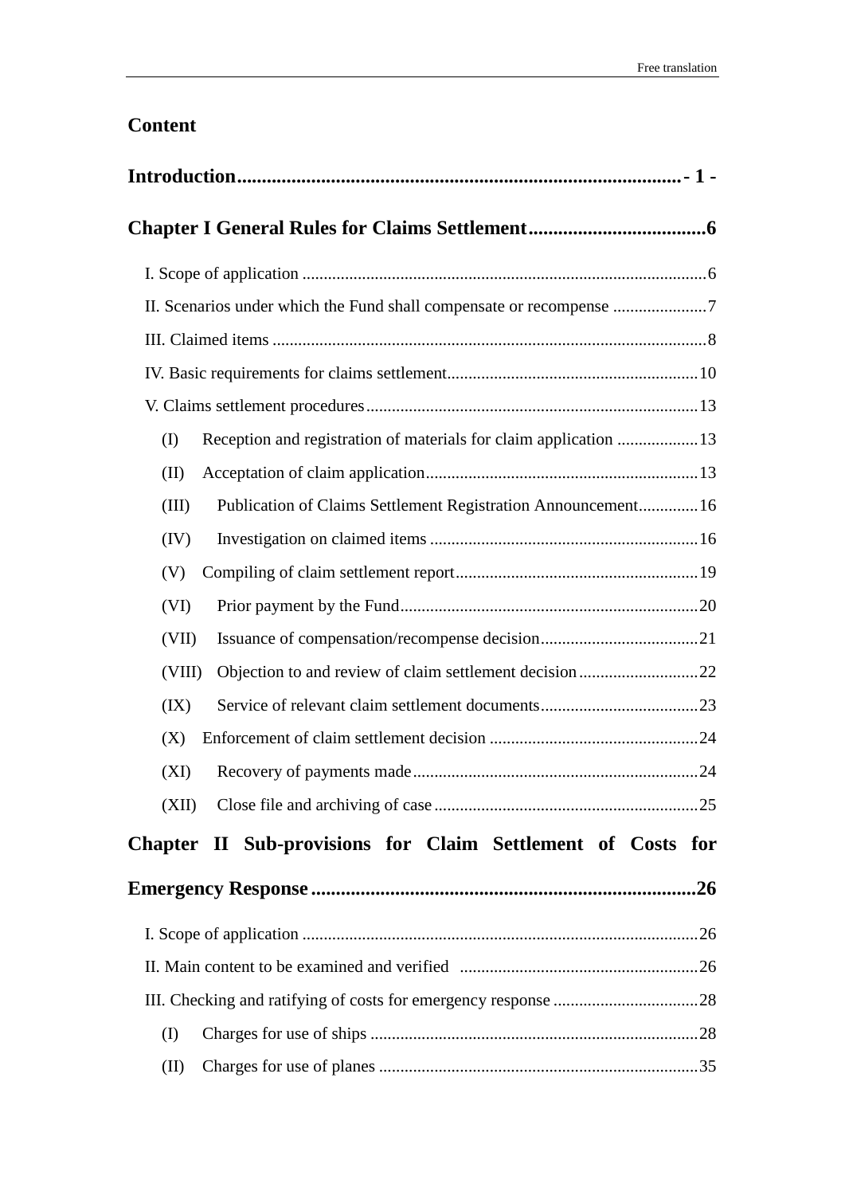# Content

**Introduction** ........................................................................................ - 1 -

**Chapter I General Rules for Claims Settlement** .................................... 6

- I. Scope of application ........................................................................ 6
- II. Scenarios under which the Fund shall compensate or recompense ...................... 7
- III. Claimed items ................................................................................ 8
- IV. Basic requirements for claims settlement ............................................. 10
- V. Claims settlement procedures ............................................................ 13
  - (I) Reception and registration of materials for claim application ................... 13
  - (II) Acceptation of claim application ................................................... 13
  - (III) Publication of Claims Settlement Registration Announcement ............. 16
  - (IV) Investigation on claimed items ...................................................... 16
  - (V) Compiling of claim settlement report ................................................ 19
  - (VI) Prior payment by the Fund ............................................................ 20
  - (VII) Issuance of compensation/recompense decision .................................. 21
  - (VIII) Objection to and review of claim settlement decision ........................ 22
  - (IX) Service of relevant claim settlement documents .................................. 23
  - (X) Enforcement of claim settlement decision ........................................... 24
  - (XI) Recovery of payments made ............................................................ 24
  - (XII) Close file and archiving of case ..................................................... 25

**Chapter II Sub-provisions for Claim Settlement of Costs for Emergency Response** ............................................................................. 26

- I. Scope of application ........................................................................ 26
- II. Main content to be examined and verified ........................................... 26
- III. Checking and ratifying of costs for emergency response ........................... 28
  - (I) Charges for use of ships ................................................................. 28
  - (II) Charges for use of planes ............................................................. 35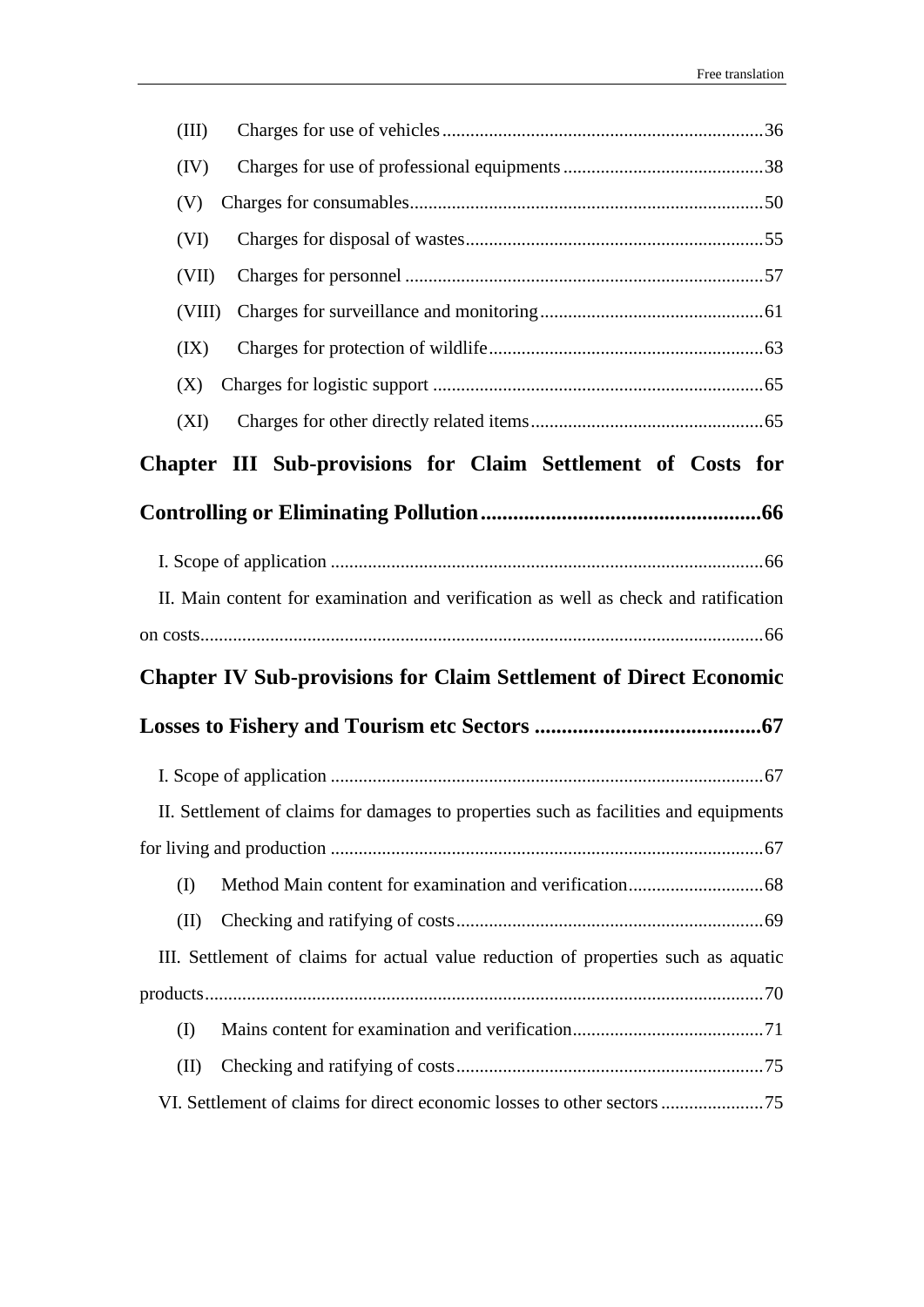(III) Charges for use of vehicles .......... 36

(IV) Charges for use of professional equipments .......... 38

(V) Charges for consumables .......... 50

(VI) Charges for disposal of wastes .......... 55

(VII) Charges for personnel .......... 57

(VIII) Charges for surveillance and monitoring .......... 61

(IX) Charges for protection of wildlife .......... 63

(X) Charges for logistic support .......... 65

(XI) Charges for other directly related items .......... 65

**Chapter III Sub-provisions for Claim Settlement of Costs for Controlling or Eliminating Pollution .......... 66**

I. Scope of application .......... 66

II. Main content for examination and verification as well as check and ratification on costs .......... 66

**Chapter IV Sub-provisions for Claim Settlement of Direct Economic Losses to Fishery and Tourism etc Sectors .......... 67**

I. Scope of application .......... 67

II. Settlement of claims for damages to properties such as facilities and equipments for living and production .......... 67

(I) Method Main content for examination and verification .......... 68

(II) Checking and ratifying of costs .......... 69

III. Settlement of claims for actual value reduction of properties such as aquatic products .......... 70

(I) Mains content for examination and verification .......... 71

(II) Checking and ratifying of costs .......... 75

VI. Settlement of claims for direct economic losses to other sectors .......... 75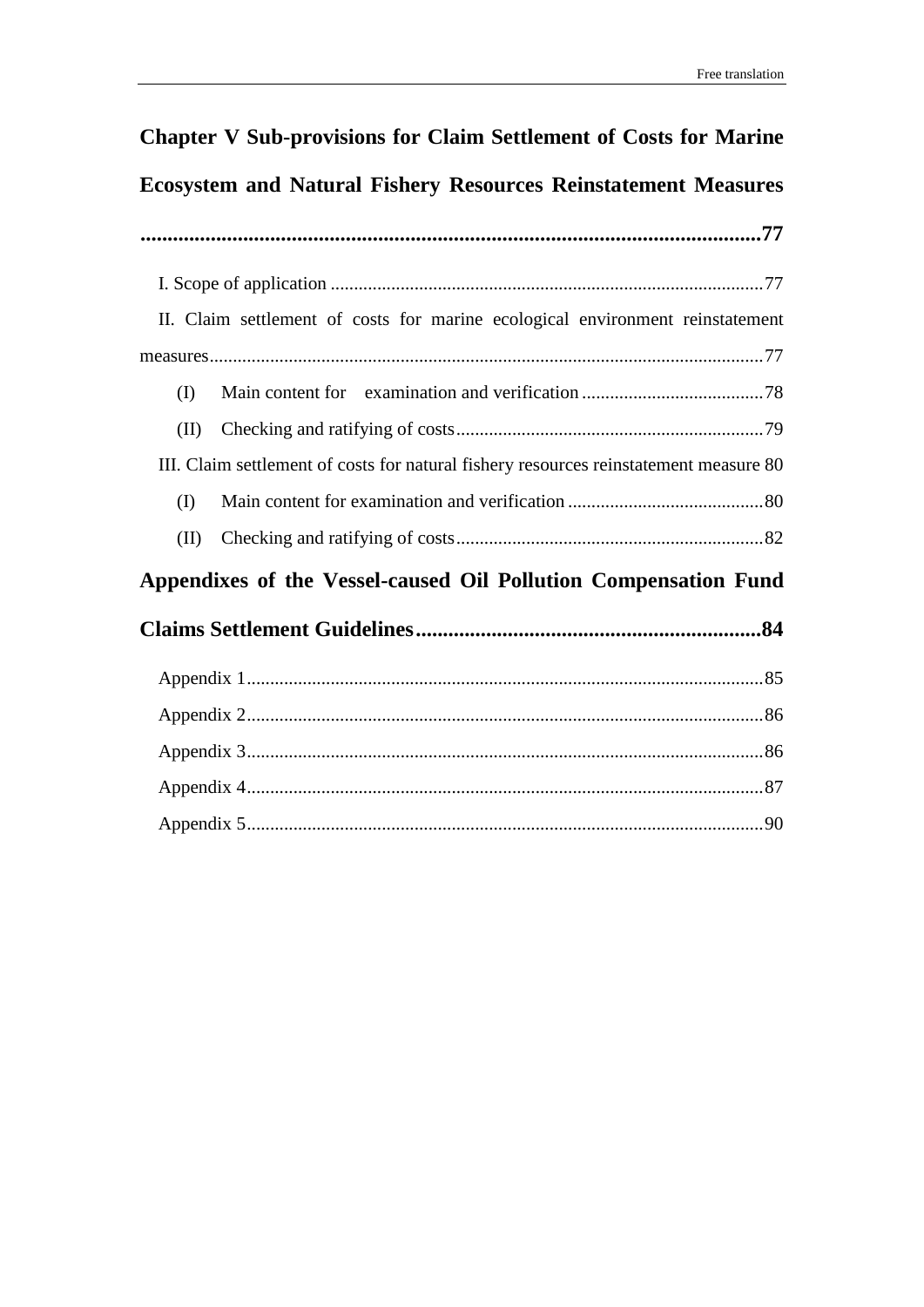**Chapter V Sub-provisions for Claim Settlement of Costs for Marine Ecosystem and Natural Fishery Resources Reinstatement Measures ....................................................................................................................77**

I. Scope of application ............................................................................................77

II. Claim settlement of costs for marine ecological environment reinstatement measures......................................................................................................................77

(I) Main content for examination and verification .......................................78

(II) Checking and ratifying of costs..................................................................79

III. Claim settlement of costs for natural fishery resources reinstatement measure 80

(I) Main content for examination and verification ..........................................80

(II) Checking and ratifying of costs..................................................................82

**Appendixes of the Vessel-caused Oil Pollution Compensation Fund Claims Settlement Guidelines................................................................84**

Appendix 1..............................................................................................................85

Appendix 2..............................................................................................................86

Appendix 3..............................................................................................................86

Appendix 4..............................................................................................................87

Appendix 5..............................................................................................................90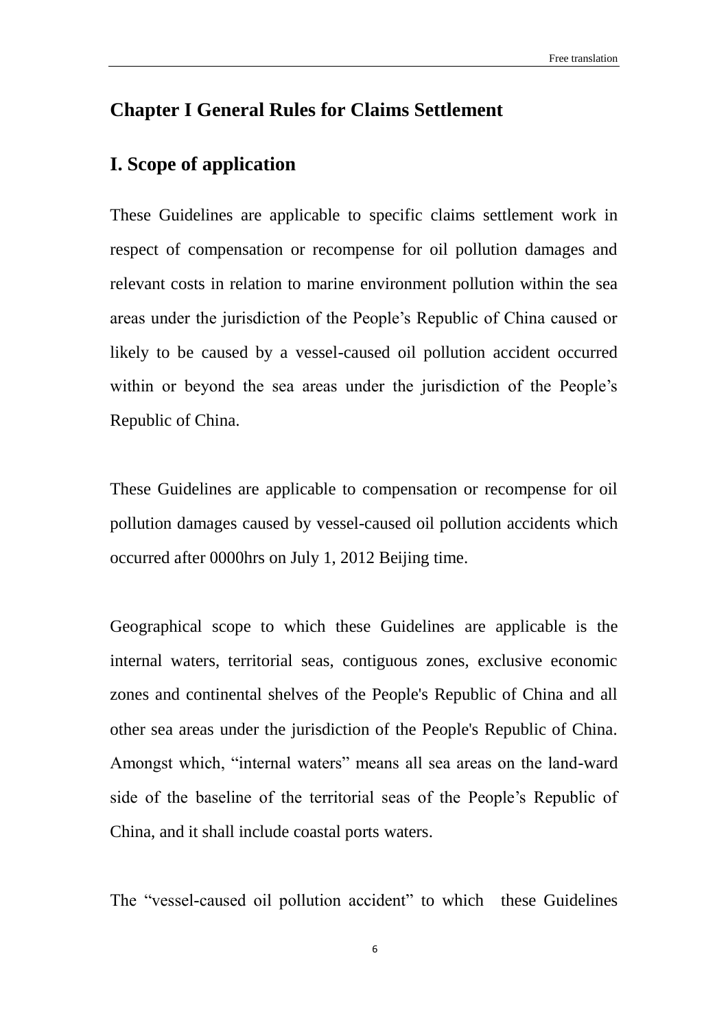# Chapter I General Rules for Claims Settlement

## I. Scope of application

These Guidelines are applicable to specific claims settlement work in respect of compensation or recompense for oil pollution damages and relevant costs in relation to marine environment pollution within the sea areas under the jurisdiction of the People's Republic of China caused or likely to be caused by a vessel-caused oil pollution accident occurred within or beyond the sea areas under the jurisdiction of the People's Republic of China.

These Guidelines are applicable to compensation or recompense for oil pollution damages caused by vessel-caused oil pollution accidents which occurred after 0000hrs on July 1, 2012 Beijing time.

Geographical scope to which these Guidelines are applicable is the internal waters, territorial seas, contiguous zones, exclusive economic zones and continental shelves of the People's Republic of China and all other sea areas under the jurisdiction of the People's Republic of China. Amongst which, "internal waters" means all sea areas on the land-ward side of the baseline of the territorial seas of the People's Republic of China, and it shall include coastal ports waters.

The "vessel-caused oil pollution accident" to which these Guidelines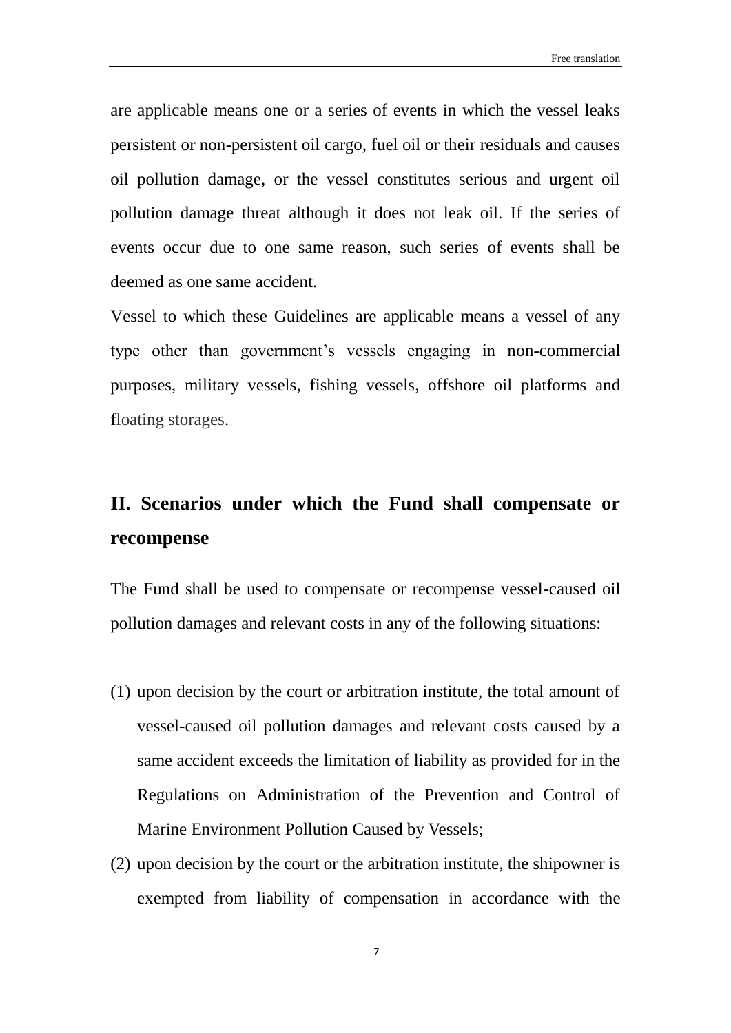are applicable means one or a series of events in which the vessel leaks persistent or non-persistent oil cargo, fuel oil or their residuals and causes oil pollution damage, or the vessel constitutes serious and urgent oil pollution damage threat although it does not leak oil. If the series of events occur due to one same reason, such series of events shall be deemed as one same accident.

Vessel to which these Guidelines are applicable means a vessel of any type other than government's vessels engaging in non-commercial purposes, military vessels, fishing vessels, offshore oil platforms and floating storages.

## II. Scenarios under which the Fund shall compensate or recompense

The Fund shall be used to compensate or recompense vessel-caused oil pollution damages and relevant costs in any of the following situations:

(1) upon decision by the court or arbitration institute, the total amount of vessel-caused oil pollution damages and relevant costs caused by a same accident exceeds the limitation of liability as provided for in the Regulations on Administration of the Prevention and Control of Marine Environment Pollution Caused by Vessels;

(2) upon decision by the court or the arbitration institute, the shipowner is exempted from liability of compensation in accordance with the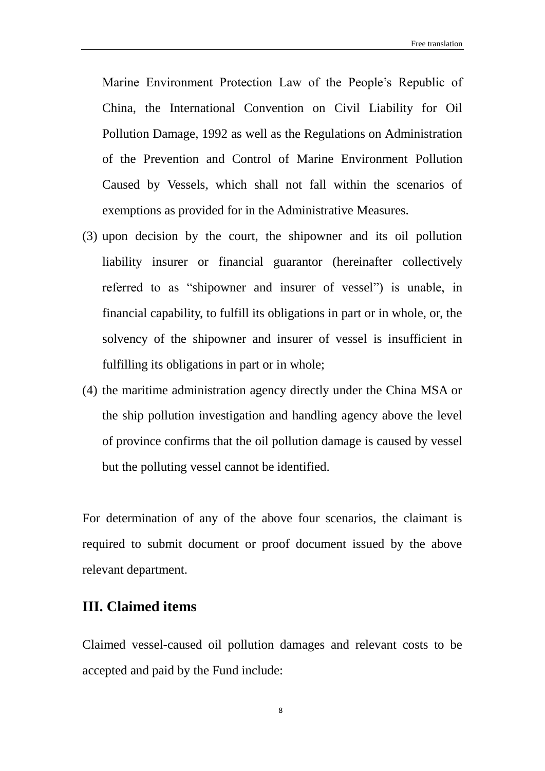Marine Environment Protection Law of the People's Republic of China, the International Convention on Civil Liability for Oil Pollution Damage, 1992 as well as the Regulations on Administration of the Prevention and Control of Marine Environment Pollution Caused by Vessels, which shall not fall within the scenarios of exemptions as provided for in the Administrative Measures.

(3) upon decision by the court, the shipowner and its oil pollution liability insurer or financial guarantor (hereinafter collectively referred to as "shipowner and insurer of vessel") is unable, in financial capability, to fulfill its obligations in part or in whole, or, the solvency of the shipowner and insurer of vessel is insufficient in fulfilling its obligations in part or in whole;

(4) the maritime administration agency directly under the China MSA or the ship pollution investigation and handling agency above the level of province confirms that the oil pollution damage is caused by vessel but the polluting vessel cannot be identified.

For determination of any of the above four scenarios, the claimant is required to submit document or proof document issued by the above relevant department.

## III. Claimed items

Claimed vessel-caused oil pollution damages and relevant costs to be accepted and paid by the Fund include: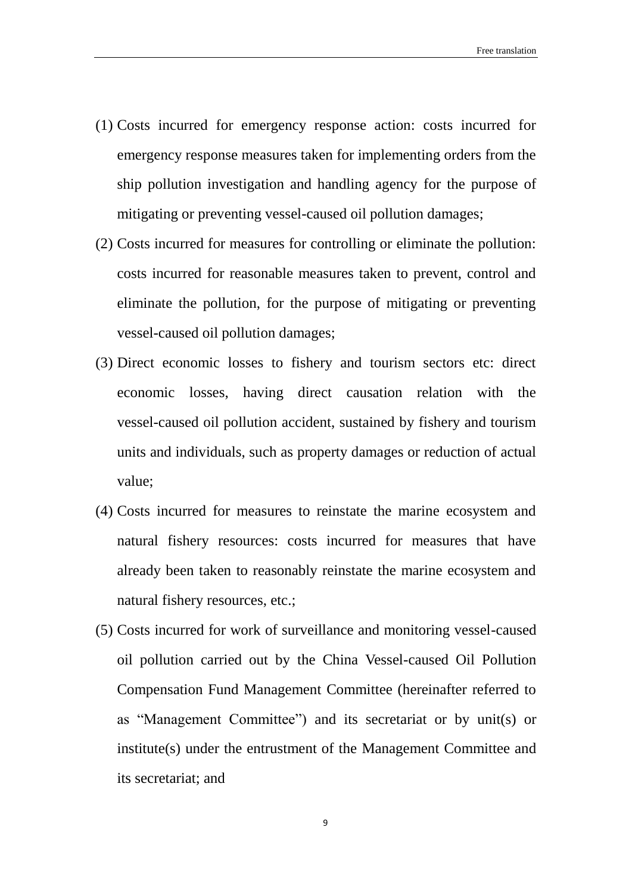(1) Costs incurred for emergency response action: costs incurred for emergency response measures taken for implementing orders from the ship pollution investigation and handling agency for the purpose of mitigating or preventing vessel-caused oil pollution damages;

(2) Costs incurred for measures for controlling or eliminate the pollution: costs incurred for reasonable measures taken to prevent, control and eliminate the pollution, for the purpose of mitigating or preventing vessel-caused oil pollution damages;

(3) Direct economic losses to fishery and tourism sectors etc: direct economic losses, having direct causation relation with the vessel-caused oil pollution accident, sustained by fishery and tourism units and individuals, such as property damages or reduction of actual value;

(4) Costs incurred for measures to reinstate the marine ecosystem and natural fishery resources: costs incurred for measures that have already been taken to reasonably reinstate the marine ecosystem and natural fishery resources, etc.;

(5) Costs incurred for work of surveillance and monitoring vessel-caused oil pollution carried out by the China Vessel-caused Oil Pollution Compensation Fund Management Committee (hereinafter referred to as "Management Committee") and its secretariat or by unit(s) or institute(s) under the entrustment of the Management Committee and its secretariat; and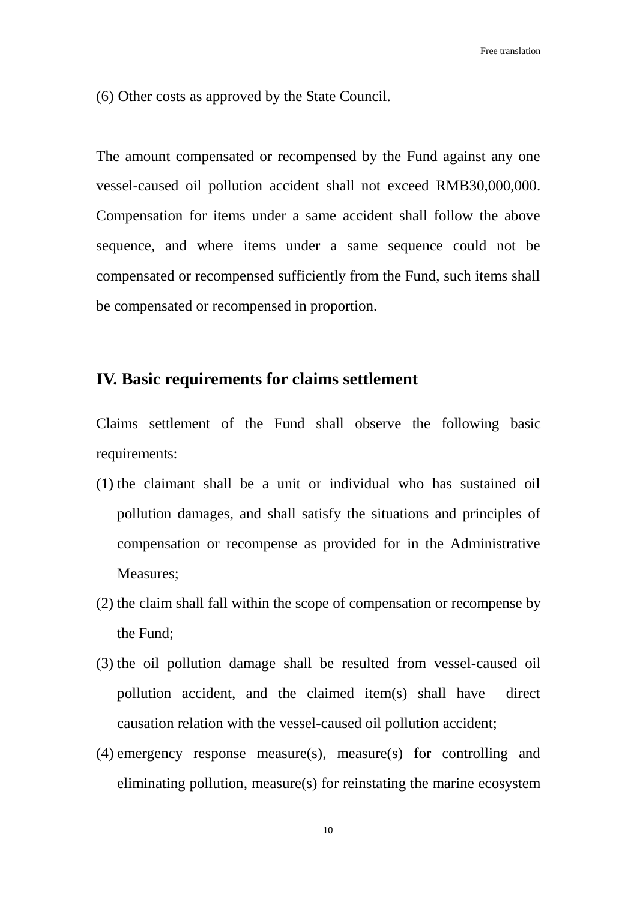(6) Other costs as approved by the State Council.

The amount compensated or recompensed by the Fund against any one vessel-caused oil pollution accident shall not exceed RMB30,000,000. Compensation for items under a same accident shall follow the above sequence, and where items under a same sequence could not be compensated or recompensed sufficiently from the Fund, such items shall be compensated or recompensed in proportion.

## IV. Basic requirements for claims settlement

Claims settlement of the Fund shall observe the following basic requirements:

(1) the claimant shall be a unit or individual who has sustained oil pollution damages, and shall satisfy the situations and principles of compensation or recompense as provided for in the Administrative Measures;

(2) the claim shall fall within the scope of compensation or recompense by the Fund;

(3) the oil pollution damage shall be resulted from vessel-caused oil pollution accident, and the claimed item(s) shall have direct causation relation with the vessel-caused oil pollution accident;

(4) emergency response measure(s), measure(s) for controlling and eliminating pollution, measure(s) for reinstating the marine ecosystem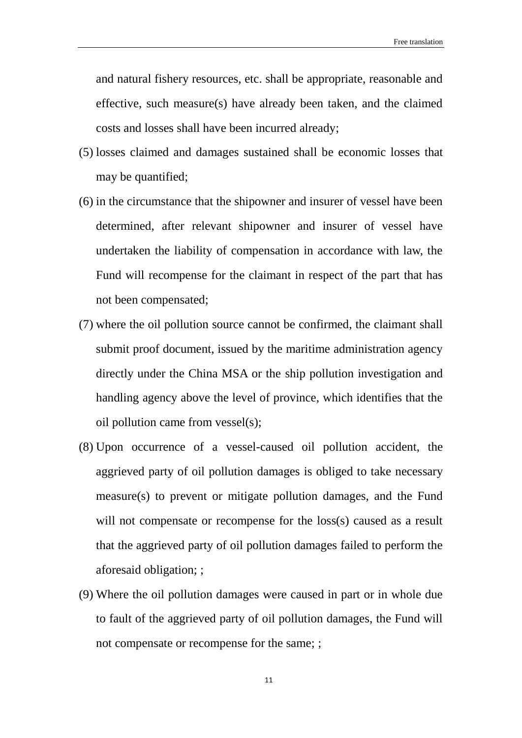and natural fishery resources, etc. shall be appropriate, reasonable and effective, such measure(s) have already been taken, and the claimed costs and losses shall have been incurred already;

(5) losses claimed and damages sustained shall be economic losses that may be quantified;

(6) in the circumstance that the shipowner and insurer of vessel have been determined, after relevant shipowner and insurer of vessel have undertaken the liability of compensation in accordance with law, the Fund will recompense for the claimant in respect of the part that has not been compensated;

(7) where the oil pollution source cannot be confirmed, the claimant shall submit proof document, issued by the maritime administration agency directly under the China MSA or the ship pollution investigation and handling agency above the level of province, which identifies that the oil pollution came from vessel(s);

(8) Upon occurrence of a vessel-caused oil pollution accident, the aggrieved party of oil pollution damages is obliged to take necessary measure(s) to prevent or mitigate pollution damages, and the Fund will not compensate or recompense for the loss(s) caused as a result that the aggrieved party of oil pollution damages failed to perform the aforesaid obligation; ;

(9) Where the oil pollution damages were caused in part or in whole due to fault of the aggrieved party of oil pollution damages, the Fund will not compensate or recompense for the same; ;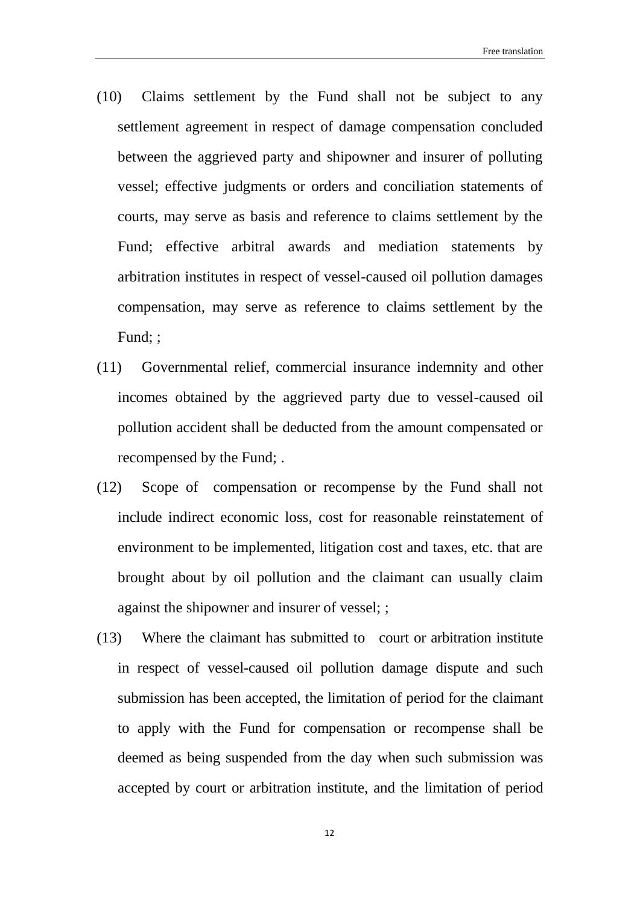(10) Claims settlement by the Fund shall not be subject to any settlement agreement in respect of damage compensation concluded between the aggrieved party and shipowner and insurer of polluting vessel; effective judgments or orders and conciliation statements of courts, may serve as basis and reference to claims settlement by the Fund; effective arbitral awards and mediation statements by arbitration institutes in respect of vessel-caused oil pollution damages compensation, may serve as reference to claims settlement by the Fund; ;

(11) Governmental relief, commercial insurance indemnity and other incomes obtained by the aggrieved party due to vessel-caused oil pollution accident shall be deducted from the amount compensated or recompensed by the Fund; .

(12) Scope of compensation or recompense by the Fund shall not include indirect economic loss, cost for reasonable reinstatement of environment to be implemented, litigation cost and taxes, etc. that are brought about by oil pollution and the claimant can usually claim against the shipowner and insurer of vessel; ;

(13) Where the claimant has submitted to court or arbitration institute in respect of vessel-caused oil pollution damage dispute and such submission has been accepted, the limitation of period for the claimant to apply with the Fund for compensation or recompense shall be deemed as being suspended from the day when such submission was accepted by court or arbitration institute, and the limitation of period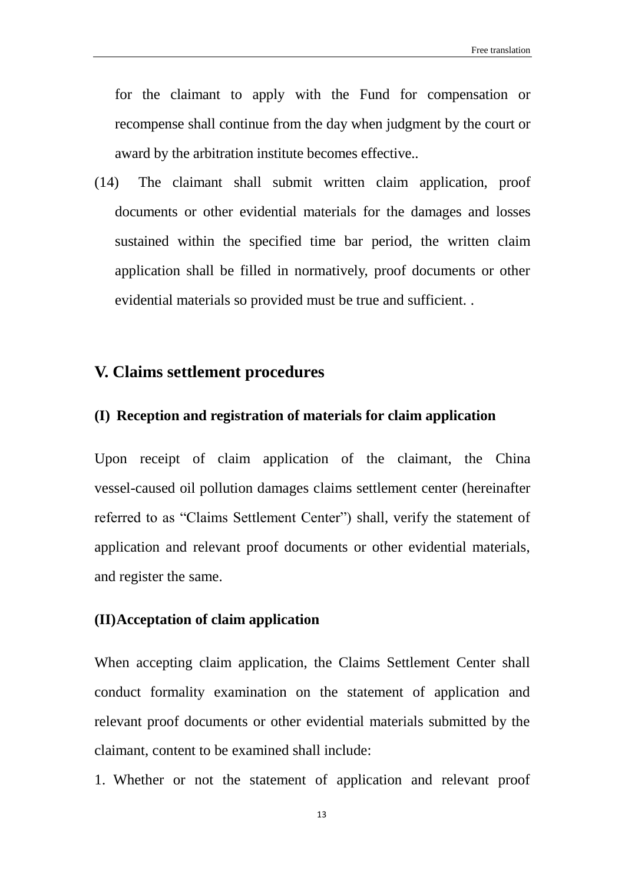for the claimant to apply with the Fund for compensation or recompense shall continue from the day when judgment by the court or award by the arbitration institute becomes effective..

(14) The claimant shall submit written claim application, proof documents or other evidential materials for the damages and losses sustained within the specified time bar period, the written claim application shall be filled in normatively, proof documents or other evidential materials so provided must be true and sufficient. .

## V. Claims settlement procedures

### (I) Reception and registration of materials for claim application

Upon receipt of claim application of the claimant, the China vessel-caused oil pollution damages claims settlement center (hereinafter referred to as “Claims Settlement Center”) shall, verify the statement of application and relevant proof documents or other evidential materials, and register the same.

### (II)Acceptation of claim application

When accepting claim application, the Claims Settlement Center shall conduct formality examination on the statement of application and relevant proof documents or other evidential materials submitted by the claimant, content to be examined shall include:

1. Whether or not the statement of application and relevant proof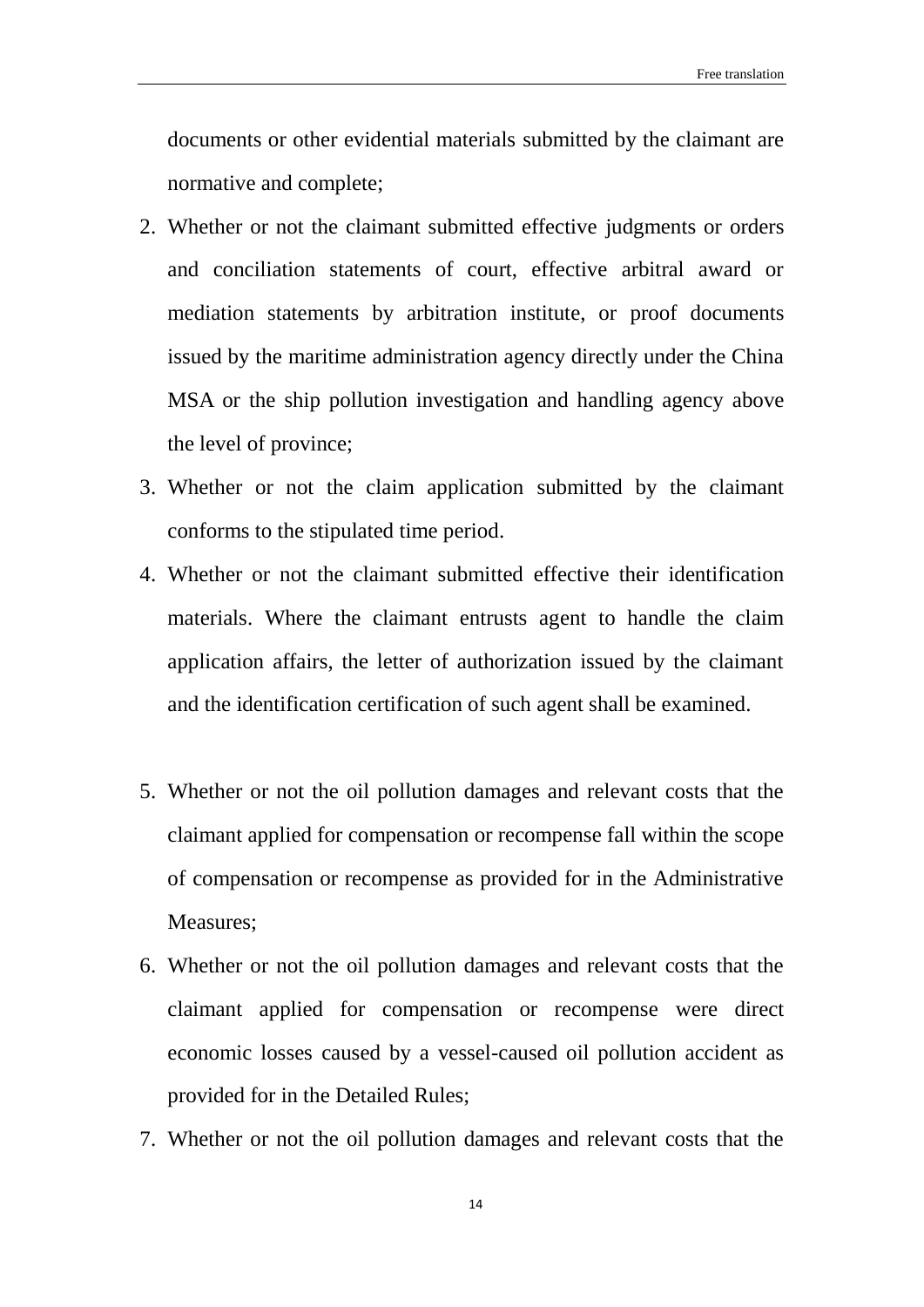documents or other evidential materials submitted by the claimant are normative and complete;

2. Whether or not the claimant submitted effective judgments or orders and conciliation statements of court, effective arbitral award or mediation statements by arbitration institute, or proof documents issued by the maritime administration agency directly under the China MSA or the ship pollution investigation and handling agency above the level of province;
3. Whether or not the claim application submitted by the claimant conforms to the stipulated time period.
4. Whether or not the claimant submitted effective their identification materials. Where the claimant entrusts agent to handle the claim application affairs, the letter of authorization issued by the claimant and the identification certification of such agent shall be examined.
5. Whether or not the oil pollution damages and relevant costs that the claimant applied for compensation or recompense fall within the scope of compensation or recompense as provided for in the Administrative Measures;
6. Whether or not the oil pollution damages and relevant costs that the claimant applied for compensation or recompense were direct economic losses caused by a vessel-caused oil pollution accident as provided for in the Detailed Rules;
7. Whether or not the oil pollution damages and relevant costs that the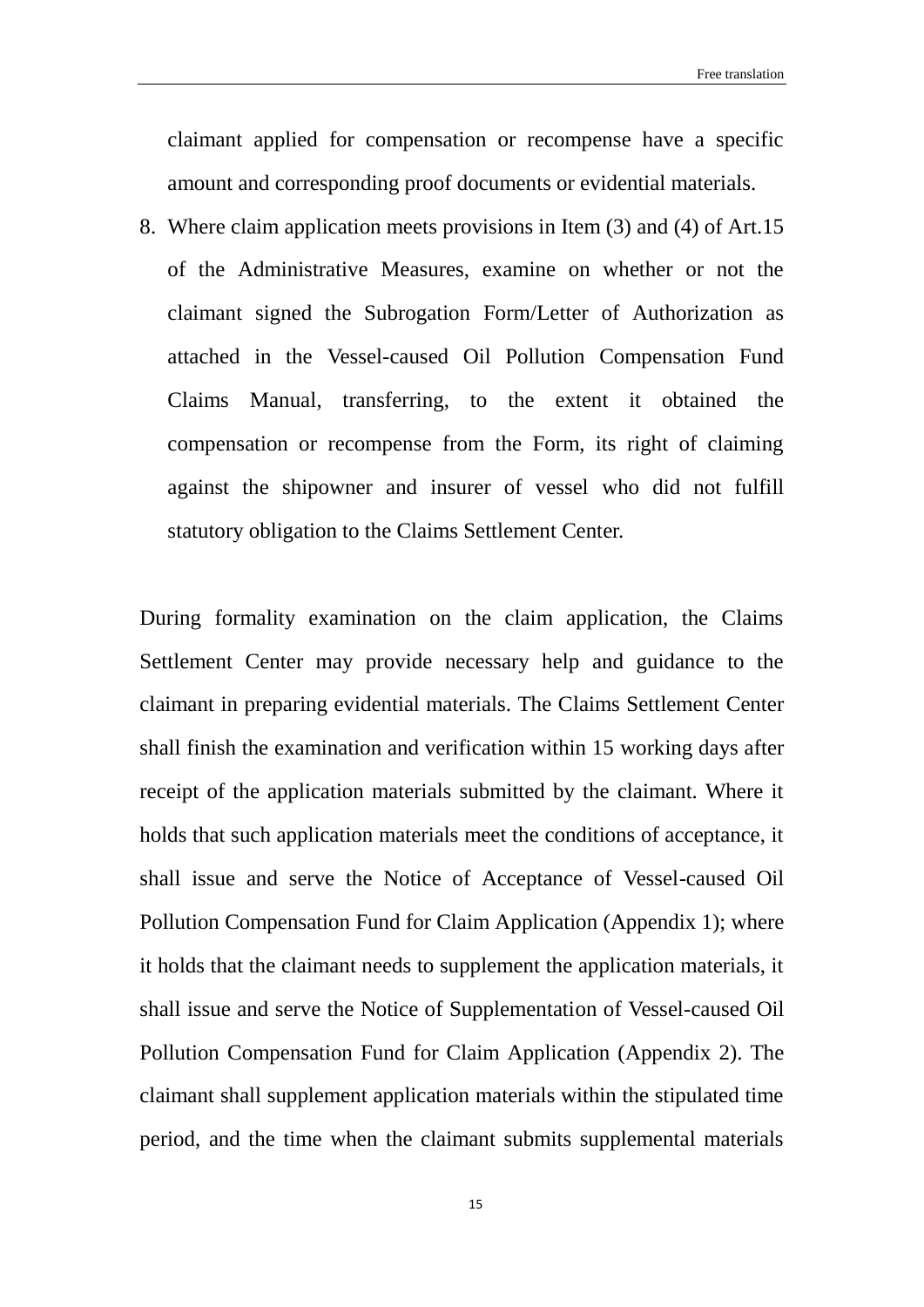claimant applied for compensation or recompense have a specific amount and corresponding proof documents or evidential materials.

8. Where claim application meets provisions in Item (3) and (4) of Art.15 of the Administrative Measures, examine on whether or not the claimant signed the Subrogation Form/Letter of Authorization as attached in the Vessel-caused Oil Pollution Compensation Fund Claims Manual, transferring, to the extent it obtained the compensation or recompense from the Form, its right of claiming against the shipowner and insurer of vessel who did not fulfill statutory obligation to the Claims Settlement Center.

During formality examination on the claim application, the Claims Settlement Center may provide necessary help and guidance to the claimant in preparing evidential materials. The Claims Settlement Center shall finish the examination and verification within 15 working days after receipt of the application materials submitted by the claimant. Where it holds that such application materials meet the conditions of acceptance, it shall issue and serve the Notice of Acceptance of Vessel-caused Oil Pollution Compensation Fund for Claim Application (Appendix 1); where it holds that the claimant needs to supplement the application materials, it shall issue and serve the Notice of Supplementation of Vessel-caused Oil Pollution Compensation Fund for Claim Application (Appendix 2). The claimant shall supplement application materials within the stipulated time period, and the time when the claimant submits supplemental materials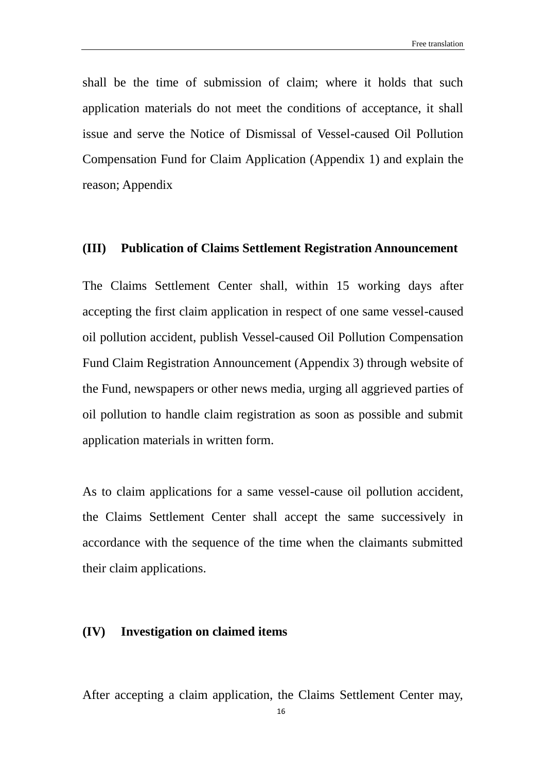shall be the time of submission of claim; where it holds that such application materials do not meet the conditions of acceptance, it shall issue and serve the Notice of Dismissal of Vessel-caused Oil Pollution Compensation Fund for Claim Application (Appendix 1) and explain the reason; Appendix

### (III) Publication of Claims Settlement Registration Announcement

The Claims Settlement Center shall, within 15 working days after accepting the first claim application in respect of one same vessel-caused oil pollution accident, publish Vessel-caused Oil Pollution Compensation Fund Claim Registration Announcement (Appendix 3) through website of the Fund, newspapers or other news media, urging all aggrieved parties of oil pollution to handle claim registration as soon as possible and submit application materials in written form.

As to claim applications for a same vessel-cause oil pollution accident, the Claims Settlement Center shall accept the same successively in accordance with the sequence of the time when the claimants submitted their claim applications.

### (IV) Investigation on claimed items

After accepting a claim application, the Claims Settlement Center may,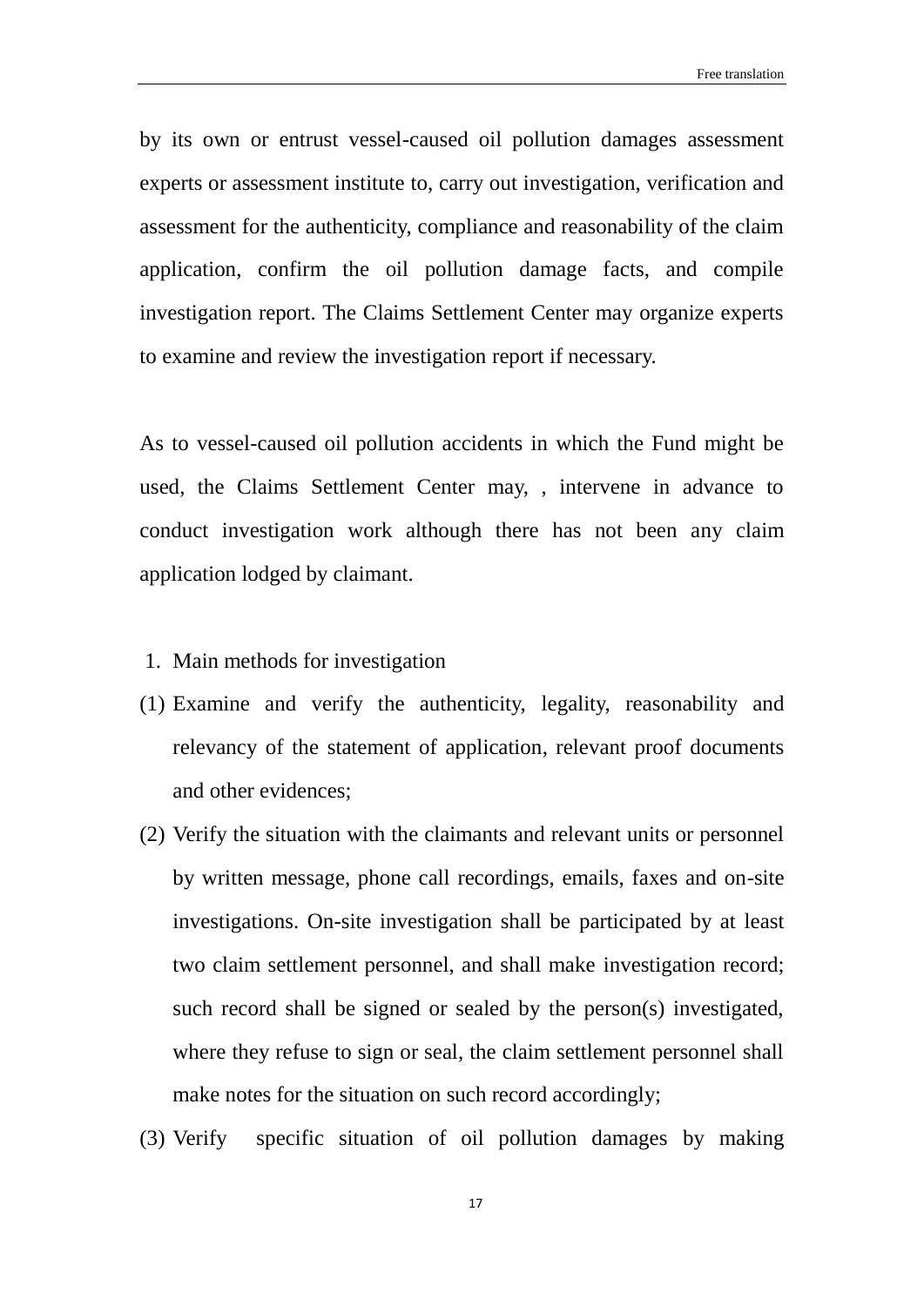by its own or entrust vessel-caused oil pollution damages assessment experts or assessment institute to, carry out investigation, verification and assessment for the authenticity, compliance and reasonability of the claim application, confirm the oil pollution damage facts, and compile investigation report. The Claims Settlement Center may organize experts to examine and review the investigation report if necessary.

As to vessel-caused oil pollution accidents in which the Fund might be used, the Claims Settlement Center may, , intervene in advance to conduct investigation work although there has not been any claim application lodged by claimant.

1. Main methods for investigation

(1) Examine and verify the authenticity, legality, reasonability and relevancy of the statement of application, relevant proof documents and other evidences;

(2) Verify the situation with the claimants and relevant units or personnel by written message, phone call recordings, emails, faxes and on-site investigations. On-site investigation shall be participated by at least two claim settlement personnel, and shall make investigation record; such record shall be signed or sealed by the person(s) investigated, where they refuse to sign or seal, the claim settlement personnel shall make notes for the situation on such record accordingly;

(3) Verify specific situation of oil pollution damages by making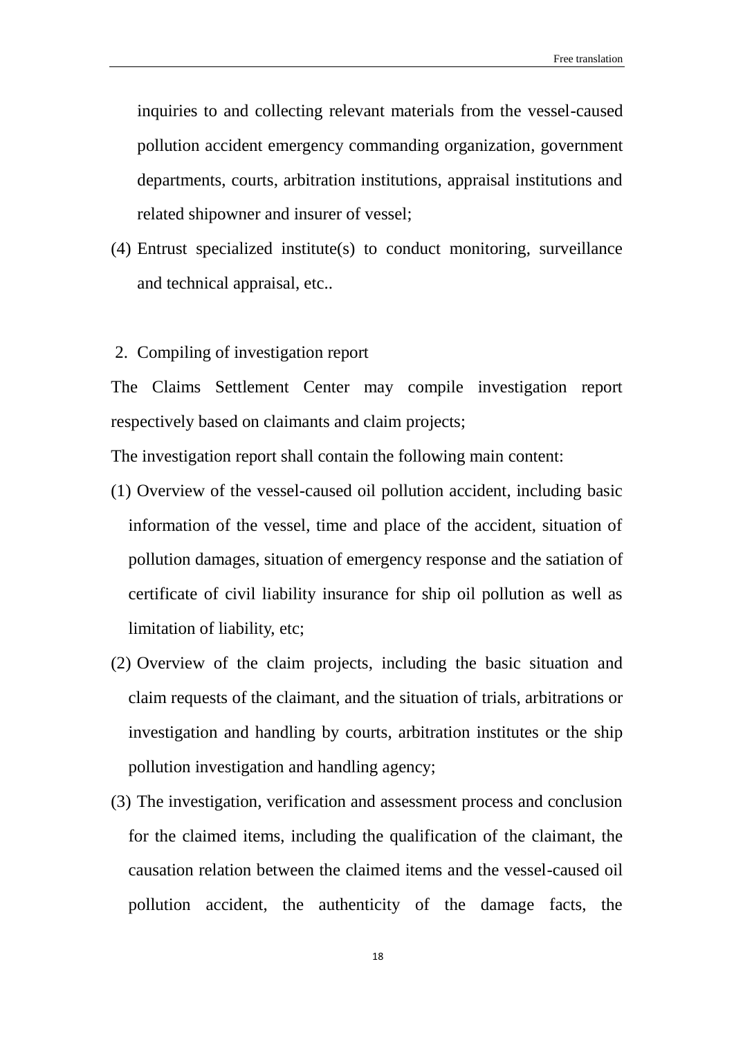inquiries to and collecting relevant materials from the vessel-caused pollution accident emergency commanding organization, government departments, courts, arbitration institutions, appraisal institutions and related shipowner and insurer of vessel;

(4) Entrust specialized institute(s) to conduct monitoring, surveillance and technical appraisal, etc..

2. Compiling of investigation report

The Claims Settlement Center may compile investigation report respectively based on claimants and claim projects;

The investigation report shall contain the following main content:

(1) Overview of the vessel-caused oil pollution accident, including basic information of the vessel, time and place of the accident, situation of pollution damages, situation of emergency response and the satiation of certificate of civil liability insurance for ship oil pollution as well as limitation of liability, etc;

(2) Overview of the claim projects, including the basic situation and claim requests of the claimant, and the situation of trials, arbitrations or investigation and handling by courts, arbitration institutes or the ship pollution investigation and handling agency;

(3) The investigation, verification and assessment process and conclusion for the claimed items, including the qualification of the claimant, the causation relation between the claimed items and the vessel-caused oil pollution accident, the authenticity of the damage facts, the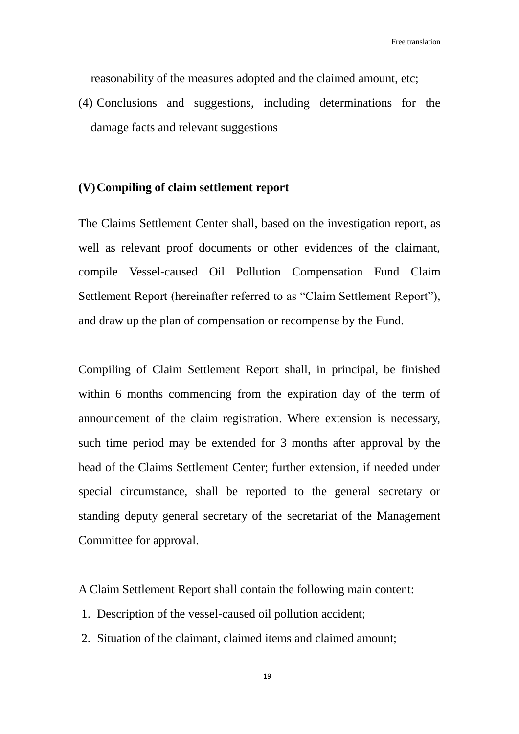reasonability of the measures adopted and the claimed amount, etc;

(4) Conclusions and suggestions, including determinations for the damage facts and relevant suggestions

**(V) Compiling of claim settlement report**

The Claims Settlement Center shall, based on the investigation report, as well as relevant proof documents or other evidences of the claimant, compile Vessel-caused Oil Pollution Compensation Fund Claim Settlement Report (hereinafter referred to as "Claim Settlement Report"), and draw up the plan of compensation or recompense by the Fund.

Compiling of Claim Settlement Report shall, in principal, be finished within 6 months commencing from the expiration day of the term of announcement of the claim registration. Where extension is necessary, such time period may be extended for 3 months after approval by the head of the Claims Settlement Center; further extension, if needed under special circumstance, shall be reported to the general secretary or standing deputy general secretary of the secretariat of the Management Committee for approval.

A Claim Settlement Report shall contain the following main content:

1. Description of the vessel-caused oil pollution accident;
2. Situation of the claimant, claimed items and claimed amount;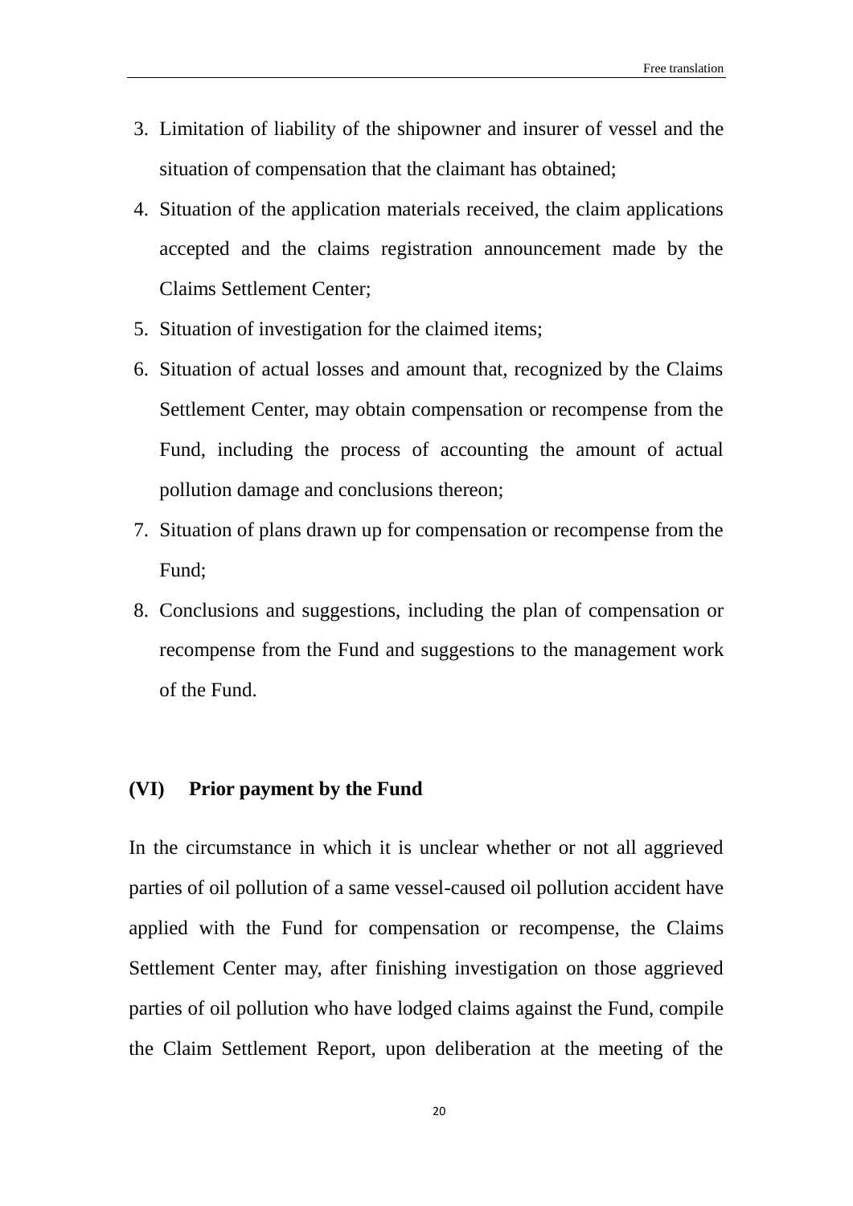3. Limitation of liability of the shipowner and insurer of vessel and the situation of compensation that the claimant has obtained;
4. Situation of the application materials received, the claim applications accepted and the claims registration announcement made by the Claims Settlement Center;
5. Situation of investigation for the claimed items;
6. Situation of actual losses and amount that, recognized by the Claims Settlement Center, may obtain compensation or recompense from the Fund, including the process of accounting the amount of actual pollution damage and conclusions thereon;
7. Situation of plans drawn up for compensation or recompense from the Fund;
8. Conclusions and suggestions, including the plan of compensation or recompense from the Fund and suggestions to the management work of the Fund.

### (VI) Prior payment by the Fund

In the circumstance in which it is unclear whether or not all aggrieved parties of oil pollution of a same vessel-caused oil pollution accident have applied with the Fund for compensation or recompense, the Claims Settlement Center may, after finishing investigation on those aggrieved parties of oil pollution who have lodged claims against the Fund, compile the Claim Settlement Report, upon deliberation at the meeting of the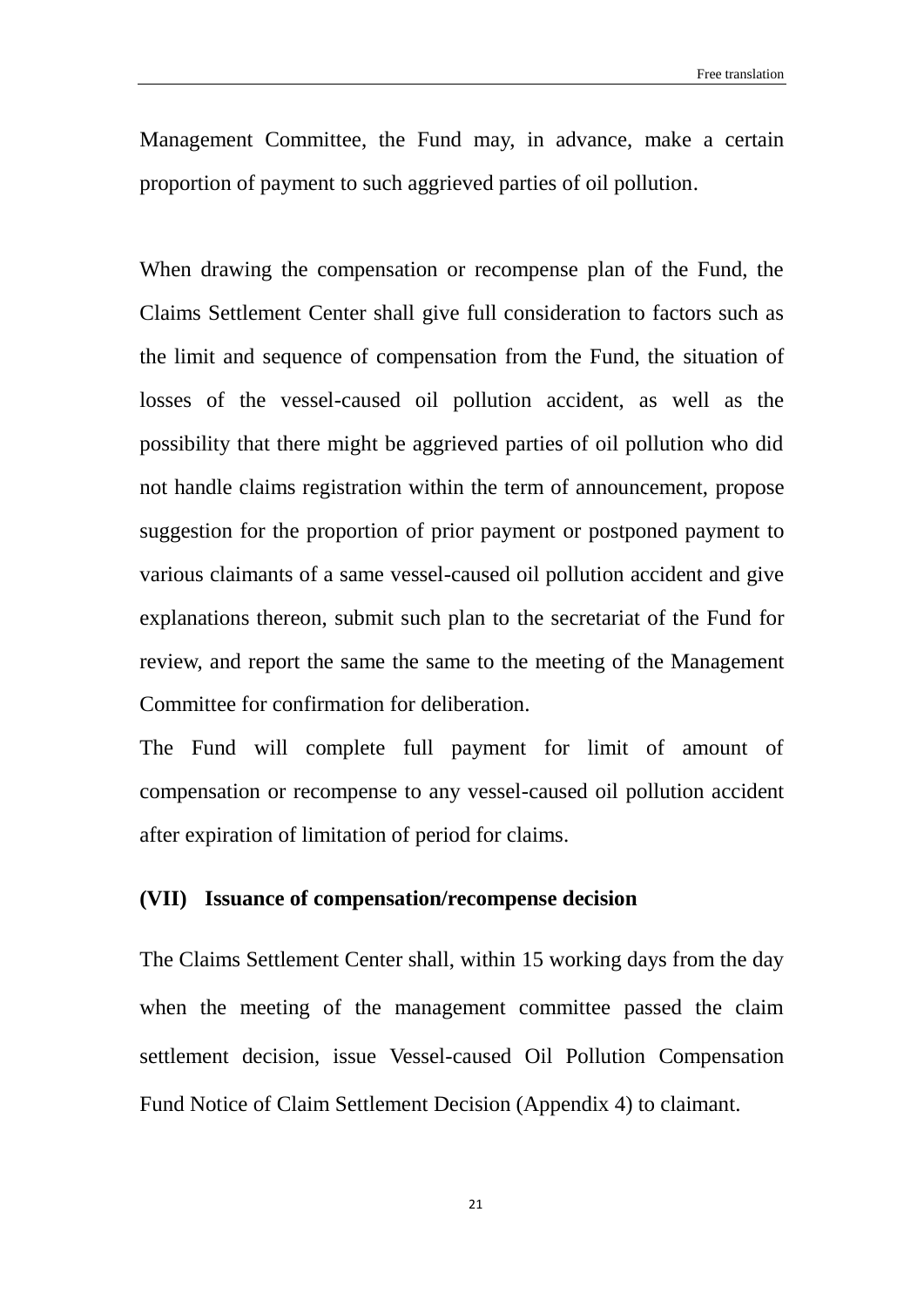Management Committee, the Fund may, in advance, make a certain proportion of payment to such aggrieved parties of oil pollution.

When drawing the compensation or recompense plan of the Fund, the Claims Settlement Center shall give full consideration to factors such as the limit and sequence of compensation from the Fund, the situation of losses of the vessel-caused oil pollution accident, as well as the possibility that there might be aggrieved parties of oil pollution who did not handle claims registration within the term of announcement, propose suggestion for the proportion of prior payment or postponed payment to various claimants of a same vessel-caused oil pollution accident and give explanations thereon, submit such plan to the secretariat of the Fund for review, and report the same the same to the meeting of the Management Committee for confirmation for deliberation.

The Fund will complete full payment for limit of amount of compensation or recompense to any vessel-caused oil pollution accident after expiration of limitation of period for claims.

**(VII) Issuance of compensation/recompense decision**

The Claims Settlement Center shall, within 15 working days from the day when the meeting of the management committee passed the claim settlement decision, issue Vessel-caused Oil Pollution Compensation Fund Notice of Claim Settlement Decision (Appendix 4) to claimant.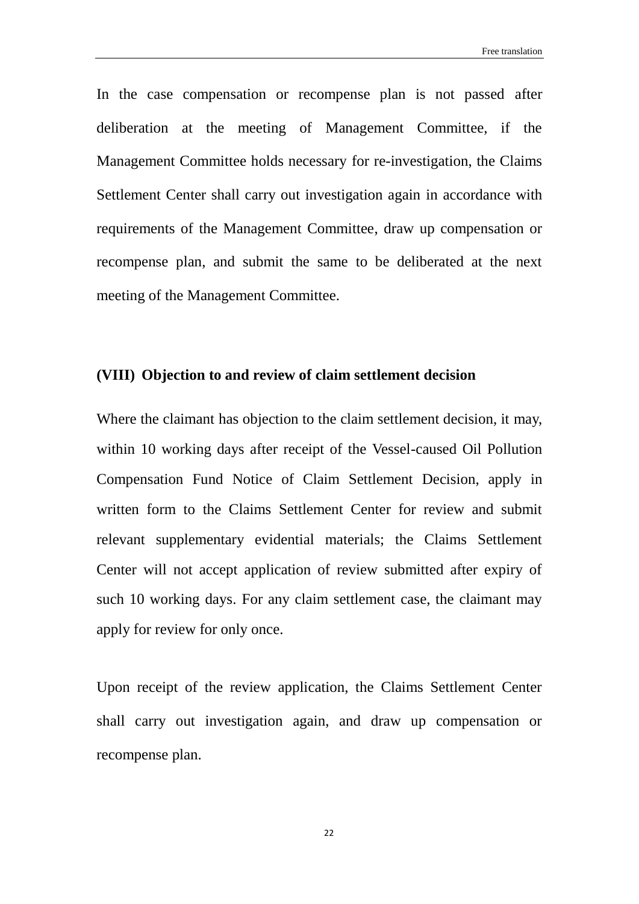In the case compensation or recompense plan is not passed after deliberation at the meeting of Management Committee, if the Management Committee holds necessary for re-investigation, the Claims Settlement Center shall carry out investigation again in accordance with requirements of the Management Committee, draw up compensation or recompense plan, and submit the same to be deliberated at the next meeting of the Management Committee.

**(VIII) Objection to and review of claim settlement decision**

Where the claimant has objection to the claim settlement decision, it may, within 10 working days after receipt of the Vessel-caused Oil Pollution Compensation Fund Notice of Claim Settlement Decision, apply in written form to the Claims Settlement Center for review and submit relevant supplementary evidential materials; the Claims Settlement Center will not accept application of review submitted after expiry of such 10 working days. For any claim settlement case, the claimant may apply for review for only once.

Upon receipt of the review application, the Claims Settlement Center shall carry out investigation again, and draw up compensation or recompense plan.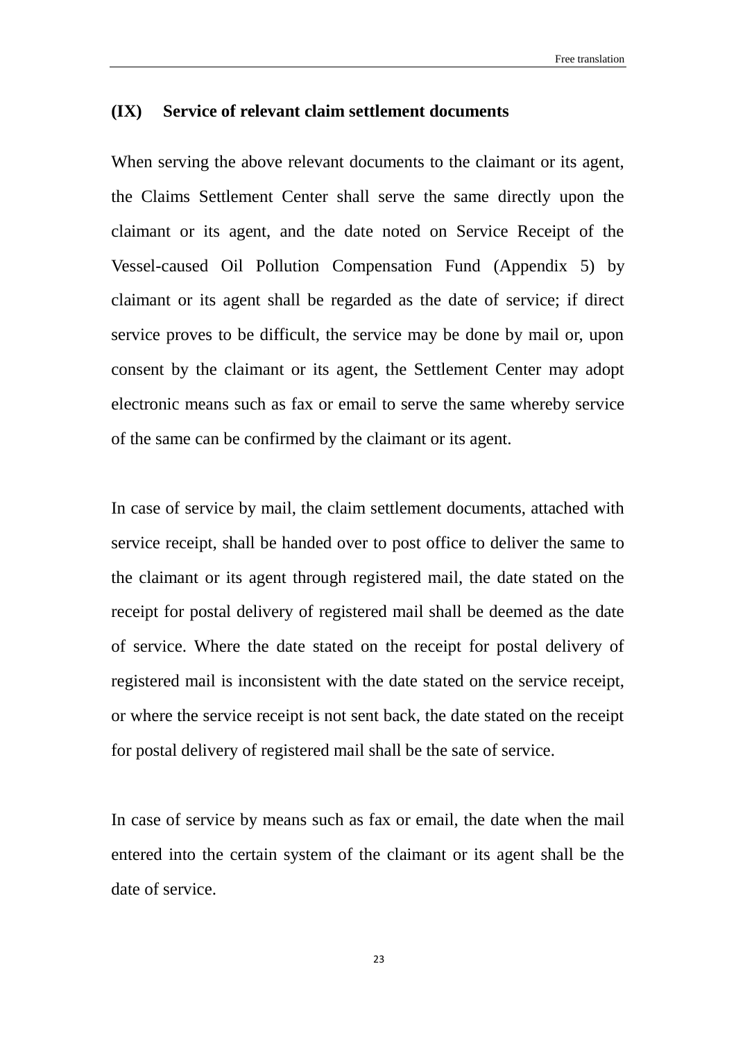## (IX) Service of relevant claim settlement documents

When serving the above relevant documents to the claimant or its agent, the Claims Settlement Center shall serve the same directly upon the claimant or its agent, and the date noted on Service Receipt of the Vessel-caused Oil Pollution Compensation Fund (Appendix 5) by claimant or its agent shall be regarded as the date of service; if direct service proves to be difficult, the service may be done by mail or, upon consent by the claimant or its agent, the Settlement Center may adopt electronic means such as fax or email to serve the same whereby service of the same can be confirmed by the claimant or its agent.

In case of service by mail, the claim settlement documents, attached with service receipt, shall be handed over to post office to deliver the same to the claimant or its agent through registered mail, the date stated on the receipt for postal delivery of registered mail shall be deemed as the date of service. Where the date stated on the receipt for postal delivery of registered mail is inconsistent with the date stated on the service receipt, or where the service receipt is not sent back, the date stated on the receipt for postal delivery of registered mail shall be the sate of service.

In case of service by means such as fax or email, the date when the mail entered into the certain system of the claimant or its agent shall be the date of service.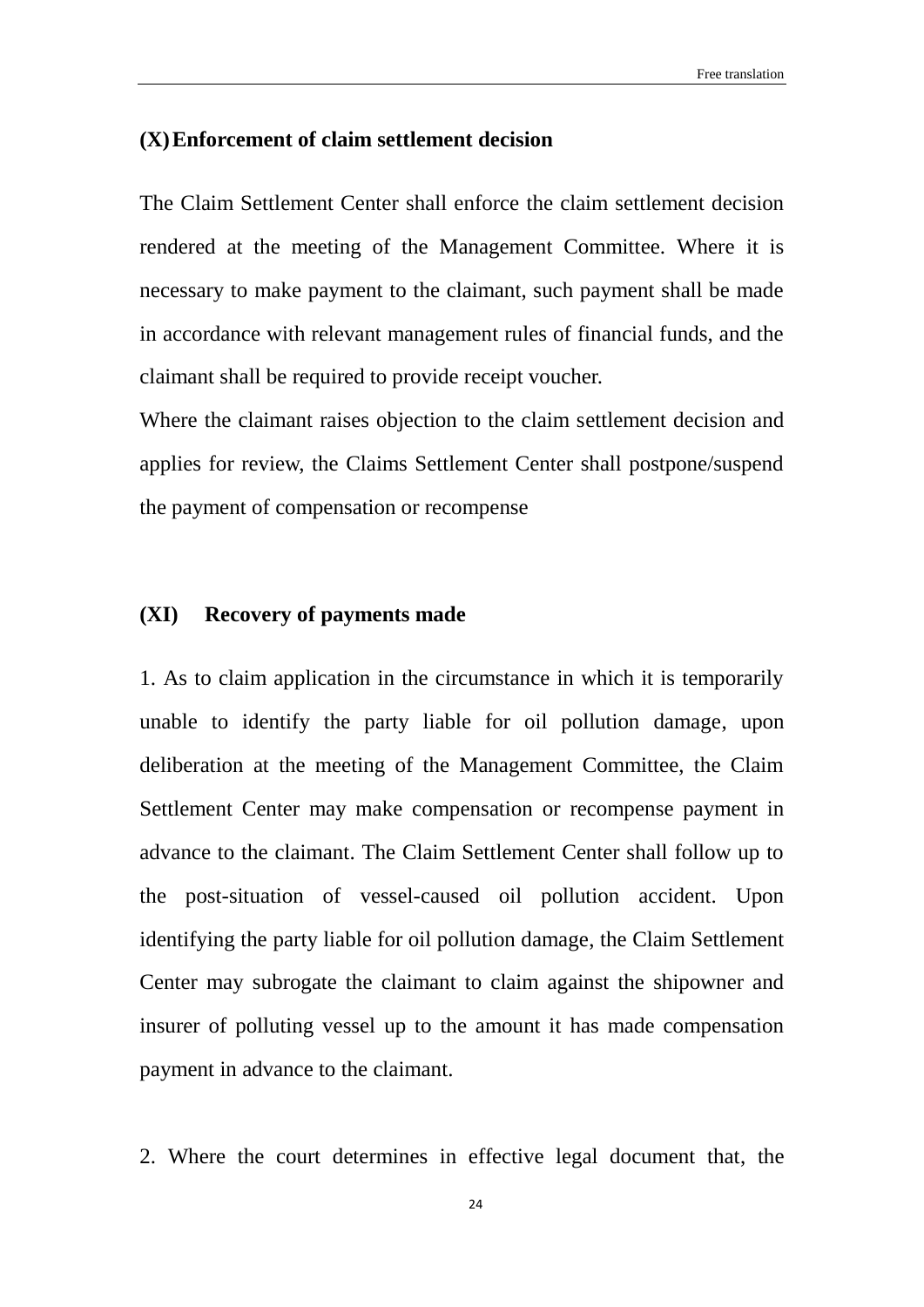### (X) Enforcement of claim settlement decision

The Claim Settlement Center shall enforce the claim settlement decision rendered at the meeting of the Management Committee. Where it is necessary to make payment to the claimant, such payment shall be made in accordance with relevant management rules of financial funds, and the claimant shall be required to provide receipt voucher.

Where the claimant raises objection to the claim settlement decision and applies for review, the Claims Settlement Center shall postpone/suspend the payment of compensation or recompense

### (XI) Recovery of payments made

1. As to claim application in the circumstance in which it is temporarily unable to identify the party liable for oil pollution damage, upon deliberation at the meeting of the Management Committee, the Claim Settlement Center may make compensation or recompense payment in advance to the claimant. The Claim Settlement Center shall follow up to the post-situation of vessel-caused oil pollution accident. Upon identifying the party liable for oil pollution damage, the Claim Settlement Center may subrogate the claimant to claim against the shipowner and insurer of polluting vessel up to the amount it has made compensation payment in advance to the claimant.

2. Where the court determines in effective legal document that, the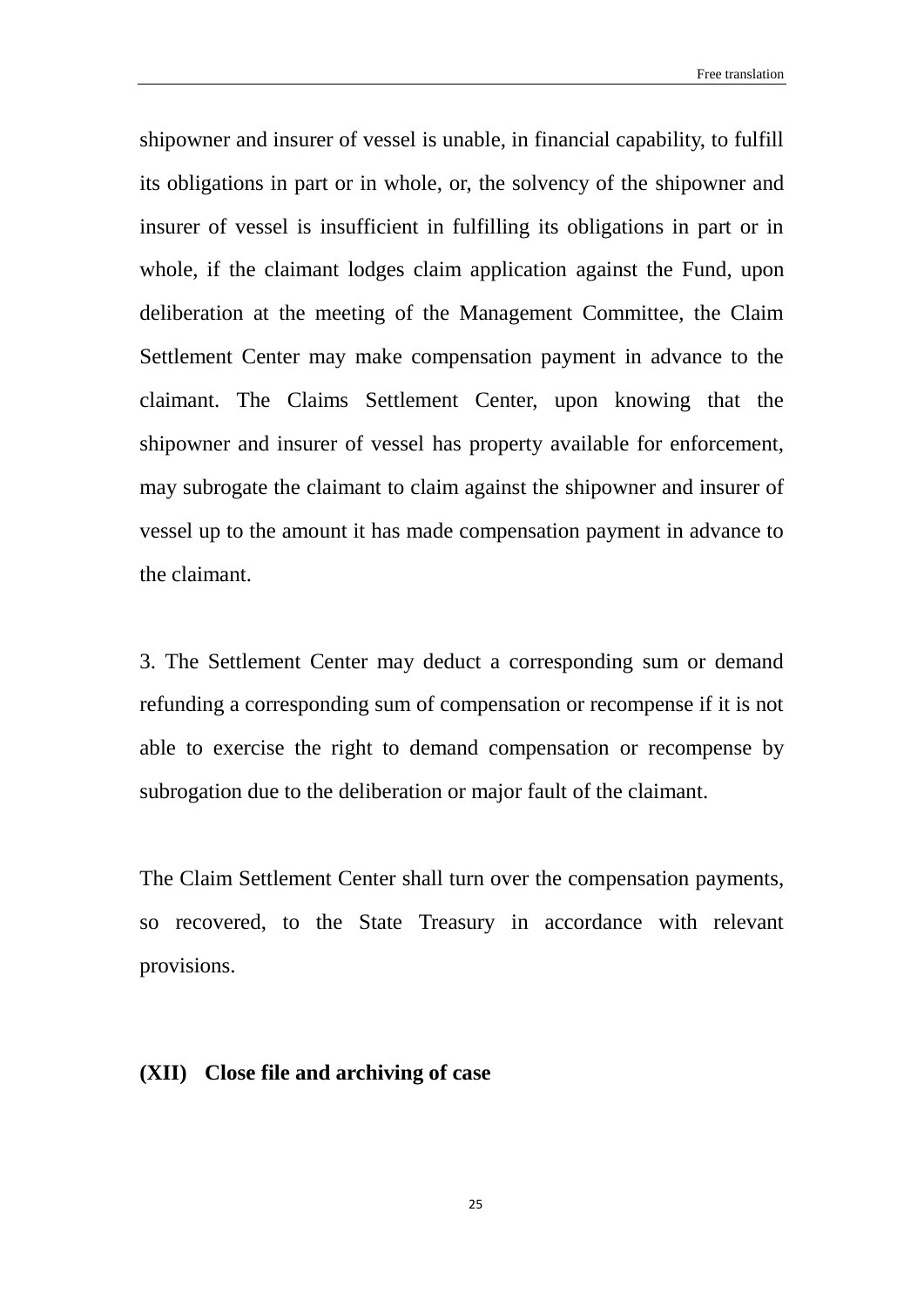shipowner and insurer of vessel is unable, in financial capability, to fulfill its obligations in part or in whole, or, the solvency of the shipowner and insurer of vessel is insufficient in fulfilling its obligations in part or in whole, if the claimant lodges claim application against the Fund, upon deliberation at the meeting of the Management Committee, the Claim Settlement Center may make compensation payment in advance to the claimant. The Claims Settlement Center, upon knowing that the shipowner and insurer of vessel has property available for enforcement, may subrogate the claimant to claim against the shipowner and insurer of vessel up to the amount it has made compensation payment in advance to the claimant.

3. The Settlement Center may deduct a corresponding sum or demand refunding a corresponding sum of compensation or recompense if it is not able to exercise the right to demand compensation or recompense by subrogation due to the deliberation or major fault of the claimant.

The Claim Settlement Center shall turn over the compensation payments, so recovered, to the State Treasury in accordance with relevant provisions.

**(XII) Close file and archiving of case**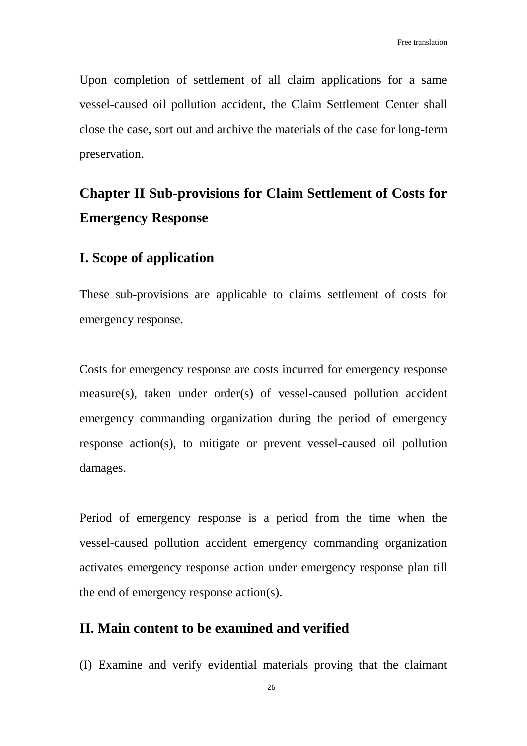Upon completion of settlement of all claim applications for a same vessel-caused oil pollution accident, the Claim Settlement Center shall close the case, sort out and archive the materials of the case for long-term preservation.

# Chapter II Sub-provisions for Claim Settlement of Costs for Emergency Response

## I. Scope of application

These sub-provisions are applicable to claims settlement of costs for emergency response.

Costs for emergency response are costs incurred for emergency response measure(s), taken under order(s) of vessel-caused pollution accident emergency commanding organization during the period of emergency response action(s), to mitigate or prevent vessel-caused oil pollution damages.

Period of emergency response is a period from the time when the vessel-caused pollution accident emergency commanding organization activates emergency response action under emergency response plan till the end of emergency response action(s).

## II. Main content to be examined and verified

(I) Examine and verify evidential materials proving that the claimant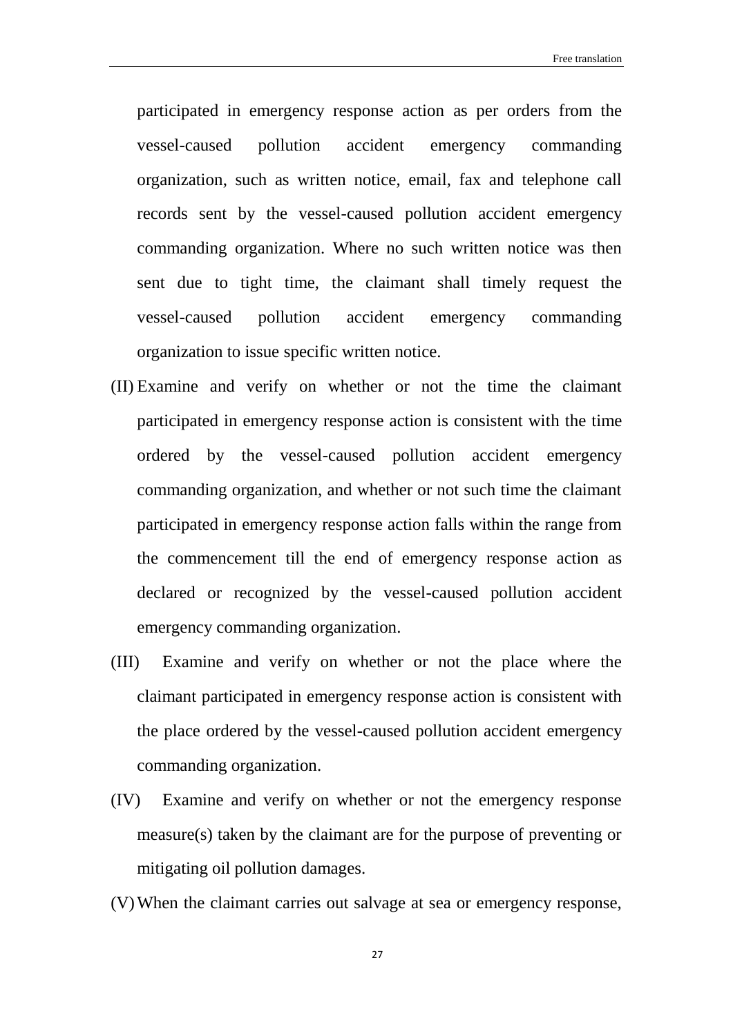participated in emergency response action as per orders from the vessel-caused pollution accident emergency commanding organization, such as written notice, email, fax and telephone call records sent by the vessel-caused pollution accident emergency commanding organization. Where no such written notice was then sent due to tight time, the claimant shall timely request the vessel-caused pollution accident emergency commanding organization to issue specific written notice.

(II) Examine and verify on whether or not the time the claimant participated in emergency response action is consistent with the time ordered by the vessel-caused pollution accident emergency commanding organization, and whether or not such time the claimant participated in emergency response action falls within the range from the commencement till the end of emergency response action as declared or recognized by the vessel-caused pollution accident emergency commanding organization.

(III) Examine and verify on whether or not the place where the claimant participated in emergency response action is consistent with the place ordered by the vessel-caused pollution accident emergency commanding organization.

(IV) Examine and verify on whether or not the emergency response measure(s) taken by the claimant are for the purpose of preventing or mitigating oil pollution damages.

(V) When the claimant carries out salvage at sea or emergency response,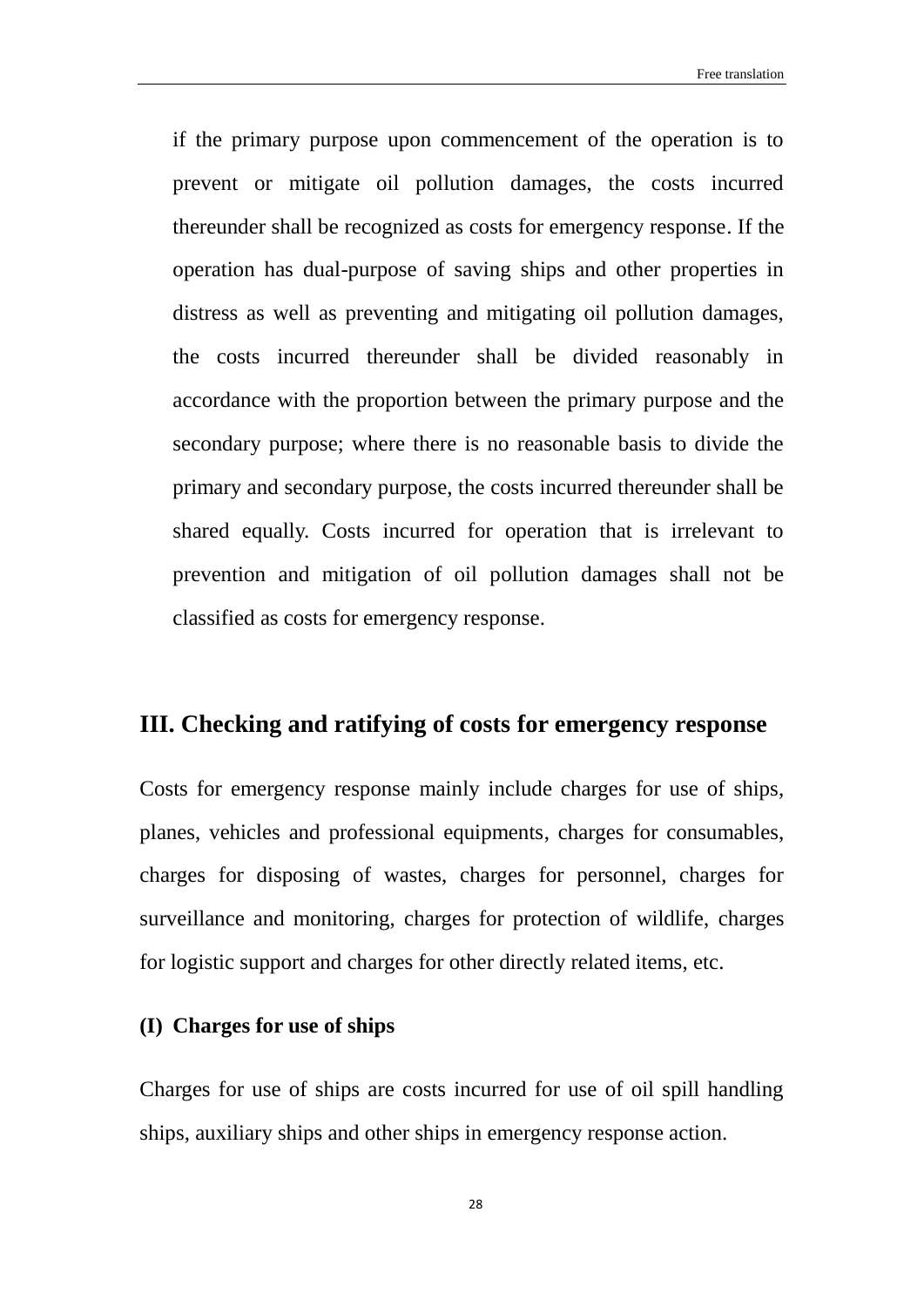if the primary purpose upon commencement of the operation is to prevent or mitigate oil pollution damages, the costs incurred thereunder shall be recognized as costs for emergency response. If the operation has dual-purpose of saving ships and other properties in distress as well as preventing and mitigating oil pollution damages, the costs incurred thereunder shall be divided reasonably in accordance with the proportion between the primary purpose and the secondary purpose; where there is no reasonable basis to divide the primary and secondary purpose, the costs incurred thereunder shall be shared equally. Costs incurred for operation that is irrelevant to prevention and mitigation of oil pollution damages shall not be classified as costs for emergency response.

## III. Checking and ratifying of costs for emergency response

Costs for emergency response mainly include charges for use of ships, planes, vehicles and professional equipments, charges for consumables, charges for disposing of wastes, charges for personnel, charges for surveillance and monitoring, charges for protection of wildlife, charges for logistic support and charges for other directly related items, etc.

### (I) Charges for use of ships

Charges for use of ships are costs incurred for use of oil spill handling ships, auxiliary ships and other ships in emergency response action.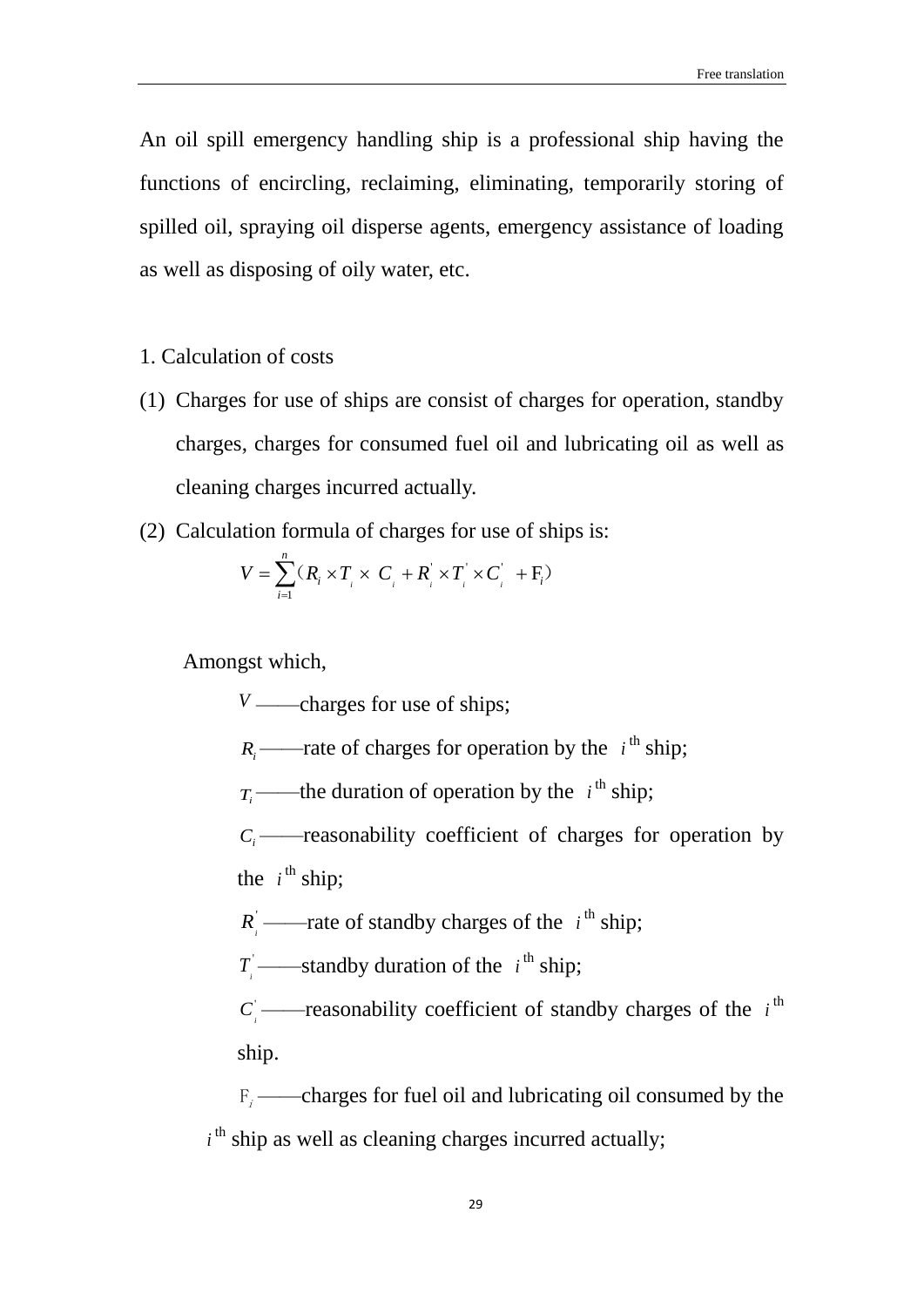An oil spill emergency handling ship is a professional ship having the functions of encircling, reclaiming, eliminating, temporarily storing of spilled oil, spraying oil disperse agents, emergency assistance of loading as well as disposing of oily water, etc.

1. Calculation of costs

(1) Charges for use of ships are consist of charges for operation, standby charges, charges for consumed fuel oil and lubricating oil as well as cleaning charges incurred actually.

(2) Calculation formula of charges for use of ships is:

$$V = \sum_{i=1}^{n} (R_i \times T_i \times C_i + R_i^{'} \times T_i^{'} \times C_i^{'} + \mathrm{F}_i)$$

Amongst which,

$V$ ——charges for use of ships;

$R_i$ ——rate of charges for operation by the $i^{\mathrm{th}}$ ship;

$T_i$ ——the duration of operation by the $i^{\mathrm{th}}$ ship;

$C_i$ ——reasonability coefficient of charges for operation by the $i^{\mathrm{th}}$ ship;

$R_i^{'}$ ——rate of standby charges of the $i^{\mathrm{th}}$ ship;

$T_i^{'}$ ——standby duration of the $i^{\mathrm{th}}$ ship;

$C_i^{'}$ ——reasonability coefficient of standby charges of the $i^{\mathrm{th}}$ ship.

$\mathrm{F}_i$ ——charges for fuel oil and lubricating oil consumed by the $i^{\mathrm{th}}$ ship as well as cleaning charges incurred actually;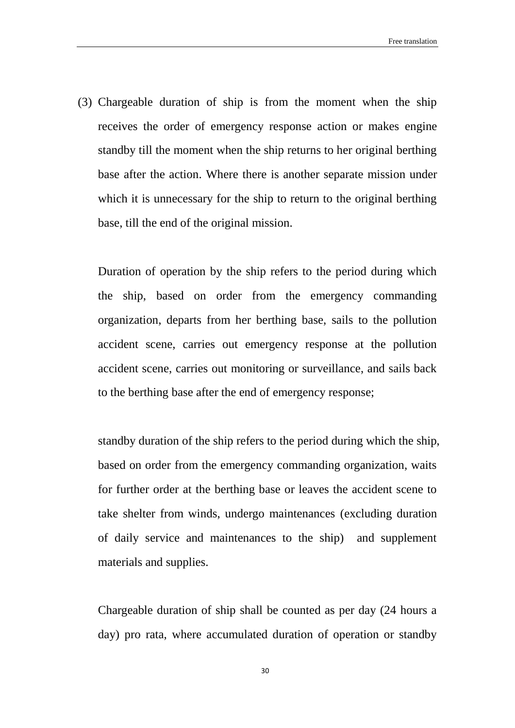(3) Chargeable duration of ship is from the moment when the ship receives the order of emergency response action or makes engine standby till the moment when the ship returns to her original berthing base after the action. Where there is another separate mission under which it is unnecessary for the ship to return to the original berthing base, till the end of the original mission.

Duration of operation by the ship refers to the period during which the ship, based on order from the emergency commanding organization, departs from her berthing base, sails to the pollution accident scene, carries out emergency response at the pollution accident scene, carries out monitoring or surveillance, and sails back to the berthing base after the end of emergency response;

standby duration of the ship refers to the period during which the ship, based on order from the emergency commanding organization, waits for further order at the berthing base or leaves the accident scene to take shelter from winds, undergo maintenances (excluding duration of daily service and maintenances to the ship) and supplement materials and supplies.

Chargeable duration of ship shall be counted as per day (24 hours a day) pro rata, where accumulated duration of operation or standby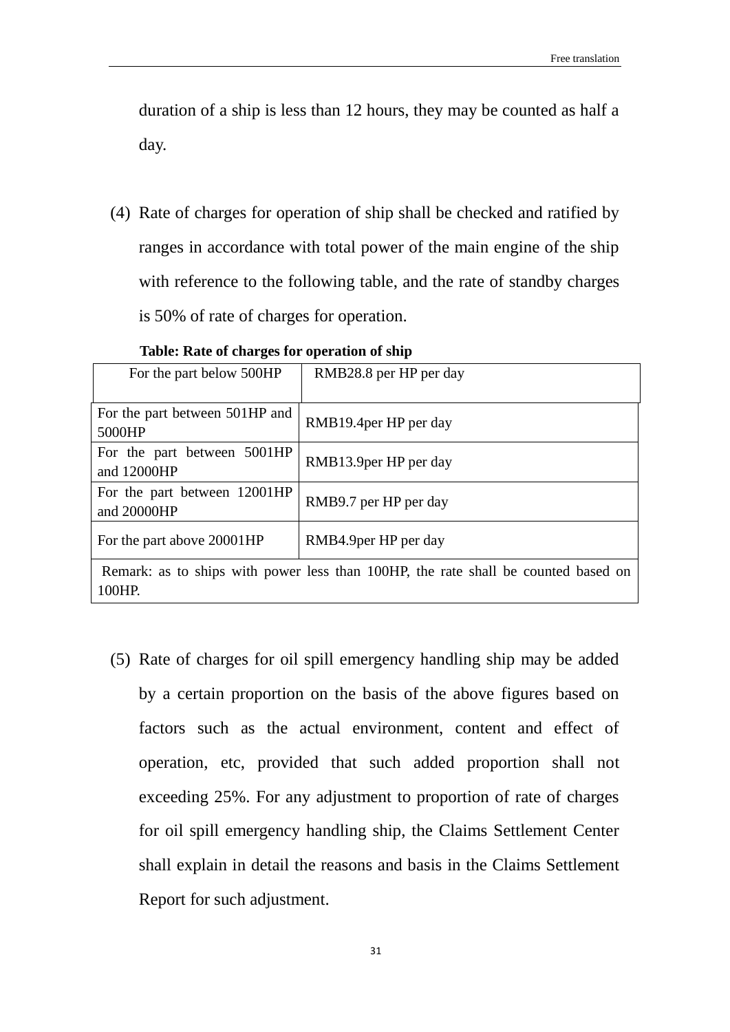duration of a ship is less than 12 hours, they may be counted as half a day.

(4) Rate of charges for operation of ship shall be checked and ratified by ranges in accordance with total power of the main engine of the ship with reference to the following table, and the rate of standby charges is 50% of rate of charges for operation.

**Table: Rate of charges for operation of ship**

| For the part below 500HP | RMB28.8 per HP per day |
|---|---|
| For the part between 501HP and 5000HP | RMB19.4per HP per day |
| For the part between 5001HP and 12000HP | RMB13.9per HP per day |
| For the part between 12001HP and 20000HP | RMB9.7 per HP per day |
| For the part above 20001HP | RMB4.9per HP per day |
| Remark: as to ships with power less than 100HP, the rate shall be counted based on 100HP. | |

(5) Rate of charges for oil spill emergency handling ship may be added by a certain proportion on the basis of the above figures based on factors such as the actual environment, content and effect of operation, etc, provided that such added proportion shall not exceeding 25%. For any adjustment to proportion of rate of charges for oil spill emergency handling ship, the Claims Settlement Center shall explain in detail the reasons and basis in the Claims Settlement Report for such adjustment.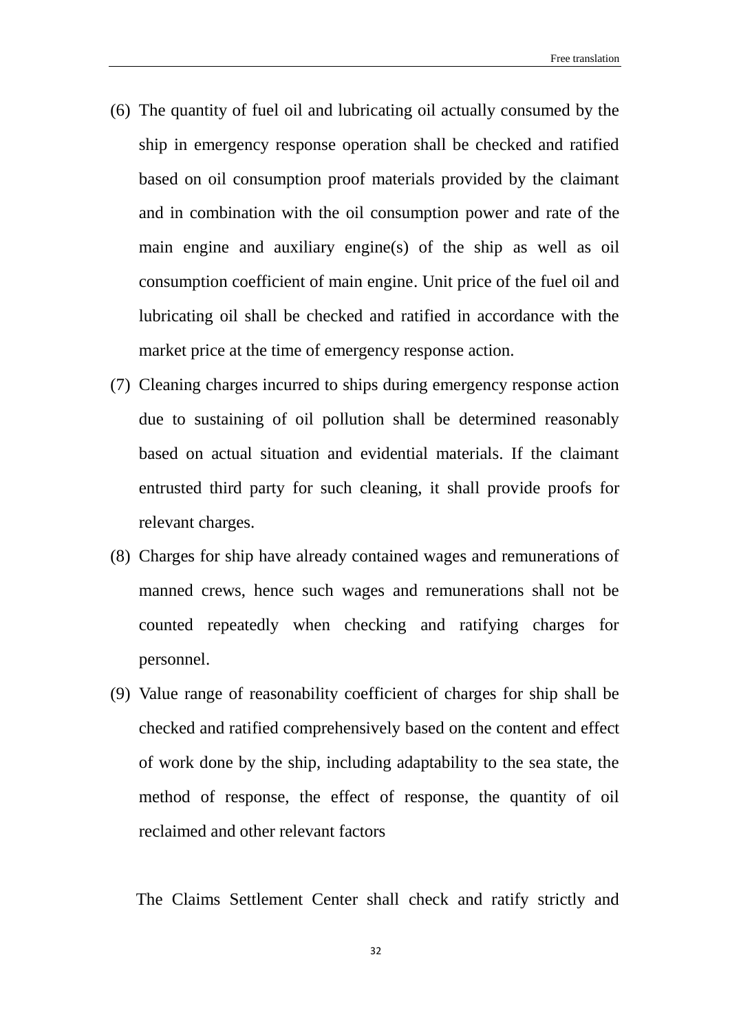(6) The quantity of fuel oil and lubricating oil actually consumed by the ship in emergency response operation shall be checked and ratified based on oil consumption proof materials provided by the claimant and in combination with the oil consumption power and rate of the main engine and auxiliary engine(s) of the ship as well as oil consumption coefficient of main engine. Unit price of the fuel oil and lubricating oil shall be checked and ratified in accordance with the market price at the time of emergency response action.

(7) Cleaning charges incurred to ships during emergency response action due to sustaining of oil pollution shall be determined reasonably based on actual situation and evidential materials. If the claimant entrusted third party for such cleaning, it shall provide proofs for relevant charges.

(8) Charges for ship have already contained wages and remunerations of manned crews, hence such wages and remunerations shall not be counted repeatedly when checking and ratifying charges for personnel.

(9) Value range of reasonability coefficient of charges for ship shall be checked and ratified comprehensively based on the content and effect of work done by the ship, including adaptability to the sea state, the method of response, the effect of response, the quantity of oil reclaimed and other relevant factors

The Claims Settlement Center shall check and ratify strictly and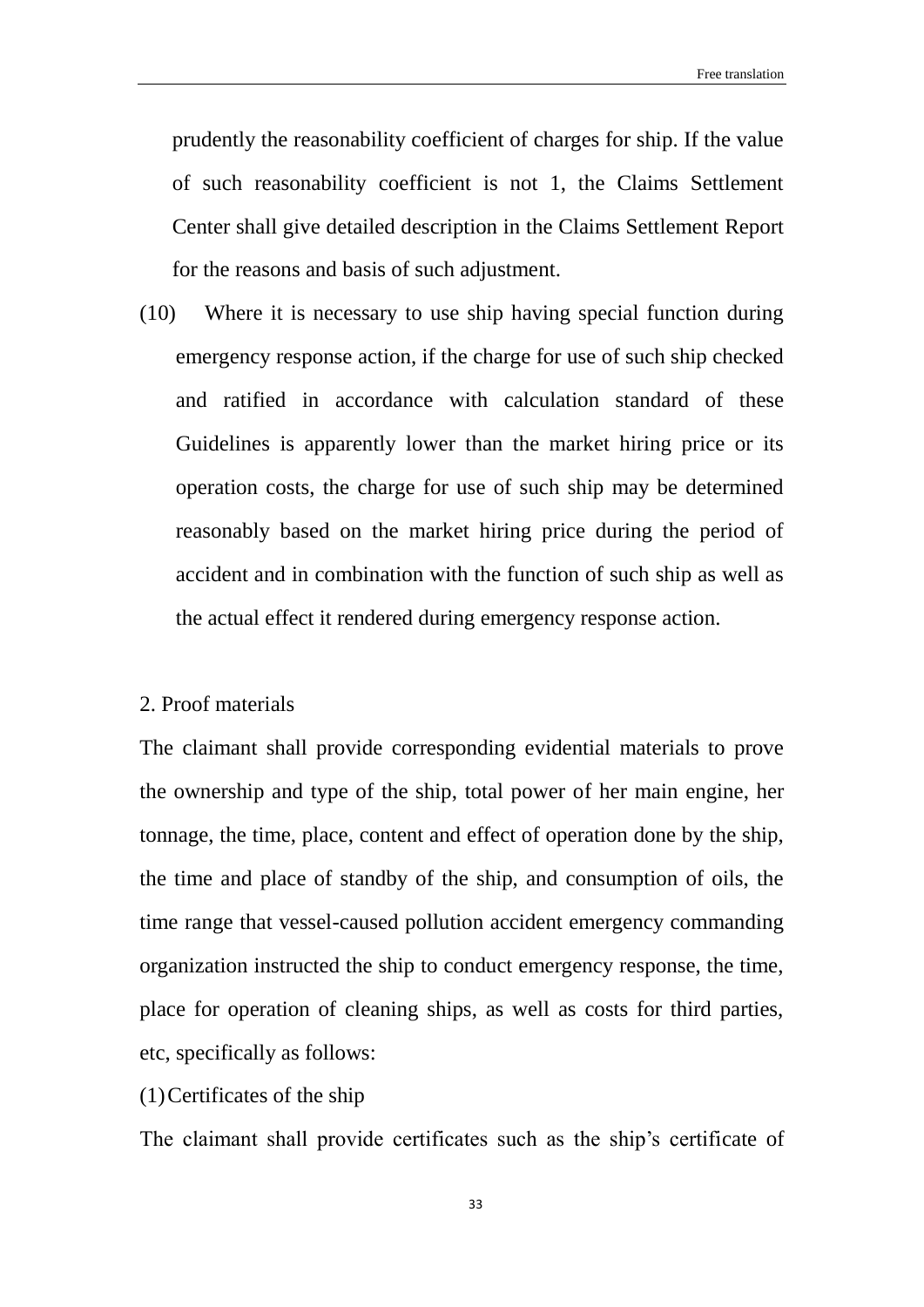prudently the reasonability coefficient of charges for ship. If the value of such reasonability coefficient is not 1, the Claims Settlement Center shall give detailed description in the Claims Settlement Report for the reasons and basis of such adjustment.

(10) Where it is necessary to use ship having special function during emergency response action, if the charge for use of such ship checked and ratified in accordance with calculation standard of these Guidelines is apparently lower than the market hiring price or its operation costs, the charge for use of such ship may be determined reasonably based on the market hiring price during the period of accident and in combination with the function of such ship as well as the actual effect it rendered during emergency response action.

2. Proof materials

The claimant shall provide corresponding evidential materials to prove the ownership and type of the ship, total power of her main engine, her tonnage, the time, place, content and effect of operation done by the ship, the time and place of standby of the ship, and consumption of oils, the time range that vessel-caused pollution accident emergency commanding organization instructed the ship to conduct emergency response, the time, place for operation of cleaning ships, as well as costs for third parties, etc, specifically as follows:

(1) Certificates of the ship

The claimant shall provide certificates such as the ship's certificate of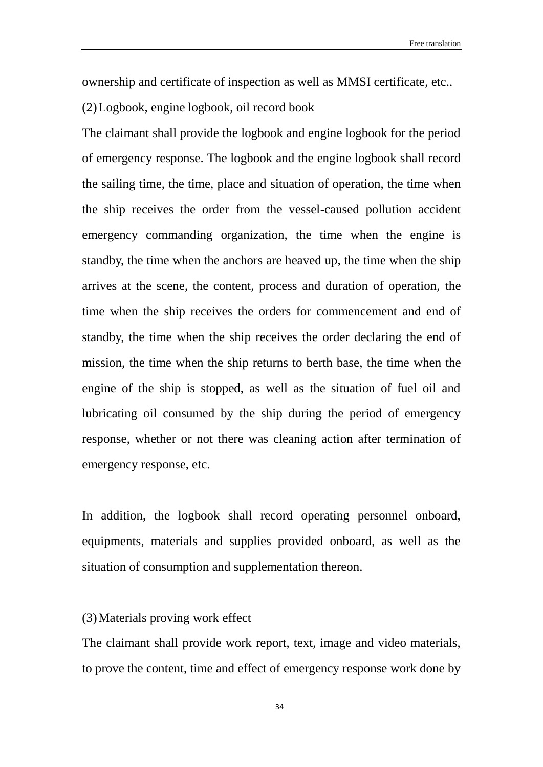ownership and certificate of inspection as well as MMSI certificate, etc..

(2) Logbook, engine logbook, oil record book

The claimant shall provide the logbook and engine logbook for the period of emergency response. The logbook and the engine logbook shall record the sailing time, the time, place and situation of operation, the time when the ship receives the order from the vessel-caused pollution accident emergency commanding organization, the time when the engine is standby, the time when the anchors are heaved up, the time when the ship arrives at the scene, the content, process and duration of operation, the time when the ship receives the orders for commencement and end of standby, the time when the ship receives the order declaring the end of mission, the time when the ship returns to berth base, the time when the engine of the ship is stopped, as well as the situation of fuel oil and lubricating oil consumed by the ship during the period of emergency response, whether or not there was cleaning action after termination of emergency response, etc.

In addition, the logbook shall record operating personnel onboard, equipments, materials and supplies provided onboard, as well as the situation of consumption and supplementation thereon.

(3) Materials proving work effect

The claimant shall provide work report, text, image and video materials, to prove the content, time and effect of emergency response work done by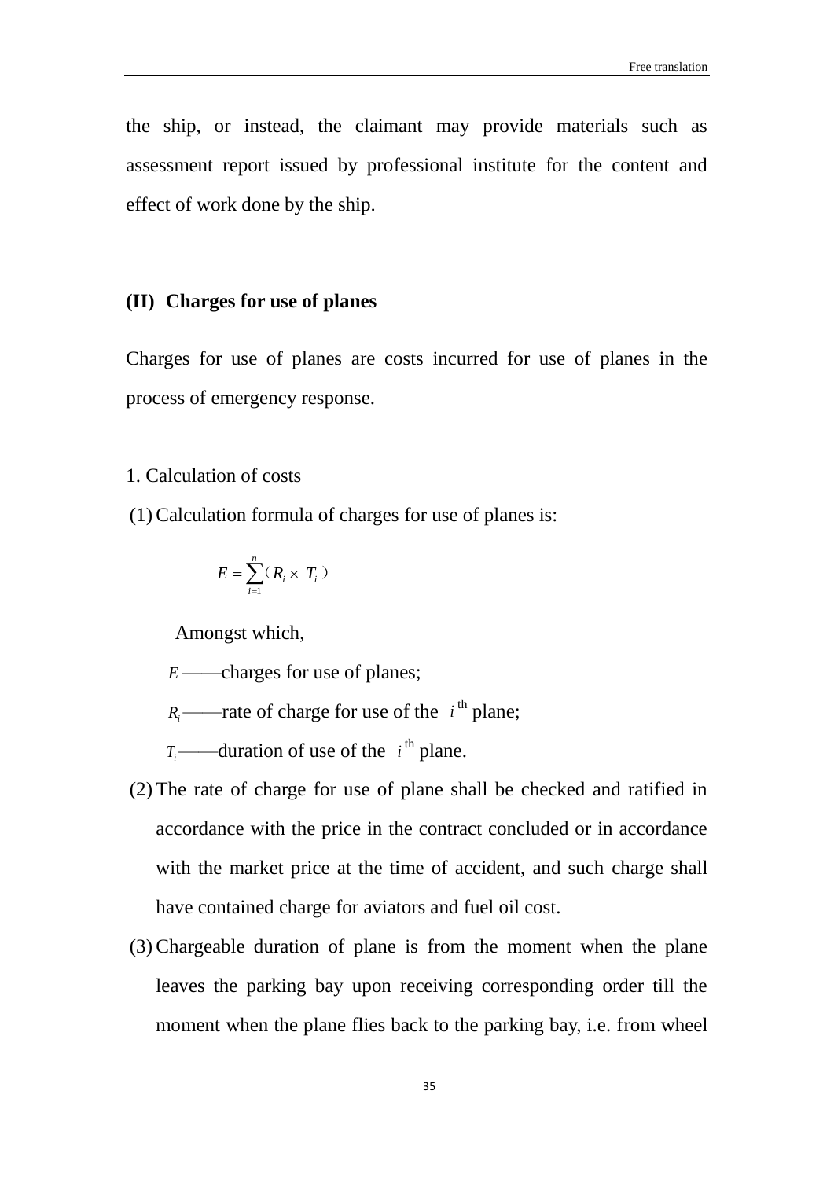the ship, or instead, the claimant may provide materials such as assessment report issued by professional institute for the content and effect of work done by the ship.

### (II) Charges for use of planes

Charges for use of planes are costs incurred for use of planes in the process of emergency response.

1. Calculation of costs

(1) Calculation formula of charges for use of planes is:

$$E = \sum_{i=1}^{n} (R_i \times T_i)$$

Amongst which,

$E$ ——charges for use of planes;

$R_i$ ——rate of charge for use of the $i^{th}$ plane;

$T_i$ ——duration of use of the $i^{th}$ plane.

(2) The rate of charge for use of plane shall be checked and ratified in accordance with the price in the contract concluded or in accordance with the market price at the time of accident, and such charge shall have contained charge for aviators and fuel oil cost.

(3) Chargeable duration of plane is from the moment when the plane leaves the parking bay upon receiving corresponding order till the moment when the plane flies back to the parking bay, i.e. from wheel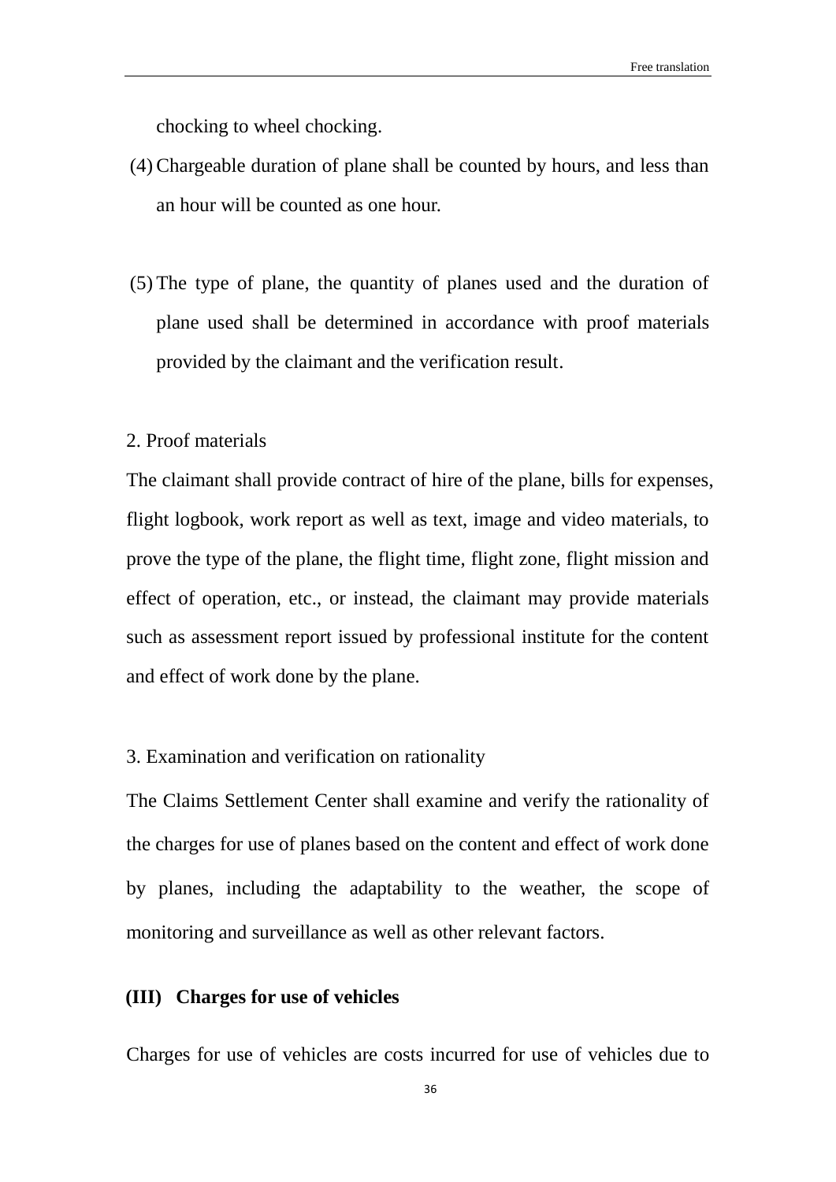chocking to wheel chocking.

(4) Chargeable duration of plane shall be counted by hours, and less than an hour will be counted as one hour.

(5) The type of plane, the quantity of planes used and the duration of plane used shall be determined in accordance with proof materials provided by the claimant and the verification result.

2. Proof materials

The claimant shall provide contract of hire of the plane, bills for expenses, flight logbook, work report as well as text, image and video materials, to prove the type of the plane, the flight time, flight zone, flight mission and effect of operation, etc., or instead, the claimant may provide materials such as assessment report issued by professional institute for the content and effect of work done by the plane.

3. Examination and verification on rationality

The Claims Settlement Center shall examine and verify the rationality of the charges for use of planes based on the content and effect of work done by planes, including the adaptability to the weather, the scope of monitoring and surveillance as well as other relevant factors.

**(III) Charges for use of vehicles**

Charges for use of vehicles are costs incurred for use of vehicles due to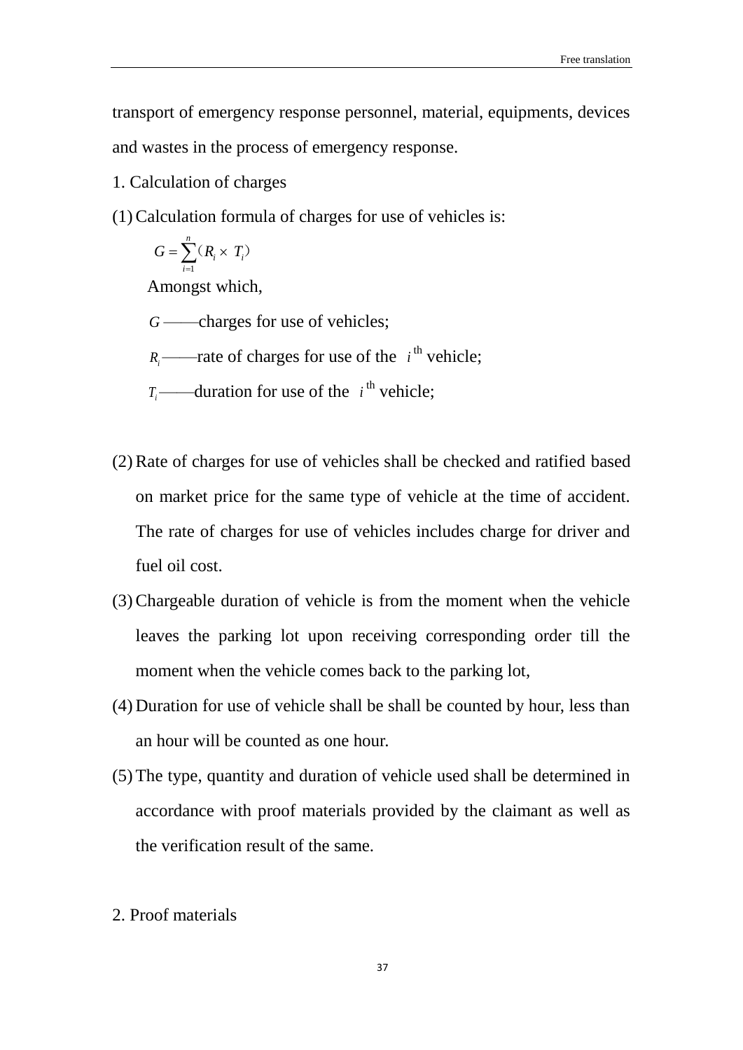transport of emergency response personnel, material, equipments, devices and wastes in the process of emergency response.

1. Calculation of charges

(1) Calculation formula of charges for use of vehicles is:

$$G = \sum_{i=1}^{n}(R_i \times T_i)$$

Amongst which,

$G$ ——charges for use of vehicles;

$R_i$ ——rate of charges for use of the $i^{\text{th}}$ vehicle;

$T_i$ ——duration for use of the $i^{\text{th}}$ vehicle;

(2) Rate of charges for use of vehicles shall be checked and ratified based on market price for the same type of vehicle at the time of accident. The rate of charges for use of vehicles includes charge for driver and fuel oil cost.

(3) Chargeable duration of vehicle is from the moment when the vehicle leaves the parking lot upon receiving corresponding order till the moment when the vehicle comes back to the parking lot,

(4) Duration for use of vehicle shall be shall be counted by hour, less than an hour will be counted as one hour.

(5) The type, quantity and duration of vehicle used shall be determined in accordance with proof materials provided by the claimant as well as the verification result of the same.

2. Proof materials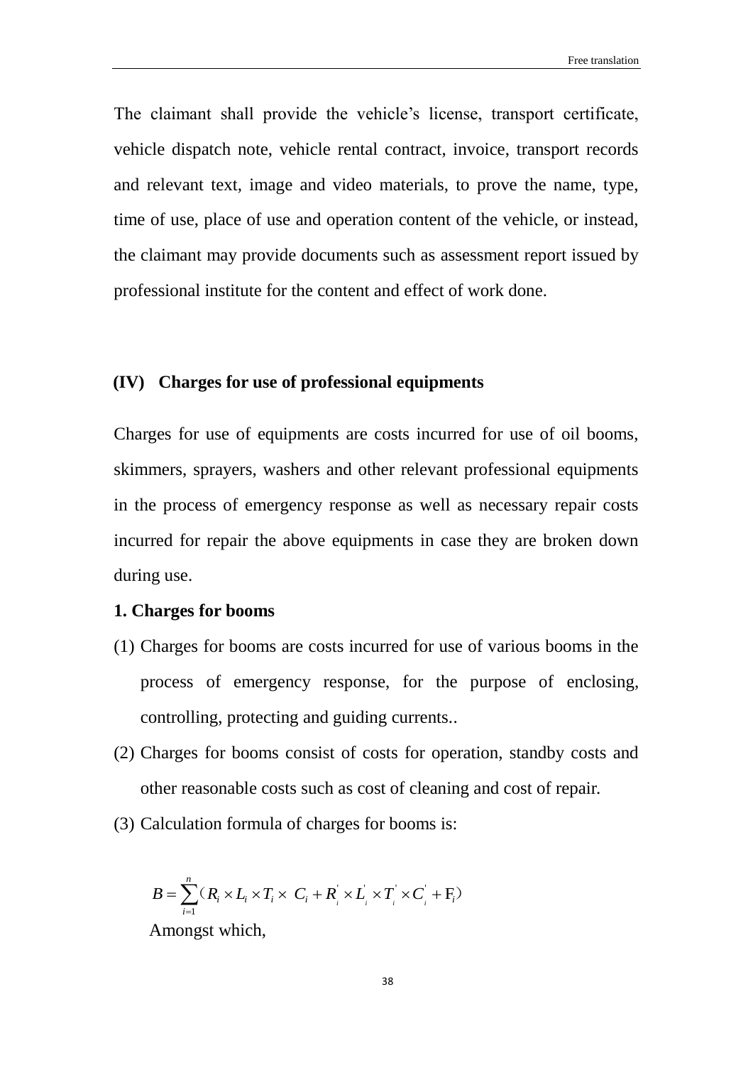The claimant shall provide the vehicle's license, transport certificate, vehicle dispatch note, vehicle rental contract, invoice, transport records and relevant text, image and video materials, to prove the name, type, time of use, place of use and operation content of the vehicle, or instead, the claimant may provide documents such as assessment report issued by professional institute for the content and effect of work done.

### (IV) Charges for use of professional equipments

Charges for use of equipments are costs incurred for use of oil booms, skimmers, sprayers, washers and other relevant professional equipments in the process of emergency response as well as necessary repair costs incurred for repair the above equipments in case they are broken down during use.

**1. Charges for booms**

(1) Charges for booms are costs incurred for use of various booms in the process of emergency response, for the purpose of enclosing, controlling, protecting and guiding currents..

(2) Charges for booms consist of costs for operation, standby costs and other reasonable costs such as cost of cleaning and cost of repair.

(3) Calculation formula of charges for booms is:

$$B = \sum_{i=1}^{n} (R_i \times L_i \times T_i \times C_i + R_i^{'} \times L_i^{'} \times T_i^{'} \times C_i^{'} + F_i)$$

Amongst which,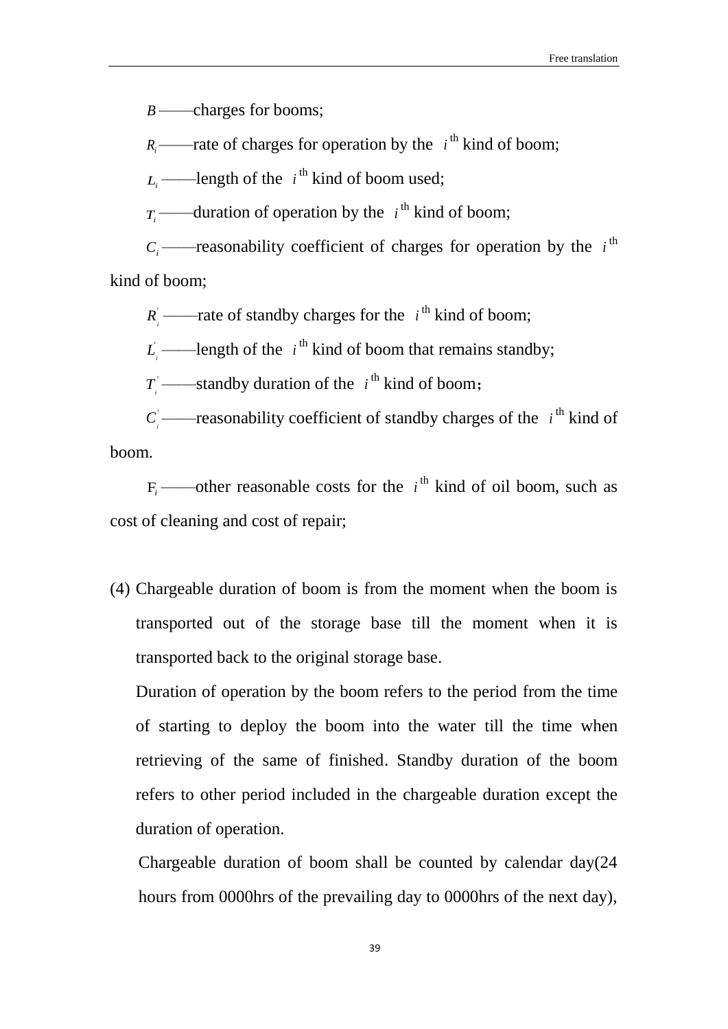$B$ ——charges for booms;

$R_i$ ——rate of charges for operation by the $i^{th}$ kind of boom;

$L_i$ ——length of the $i^{th}$ kind of boom used;

$T_i$ ——duration of operation by the $i^{th}$ kind of boom;

$C_i$ ——reasonability coefficient of charges for operation by the $i^{th}$ kind of boom;

$R_i^{'}$ ——rate of standby charges for the $i^{th}$ kind of boom;

$L_i^{'}$ ——length of the $i^{th}$ kind of boom that remains standby;

$T_i^{'}$ ——standby duration of the $i^{th}$ kind of boom；

$C_i^{'}$ ——reasonability coefficient of standby charges of the $i^{th}$ kind of boom.

$F_i$ ——other reasonable costs for the $i^{th}$ kind of oil boom, such as cost of cleaning and cost of repair;

(4) Chargeable duration of boom is from the moment when the boom is transported out of the storage base till the moment when it is transported back to the original storage base.

Duration of operation by the boom refers to the period from the time of starting to deploy the boom into the water till the time when retrieving of the same of finished. Standby duration of the boom refers to other period included in the chargeable duration except the duration of operation.

Chargeable duration of boom shall be counted by calendar day(24 hours from 0000hrs of the prevailing day to 0000hrs of the next day),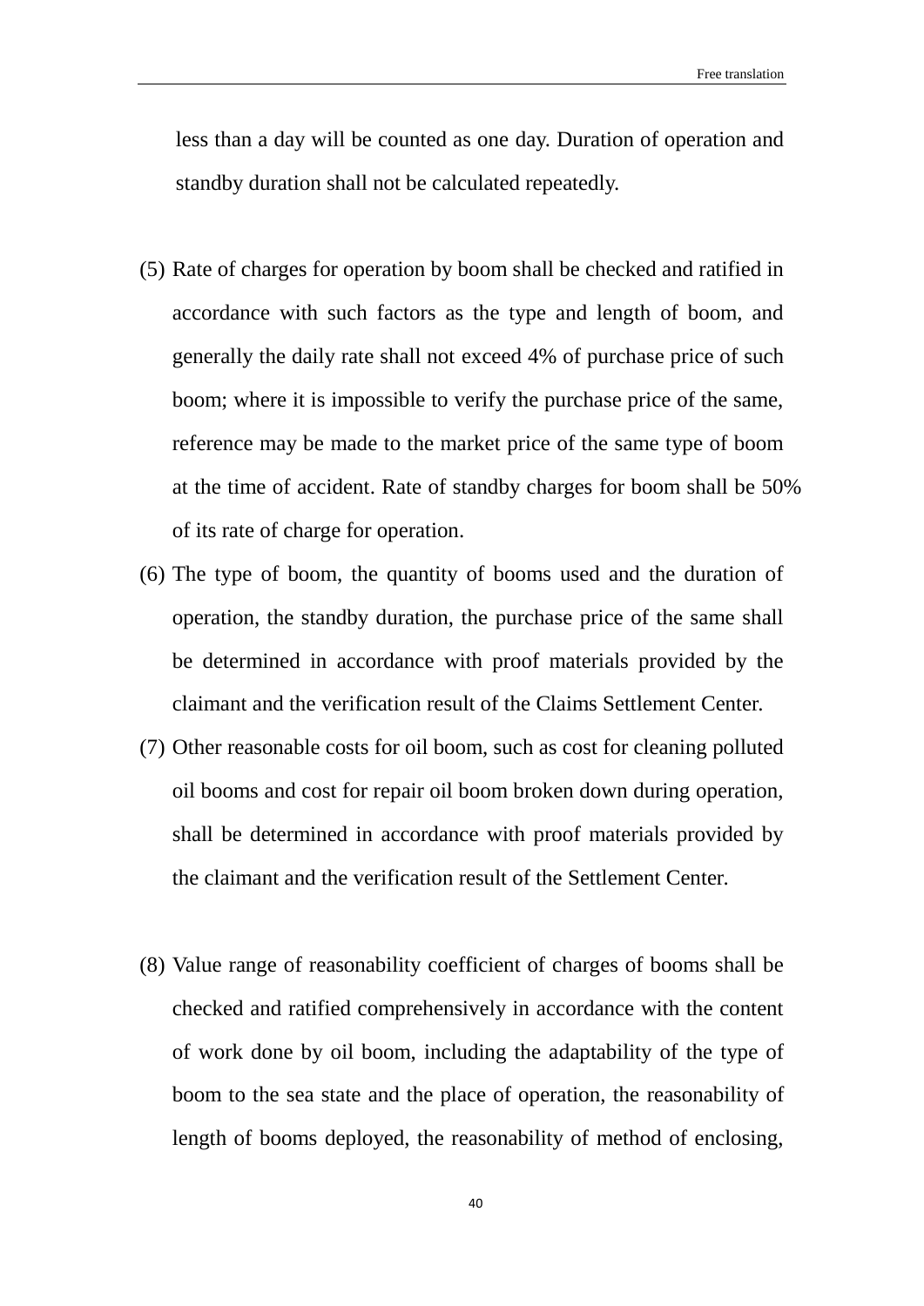less than a day will be counted as one day. Duration of operation and standby duration shall not be calculated repeatedly.

(5) Rate of charges for operation by boom shall be checked and ratified in accordance with such factors as the type and length of boom, and generally the daily rate shall not exceed 4% of purchase price of such boom; where it is impossible to verify the purchase price of the same, reference may be made to the market price of the same type of boom at the time of accident. Rate of standby charges for boom shall be 50% of its rate of charge for operation.

(6) The type of boom, the quantity of booms used and the duration of operation, the standby duration, the purchase price of the same shall be determined in accordance with proof materials provided by the claimant and the verification result of the Claims Settlement Center.

(7) Other reasonable costs for oil boom, such as cost for cleaning polluted oil booms and cost for repair oil boom broken down during operation, shall be determined in accordance with proof materials provided by the claimant and the verification result of the Settlement Center.

(8) Value range of reasonability coefficient of charges of booms shall be checked and ratified comprehensively in accordance with the content of work done by oil boom, including the adaptability of the type of boom to the sea state and the place of operation, the reasonability of length of booms deployed, the reasonability of method of enclosing,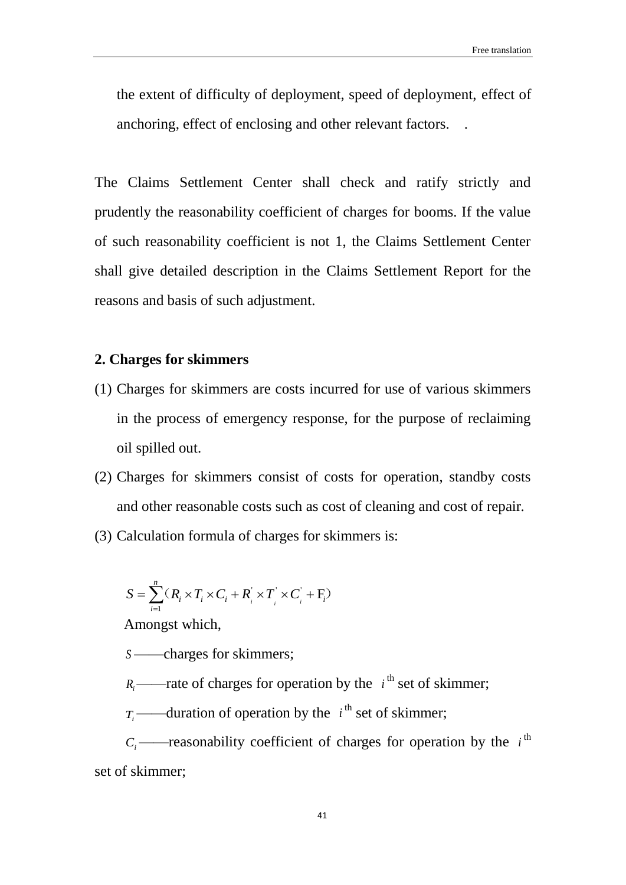the extent of difficulty of deployment, speed of deployment, effect of anchoring, effect of enclosing and other relevant factors.

The Claims Settlement Center shall check and ratify strictly and prudently the reasonability coefficient of charges for booms. If the value of such reasonability coefficient is not 1, the Claims Settlement Center shall give detailed description in the Claims Settlement Report for the reasons and basis of such adjustment.

**2. Charges for skimmers**

(1) Charges for skimmers are costs incurred for use of various skimmers in the process of emergency response, for the purpose of reclaiming oil spilled out.

(2) Charges for skimmers consist of costs for operation, standby costs and other reasonable costs such as cost of cleaning and cost of repair.

(3) Calculation formula of charges for skimmers is:

$$S = \sum_{i=1}^{n} (R_i \times T_i \times C_i + R_i^{'} \times T_i^{'} \times C_i^{'} + F_i)$$

Amongst which,

$S$ ——charges for skimmers;

$R_i$ ——rate of charges for operation by the $i^{\text{th}}$ set of skimmer;

$T_i$ ——duration of operation by the $i^{\text{th}}$ set of skimmer;

$C_i$ ——reasonability coefficient of charges for operation by the $i^{\text{th}}$ set of skimmer;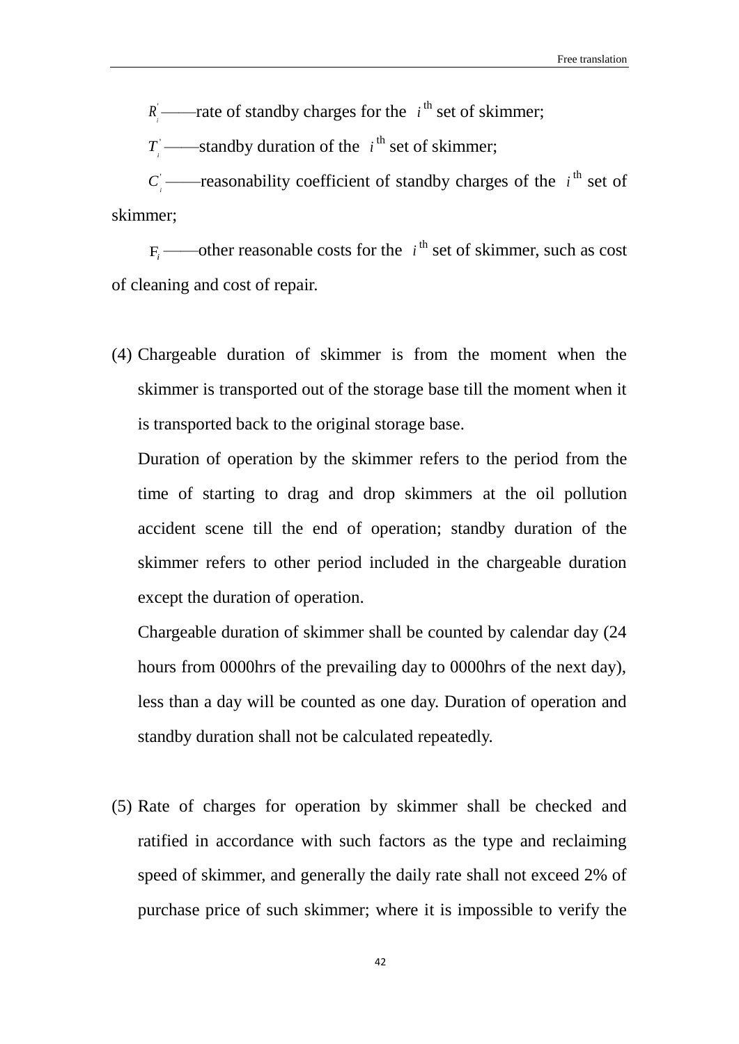$R_i^{'}$ ——rate of standby charges for the $i^{\text{th}}$ set of skimmer;

$T_i^{'}$ ——standby duration of the $i^{\text{th}}$ set of skimmer;

$C_i^{'}$ ——reasonability coefficient of standby charges of the $i^{\text{th}}$ set of skimmer;

$F_i$ ——other reasonable costs for the $i^{\text{th}}$ set of skimmer, such as cost of cleaning and cost of repair.

(4) Chargeable duration of skimmer is from the moment when the skimmer is transported out of the storage base till the moment when it is transported back to the original storage base.

Duration of operation by the skimmer refers to the period from the time of starting to drag and drop skimmers at the oil pollution accident scene till the end of operation; standby duration of the skimmer refers to other period included in the chargeable duration except the duration of operation.

Chargeable duration of skimmer shall be counted by calendar day (24 hours from 0000hrs of the prevailing day to 0000hrs of the next day), less than a day will be counted as one day. Duration of operation and standby duration shall not be calculated repeatedly.

(5) Rate of charges for operation by skimmer shall be checked and ratified in accordance with such factors as the type and reclaiming speed of skimmer, and generally the daily rate shall not exceed 2% of purchase price of such skimmer; where it is impossible to verify the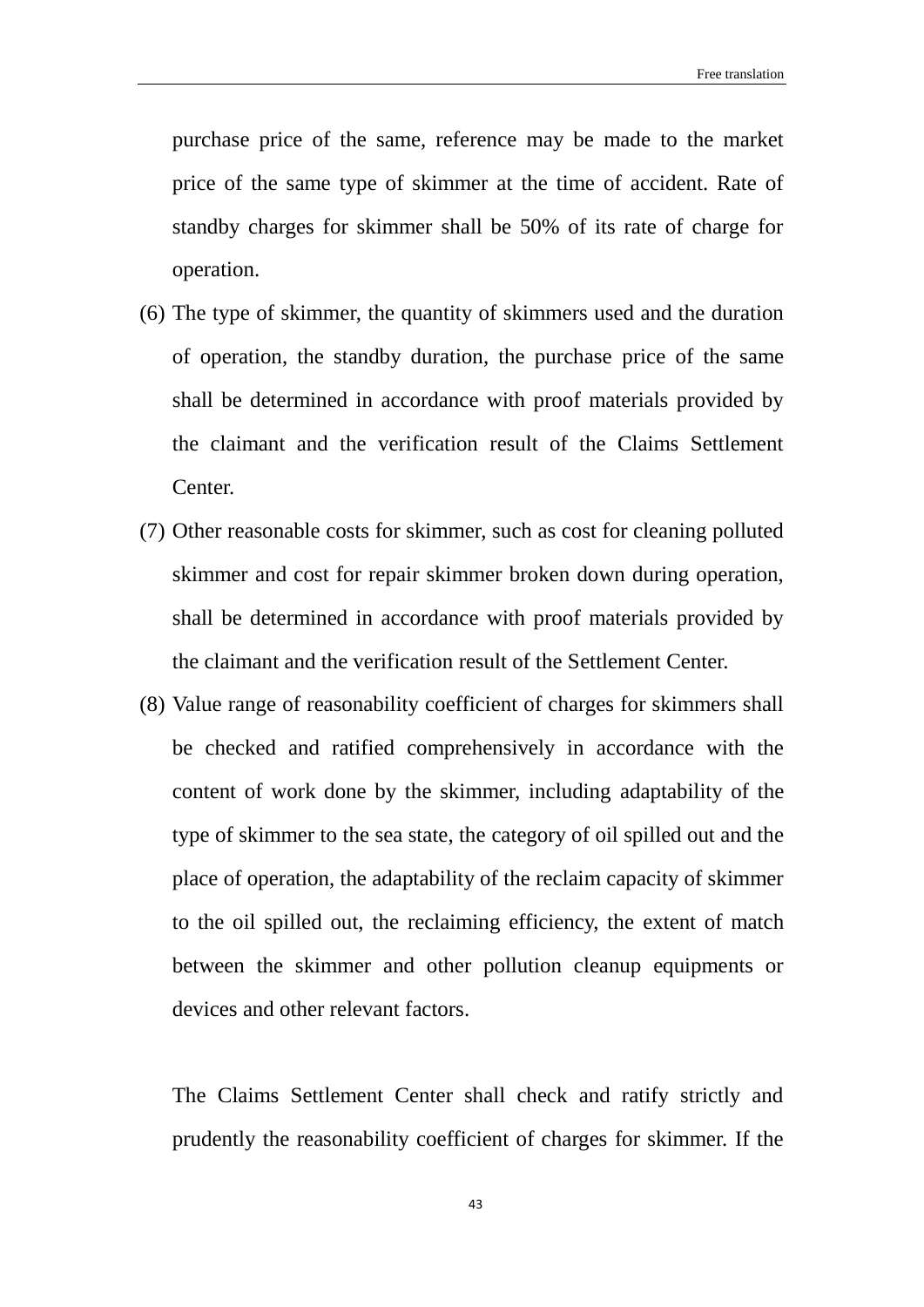purchase price of the same, reference may be made to the market price of the same type of skimmer at the time of accident. Rate of standby charges for skimmer shall be 50% of its rate of charge for operation.

(6) The type of skimmer, the quantity of skimmers used and the duration of operation, the standby duration, the purchase price of the same shall be determined in accordance with proof materials provided by the claimant and the verification result of the Claims Settlement Center.

(7) Other reasonable costs for skimmer, such as cost for cleaning polluted skimmer and cost for repair skimmer broken down during operation, shall be determined in accordance with proof materials provided by the claimant and the verification result of the Settlement Center.

(8) Value range of reasonability coefficient of charges for skimmers shall be checked and ratified comprehensively in accordance with the content of work done by the skimmer, including adaptability of the type of skimmer to the sea state, the category of oil spilled out and the place of operation, the adaptability of the reclaim capacity of skimmer to the oil spilled out, the reclaiming efficiency, the extent of match between the skimmer and other pollution cleanup equipments or devices and other relevant factors.

The Claims Settlement Center shall check and ratify strictly and prudently the reasonability coefficient of charges for skimmer. If the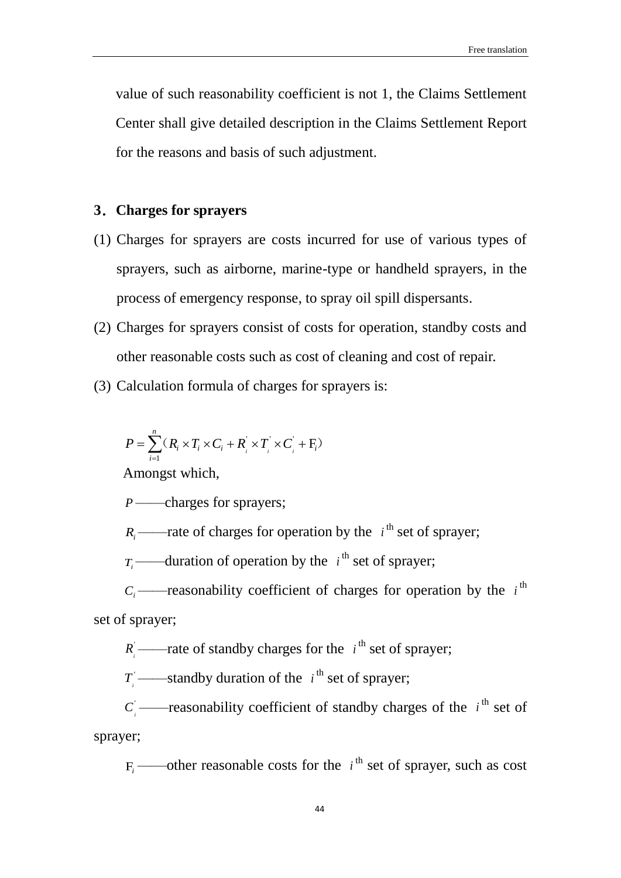value of such reasonability coefficient is not 1, the Claims Settlement Center shall give detailed description in the Claims Settlement Report for the reasons and basis of such adjustment.

**3. Charges for sprayers**

(1) Charges for sprayers are costs incurred for use of various types of sprayers, such as airborne, marine-type or handheld sprayers, in the process of emergency response, to spray oil spill dispersants.

(2) Charges for sprayers consist of costs for operation, standby costs and other reasonable costs such as cost of cleaning and cost of repair.

(3) Calculation formula of charges for sprayers is:

$$P = \sum_{i=1}^{n} (R_i \times T_i \times C_i + R_i^{'} \times T_i^{'} \times C_i^{'} + F_i)$$

Amongst which,

$P$ ——charges for sprayers;

$R_i$ ——rate of charges for operation by the $i^{th}$ set of sprayer;

$T_i$ ——duration of operation by the $i^{th}$ set of sprayer;

$C_i$ ——reasonability coefficient of charges for operation by the $i^{th}$ set of sprayer;

$R_i^{'}$ ——rate of standby charges for the $i^{th}$ set of sprayer;

$T_i^{'}$ ——standby duration of the $i^{th}$ set of sprayer;

$C_i^{'}$ ——reasonability coefficient of standby charges of the $i^{th}$ set of sprayer;

$F_i$ ——other reasonable costs for the $i^{th}$ set of sprayer, such as cost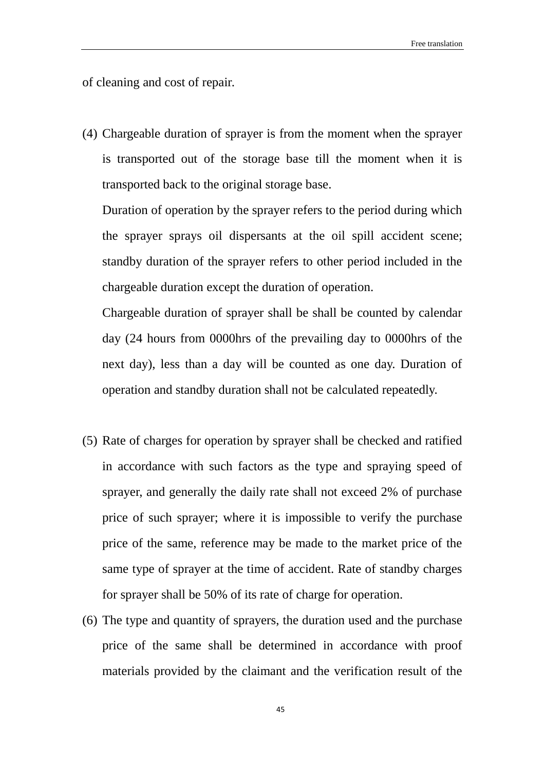of cleaning and cost of repair.

(4) Chargeable duration of sprayer is from the moment when the sprayer is transported out of the storage base till the moment when it is transported back to the original storage base.

Duration of operation by the sprayer refers to the period during which the sprayer sprays oil dispersants at the oil spill accident scene; standby duration of the sprayer refers to other period included in the chargeable duration except the duration of operation.

Chargeable duration of sprayer shall be shall be counted by calendar day (24 hours from 0000hrs of the prevailing day to 0000hrs of the next day), less than a day will be counted as one day. Duration of operation and standby duration shall not be calculated repeatedly.

(5) Rate of charges for operation by sprayer shall be checked and ratified in accordance with such factors as the type and spraying speed of sprayer, and generally the daily rate shall not exceed 2% of purchase price of such sprayer; where it is impossible to verify the purchase price of the same, reference may be made to the market price of the same type of sprayer at the time of accident. Rate of standby charges for sprayer shall be 50% of its rate of charge for operation.

(6) The type and quantity of sprayers, the duration used and the purchase price of the same shall be determined in accordance with proof materials provided by the claimant and the verification result of the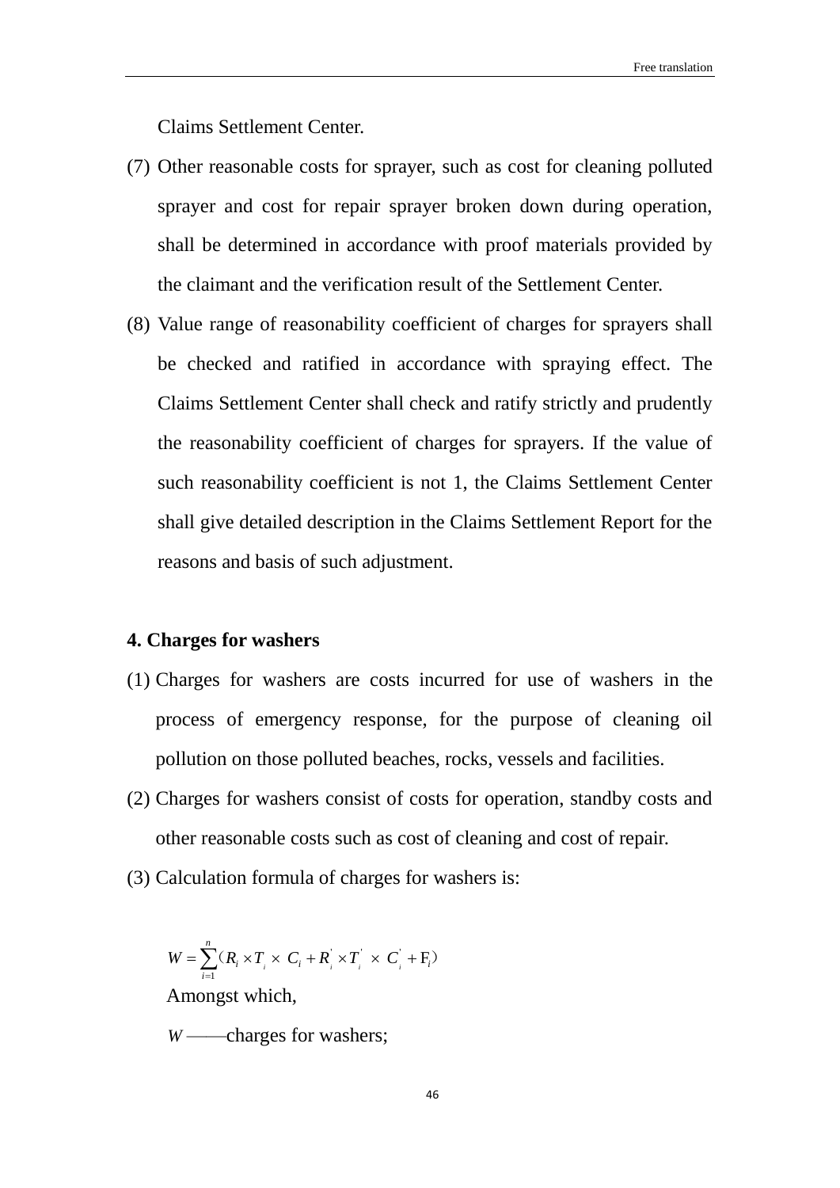Claims Settlement Center.

(7) Other reasonable costs for sprayer, such as cost for cleaning polluted sprayer and cost for repair sprayer broken down during operation, shall be determined in accordance with proof materials provided by the claimant and the verification result of the Settlement Center.

(8) Value range of reasonability coefficient of charges for sprayers shall be checked and ratified in accordance with spraying effect. The Claims Settlement Center shall check and ratify strictly and prudently the reasonability coefficient of charges for sprayers. If the value of such reasonability coefficient is not 1, the Claims Settlement Center shall give detailed description in the Claims Settlement Report for the reasons and basis of such adjustment.

**4. Charges for washers**

(1) Charges for washers are costs incurred for use of washers in the process of emergency response, for the purpose of cleaning oil pollution on those polluted beaches, rocks, vessels and facilities.

(2) Charges for washers consist of costs for operation, standby costs and other reasonable costs such as cost of cleaning and cost of repair.

(3) Calculation formula of charges for washers is:

$$W = \sum_{i=1}^{n} (R_i \times T_i \times C_i + R_i' \times T_i' \times C_i' + F_i)$$

Amongst which,

$W$ ——charges for washers;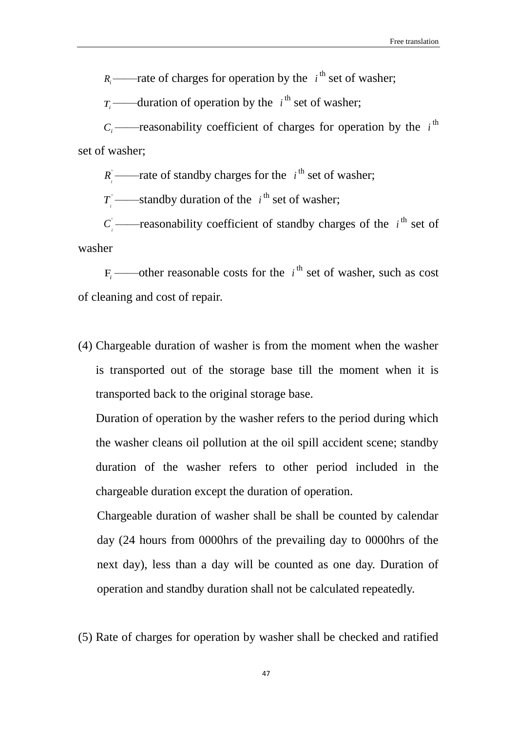$R_i$ ——rate of charges for operation by the $i^{\text{th}}$ set of washer;

$T_i$ ——duration of operation by the $i^{\text{th}}$ set of washer;

$C_i$ ——reasonability coefficient of charges for operation by the $i^{\text{th}}$ set of washer;

$R_i^{'}$ ——rate of standby charges for the $i^{\text{th}}$ set of washer;

$T_i^{'}$ ——standby duration of the $i^{\text{th}}$ set of washer;

$C_i^{'}$ ——reasonability coefficient of standby charges of the $i^{\text{th}}$ set of washer

$F_i$ ——other reasonable costs for the $i^{\text{th}}$ set of washer, such as cost of cleaning and cost of repair.

(4) Chargeable duration of washer is from the moment when the washer is transported out of the storage base till the moment when it is transported back to the original storage base.

Duration of operation by the washer refers to the period during which the washer cleans oil pollution at the oil spill accident scene; standby duration of the washer refers to other period included in the chargeable duration except the duration of operation.

Chargeable duration of washer shall be shall be counted by calendar day (24 hours from 0000hrs of the prevailing day to 0000hrs of the next day), less than a day will be counted as one day. Duration of operation and standby duration shall not be calculated repeatedly.

(5) Rate of charges for operation by washer shall be checked and ratified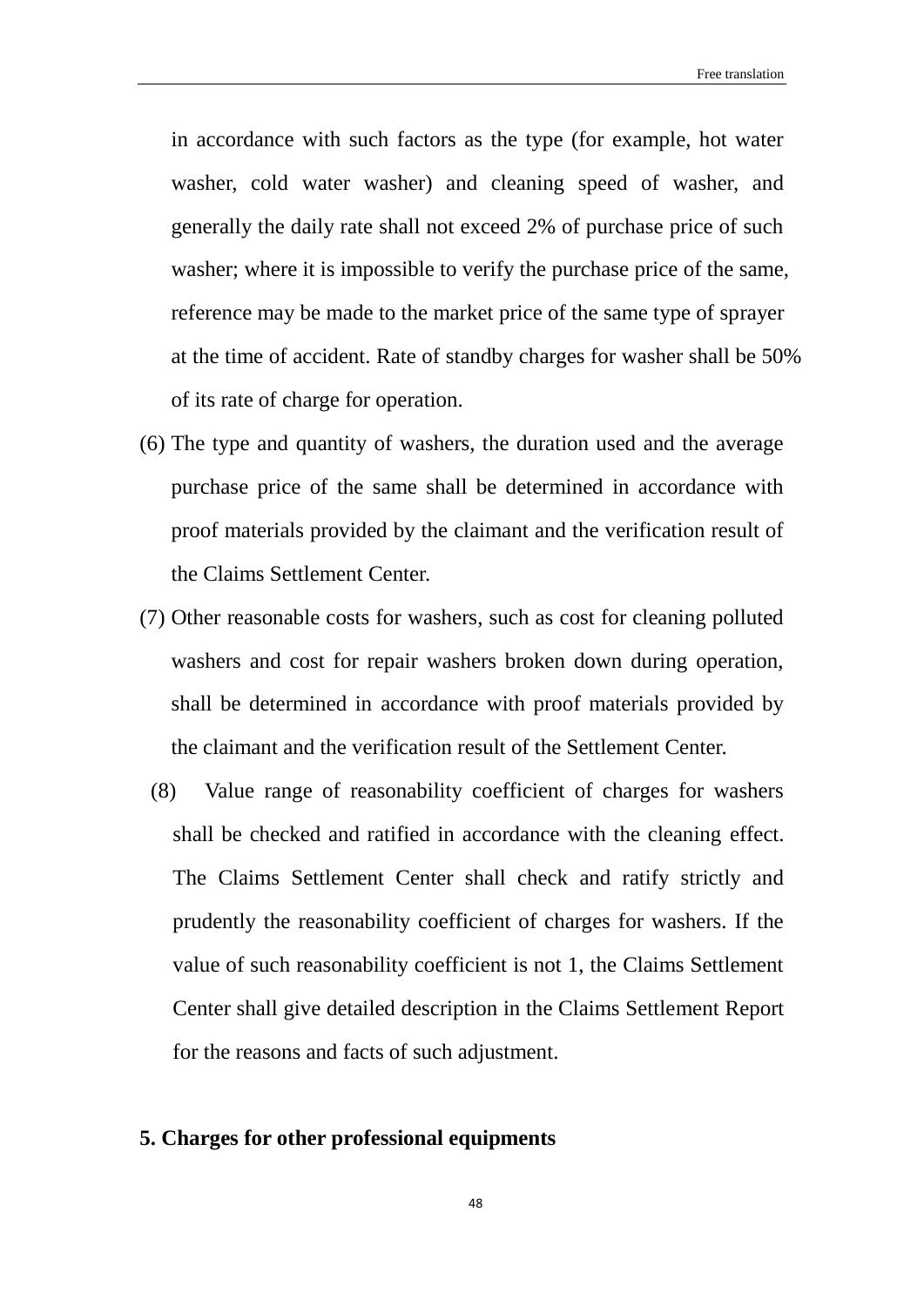in accordance with such factors as the type (for example, hot water washer, cold water washer) and cleaning speed of washer, and generally the daily rate shall not exceed 2% of purchase price of such washer; where it is impossible to verify the purchase price of the same, reference may be made to the market price of the same type of sprayer at the time of accident. Rate of standby charges for washer shall be 50% of its rate of charge for operation.

(6) The type and quantity of washers, the duration used and the average purchase price of the same shall be determined in accordance with proof materials provided by the claimant and the verification result of the Claims Settlement Center.

(7) Other reasonable costs for washers, such as cost for cleaning polluted washers and cost for repair washers broken down during operation, shall be determined in accordance with proof materials provided by the claimant and the verification result of the Settlement Center.

(8) Value range of reasonability coefficient of charges for washers shall be checked and ratified in accordance with the cleaning effect. The Claims Settlement Center shall check and ratify strictly and prudently the reasonability coefficient of charges for washers. If the value of such reasonability coefficient is not 1, the Claims Settlement Center shall give detailed description in the Claims Settlement Report for the reasons and facts of such adjustment.

**5. Charges for other professional equipments**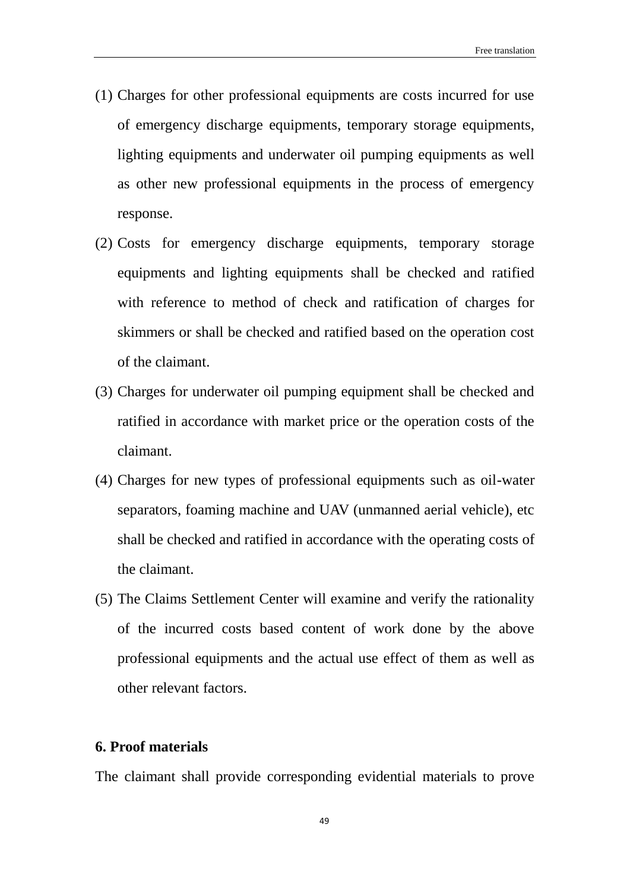(1) Charges for other professional equipments are costs incurred for use of emergency discharge equipments, temporary storage equipments, lighting equipments and underwater oil pumping equipments as well as other new professional equipments in the process of emergency response.

(2) Costs for emergency discharge equipments, temporary storage equipments and lighting equipments shall be checked and ratified with reference to method of check and ratification of charges for skimmers or shall be checked and ratified based on the operation cost of the claimant.

(3) Charges for underwater oil pumping equipment shall be checked and ratified in accordance with market price or the operation costs of the claimant.

(4) Charges for new types of professional equipments such as oil-water separators, foaming machine and UAV (unmanned aerial vehicle), etc shall be checked and ratified in accordance with the operating costs of the claimant.

(5) The Claims Settlement Center will examine and verify the rationality of the incurred costs based content of work done by the above professional equipments and the actual use effect of them as well as other relevant factors.

**6. Proof materials**

The claimant shall provide corresponding evidential materials to prove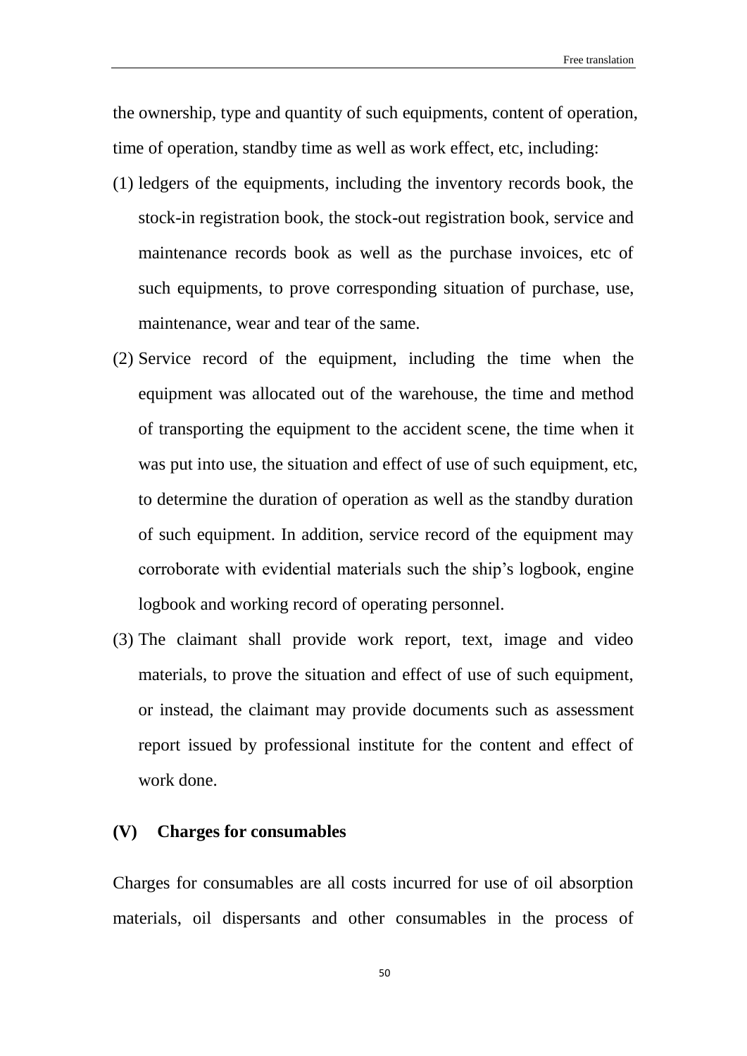the ownership, type and quantity of such equipments, content of operation, time of operation, standby time as well as work effect, etc, including:

(1) ledgers of the equipments, including the inventory records book, the stock-in registration book, the stock-out registration book, service and maintenance records book as well as the purchase invoices, etc of such equipments, to prove corresponding situation of purchase, use, maintenance, wear and tear of the same.
(2) Service record of the equipment, including the time when the equipment was allocated out of the warehouse, the time and method of transporting the equipment to the accident scene, the time when it was put into use, the situation and effect of use of such equipment, etc, to determine the duration of operation as well as the standby duration of such equipment. In addition, service record of the equipment may corroborate with evidential materials such the ship's logbook, engine logbook and working record of operating personnel.
(3) The claimant shall provide work report, text, image and video materials, to prove the situation and effect of use of such equipment, or instead, the claimant may provide documents such as assessment report issued by professional institute for the content and effect of work done.

### (V) Charges for consumables

Charges for consumables are all costs incurred for use of oil absorption materials, oil dispersants and other consumables in the process of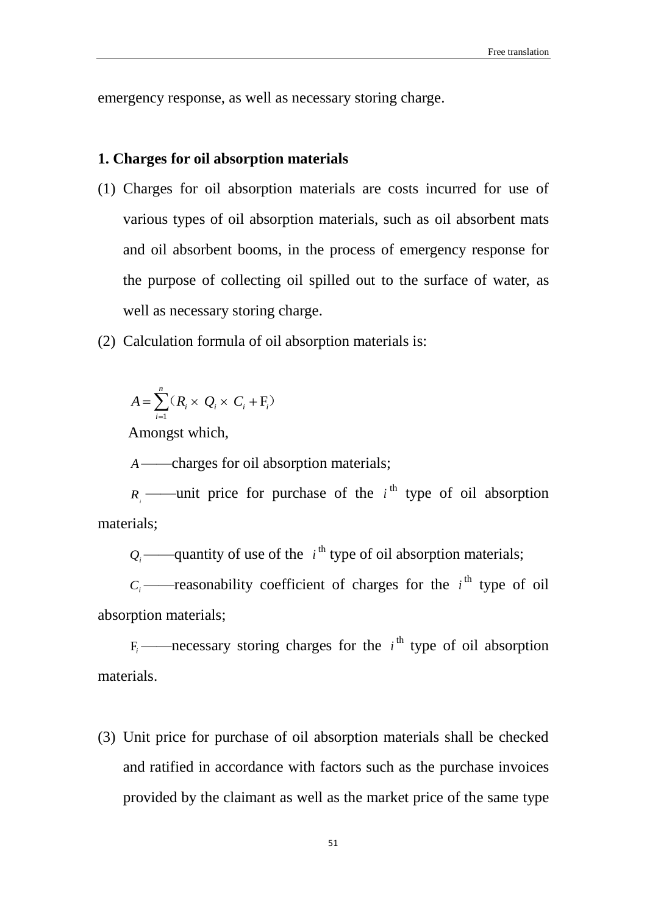emergency response, as well as necessary storing charge.

**1. Charges for oil absorption materials**

(1) Charges for oil absorption materials are costs incurred for use of various types of oil absorption materials, such as oil absorbent mats and oil absorbent booms, in the process of emergency response for the purpose of collecting oil spilled out to the surface of water, as well as necessary storing charge.

(2) Calculation formula of oil absorption materials is:

$$A = \sum_{i=1}^{n} (R_i \times Q_i \times C_i + F_i)$$

Amongst which,

$A$——charges for oil absorption materials;

$R_i$——unit price for purchase of the $i^{th}$ type of oil absorption materials;

$Q_i$——quantity of use of the $i^{th}$ type of oil absorption materials;

$C_i$——reasonability coefficient of charges for the $i^{th}$ type of oil absorption materials;

$F_i$——necessary storing charges for the $i^{th}$ type of oil absorption materials.

(3) Unit price for purchase of oil absorption materials shall be checked and ratified in accordance with factors such as the purchase invoices provided by the claimant as well as the market price of the same type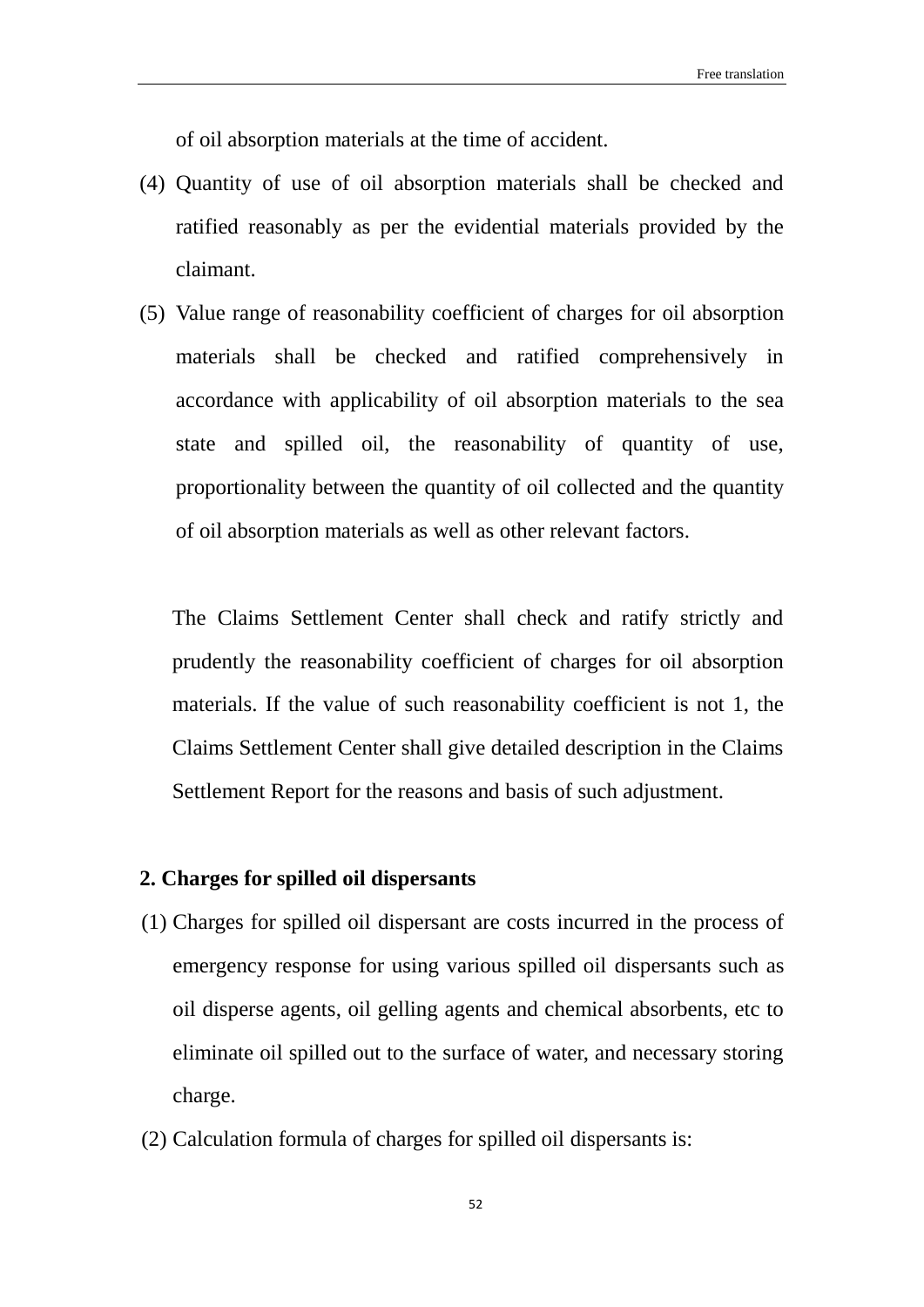of oil absorption materials at the time of accident.

(4) Quantity of use of oil absorption materials shall be checked and ratified reasonably as per the evidential materials provided by the claimant.

(5) Value range of reasonability coefficient of charges for oil absorption materials shall be checked and ratified comprehensively in accordance with applicability of oil absorption materials to the sea state and spilled oil, the reasonability of quantity of use, proportionality between the quantity of oil collected and the quantity of oil absorption materials as well as other relevant factors.

The Claims Settlement Center shall check and ratify strictly and prudently the reasonability coefficient of charges for oil absorption materials. If the value of such reasonability coefficient is not 1, the Claims Settlement Center shall give detailed description in the Claims Settlement Report for the reasons and basis of such adjustment.

**2. Charges for spilled oil dispersants**

(1) Charges for spilled oil dispersant are costs incurred in the process of emergency response for using various spilled oil dispersants such as oil disperse agents, oil gelling agents and chemical absorbents, etc to eliminate oil spilled out to the surface of water, and necessary storing charge.

(2) Calculation formula of charges for spilled oil dispersants is: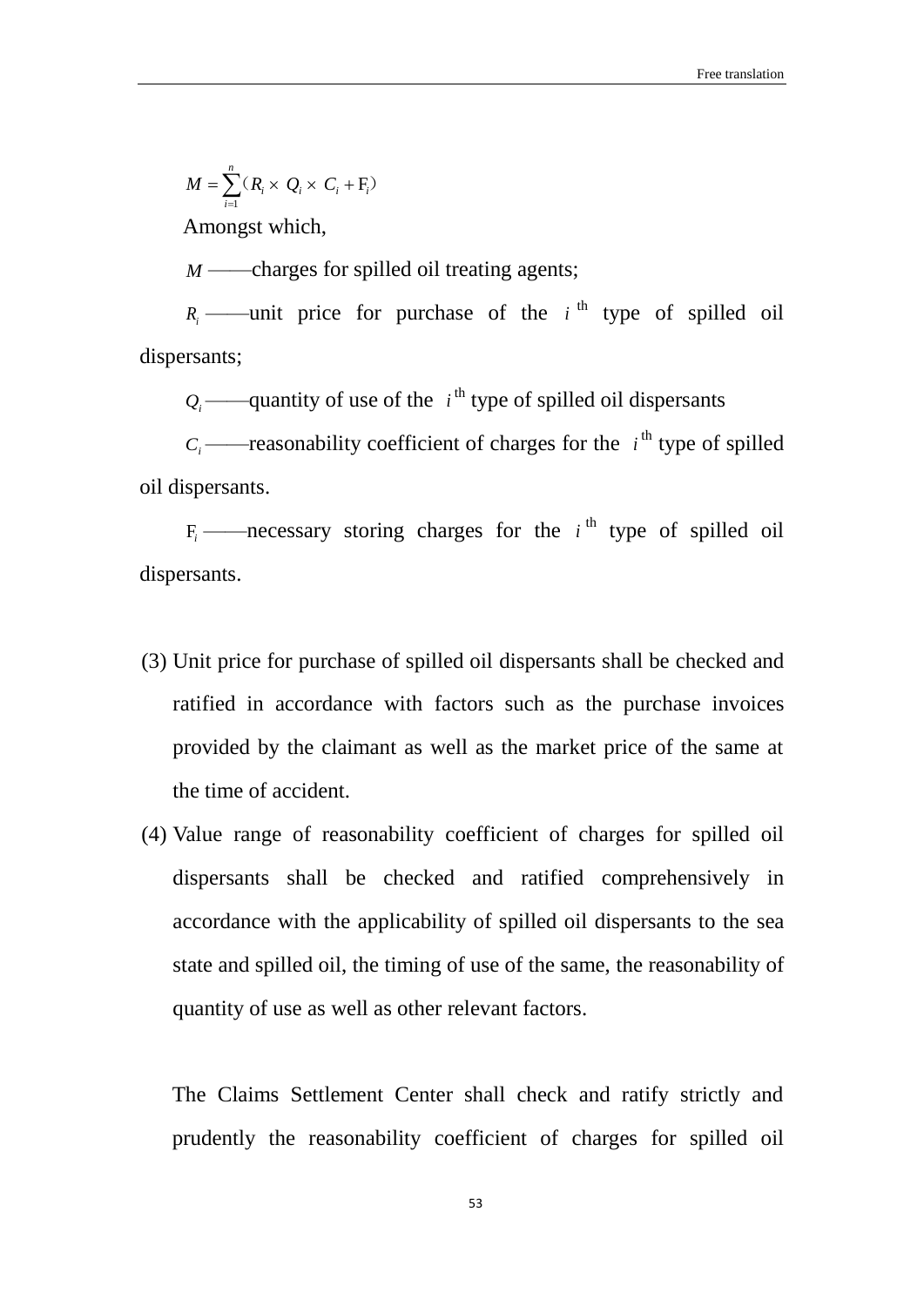$$M = \sum_{i=1}^{n} (R_i \times Q_i \times C_i + F_i)$$

Amongst which,

$M$ ——charges for spilled oil treating agents;

$R_i$ ——unit price for purchase of the $i^{th}$ type of spilled oil dispersants;

$Q_i$ ——quantity of use of the $i^{th}$ type of spilled oil dispersants

$C_i$ ——reasonability coefficient of charges for the $i^{th}$ type of spilled oil dispersants.

$F_i$ ——necessary storing charges for the $i^{th}$ type of spilled oil dispersants.

(3) Unit price for purchase of spilled oil dispersants shall be checked and ratified in accordance with factors such as the purchase invoices provided by the claimant as well as the market price of the same at the time of accident.

(4) Value range of reasonability coefficient of charges for spilled oil dispersants shall be checked and ratified comprehensively in accordance with the applicability of spilled oil dispersants to the sea state and spilled oil, the timing of use of the same, the reasonability of quantity of use as well as other relevant factors.

The Claims Settlement Center shall check and ratify strictly and prudently the reasonability coefficient of charges for spilled oil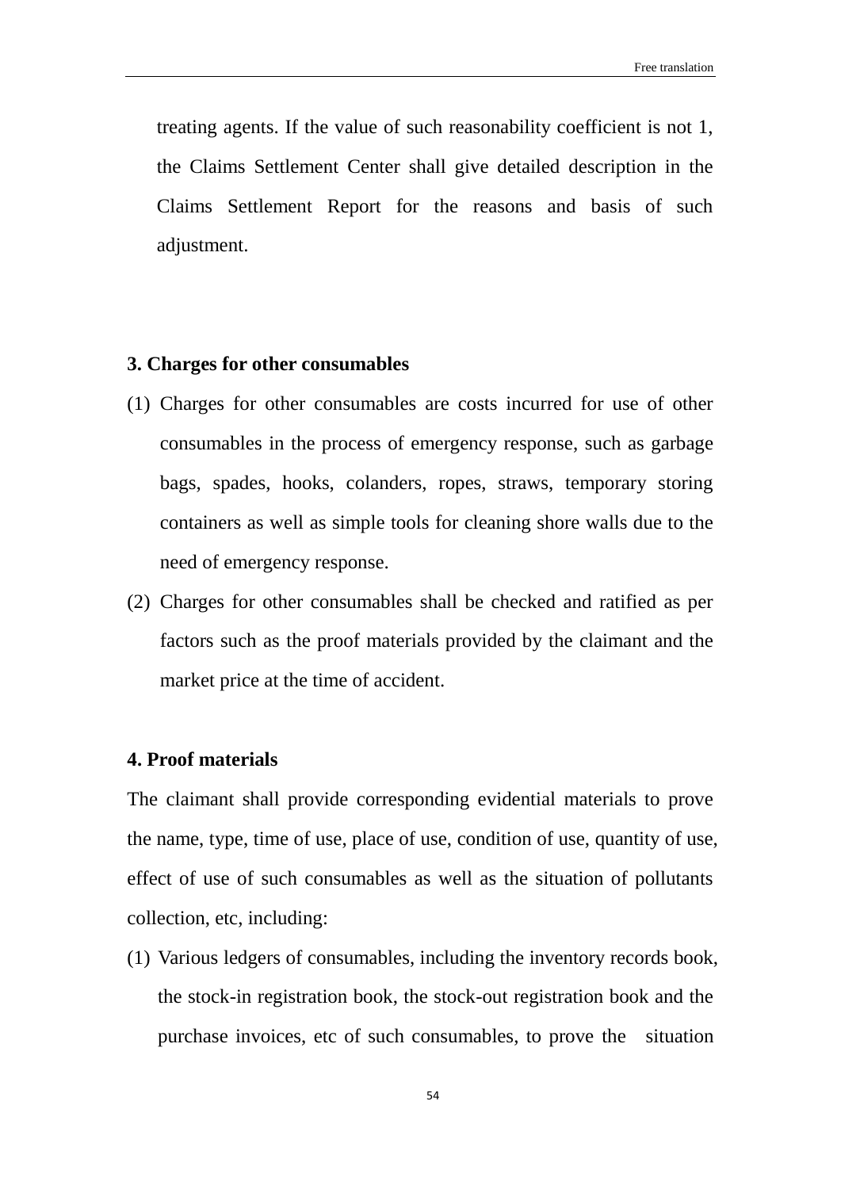treating agents. If the value of such reasonability coefficient is not 1, the Claims Settlement Center shall give detailed description in the Claims Settlement Report for the reasons and basis of such adjustment.

**3. Charges for other consumables**

(1) Charges for other consumables are costs incurred for use of other consumables in the process of emergency response, such as garbage bags, spades, hooks, colanders, ropes, straws, temporary storing containers as well as simple tools for cleaning shore walls due to the need of emergency response.

(2) Charges for other consumables shall be checked and ratified as per factors such as the proof materials provided by the claimant and the market price at the time of accident.

**4. Proof materials**

The claimant shall provide corresponding evidential materials to prove the name, type, time of use, place of use, condition of use, quantity of use, effect of use of such consumables as well as the situation of pollutants collection, etc, including:

(1) Various ledgers of consumables, including the inventory records book, the stock-in registration book, the stock-out registration book and the purchase invoices, etc of such consumables, to prove the situation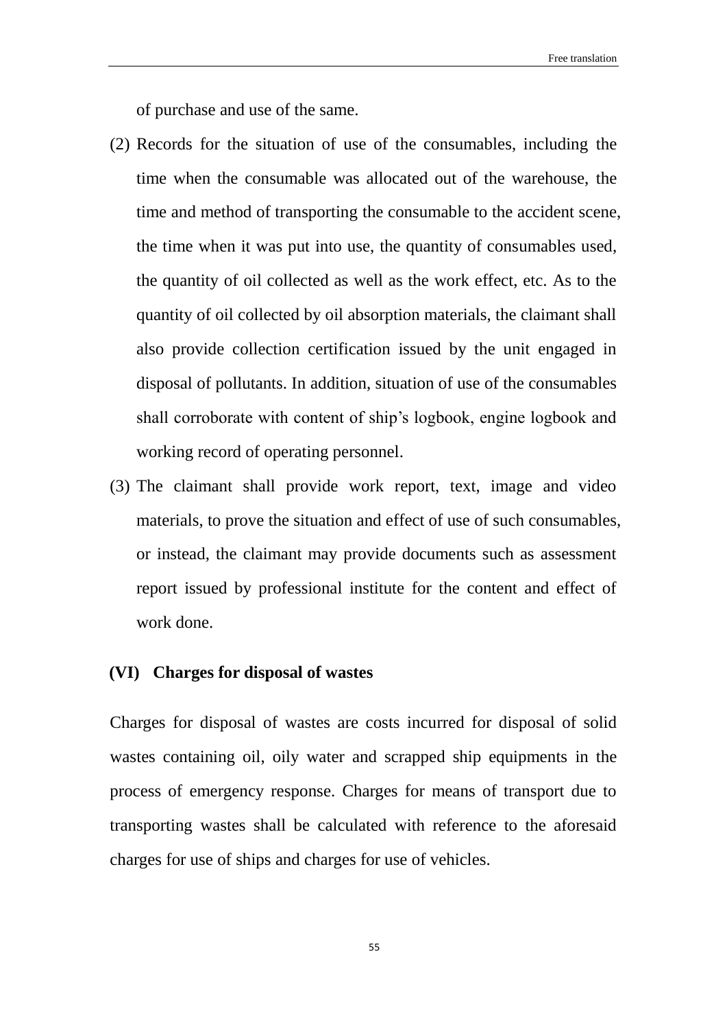of purchase and use of the same.

(2) Records for the situation of use of the consumables, including the time when the consumable was allocated out of the warehouse, the time and method of transporting the consumable to the accident scene, the time when it was put into use, the quantity of consumables used, the quantity of oil collected as well as the work effect, etc. As to the quantity of oil collected by oil absorption materials, the claimant shall also provide collection certification issued by the unit engaged in disposal of pollutants. In addition, situation of use of the consumables shall corroborate with content of ship's logbook, engine logbook and working record of operating personnel.

(3) The claimant shall provide work report, text, image and video materials, to prove the situation and effect of use of such consumables, or instead, the claimant may provide documents such as assessment report issued by professional institute for the content and effect of work done.

### (VI) Charges for disposal of wastes

Charges for disposal of wastes are costs incurred for disposal of solid wastes containing oil, oily water and scrapped ship equipments in the process of emergency response. Charges for means of transport due to transporting wastes shall be calculated with reference to the aforesaid charges for use of ships and charges for use of vehicles.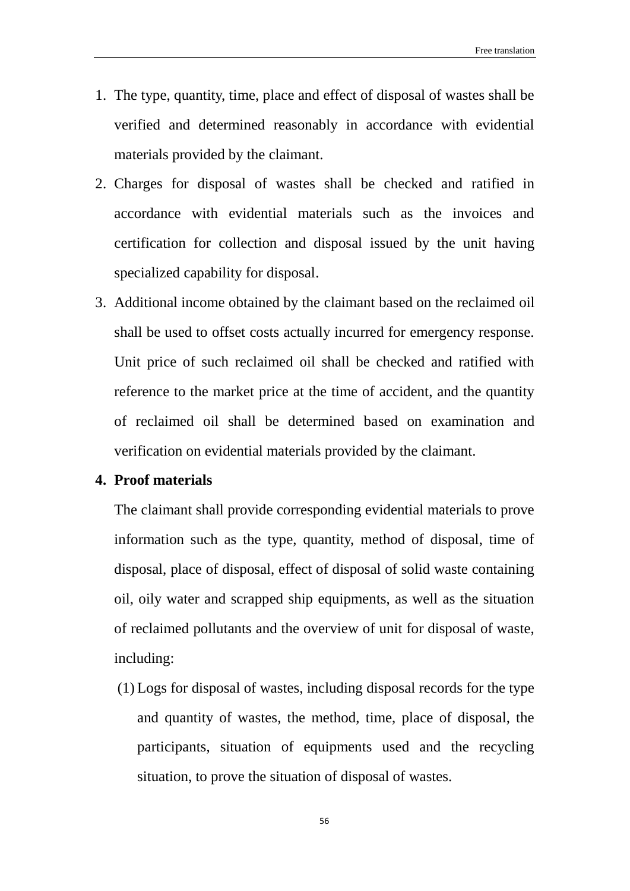1. The type, quantity, time, place and effect of disposal of wastes shall be verified and determined reasonably in accordance with evidential materials provided by the claimant.
2. Charges for disposal of wastes shall be checked and ratified in accordance with evidential materials such as the invoices and certification for collection and disposal issued by the unit having specialized capability for disposal.
3. Additional income obtained by the claimant based on the reclaimed oil shall be used to offset costs actually incurred for emergency response. Unit price of such reclaimed oil shall be checked and ratified with reference to the market price at the time of accident, and the quantity of reclaimed oil shall be determined based on examination and verification on evidential materials provided by the claimant.
4. **Proof materials**

   The claimant shall provide corresponding evidential materials to prove information such as the type, quantity, method of disposal, time of disposal, place of disposal, effect of disposal of solid waste containing oil, oily water and scrapped ship equipments, as well as the situation of reclaimed pollutants and the overview of unit for disposal of waste, including:

   (1) Logs for disposal of wastes, including disposal records for the type and quantity of wastes, the method, time, place of disposal, the participants, situation of equipments used and the recycling situation, to prove the situation of disposal of wastes.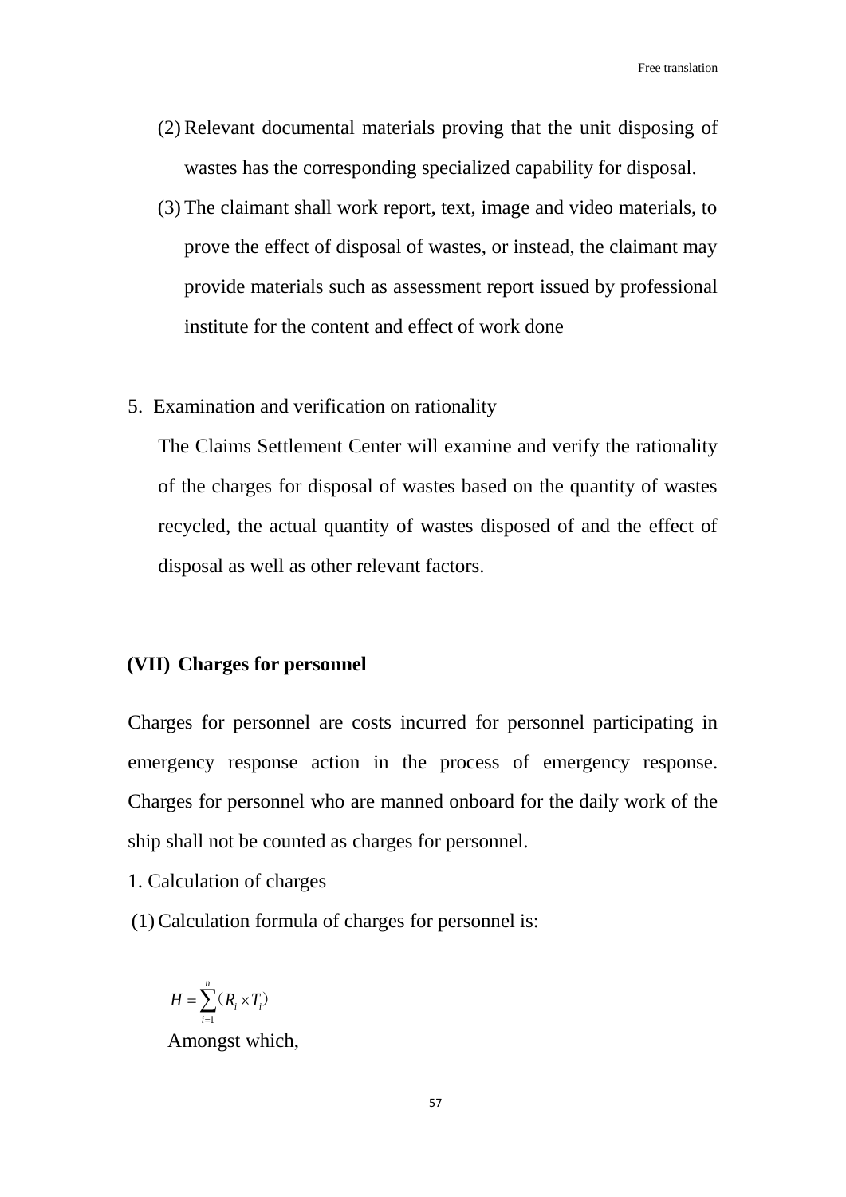(2) Relevant documental materials proving that the unit disposing of wastes has the corresponding specialized capability for disposal.

(3) The claimant shall work report, text, image and video materials, to prove the effect of disposal of wastes, or instead, the claimant may provide materials such as assessment report issued by professional institute for the content and effect of work done

5. Examination and verification on rationality

The Claims Settlement Center will examine and verify the rationality of the charges for disposal of wastes based on the quantity of wastes recycled, the actual quantity of wastes disposed of and the effect of disposal as well as other relevant factors.

### (VII) Charges for personnel

Charges for personnel are costs incurred for personnel participating in emergency response action in the process of emergency response. Charges for personnel who are manned onboard for the daily work of the ship shall not be counted as charges for personnel.

1. Calculation of charges

(1) Calculation formula of charges for personnel is:

$$H = \sum_{i=1}^{n} (R_i \times T_i)$$

Amongst which,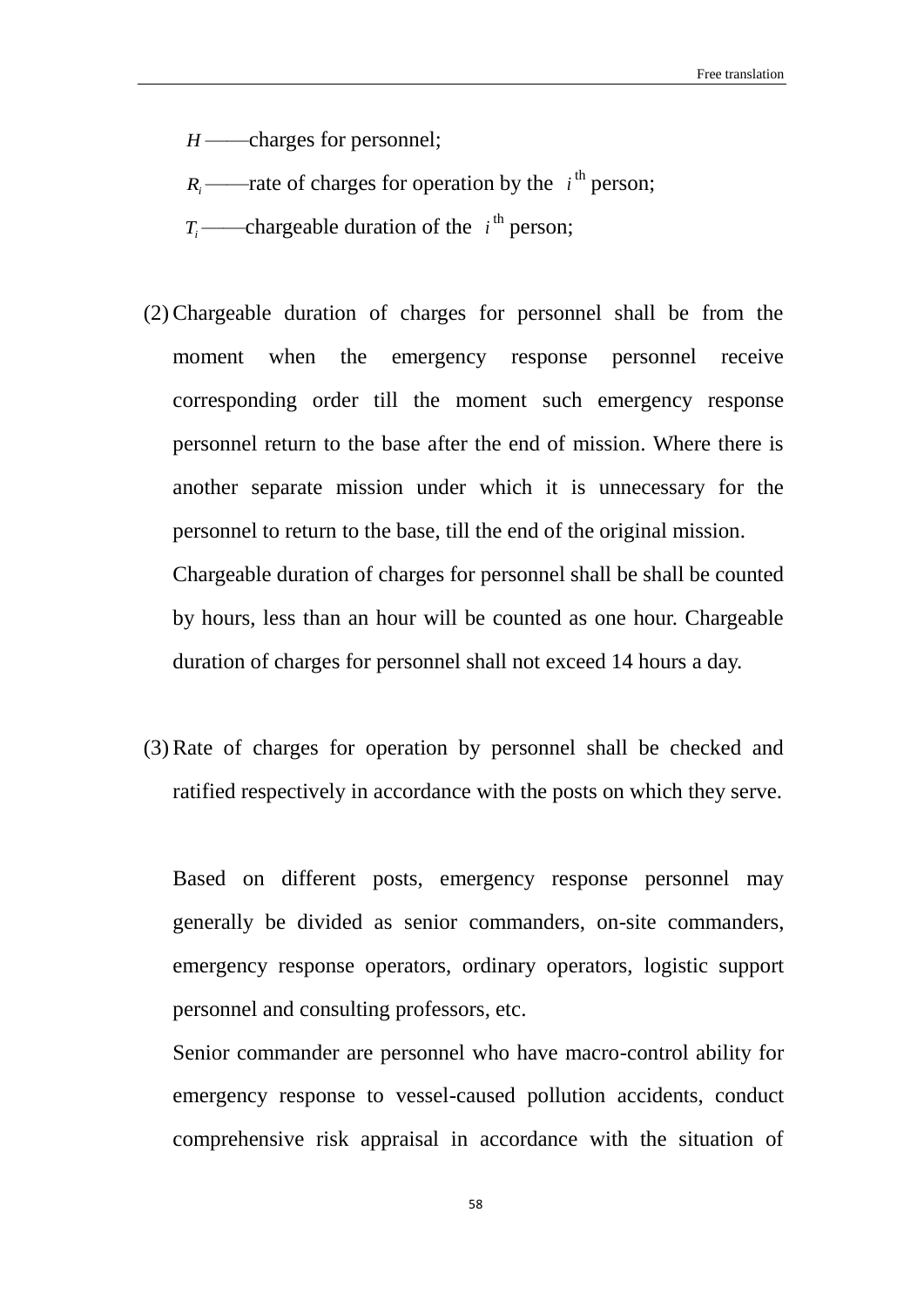$H$ ——charges for personnel;

$R_i$ ——rate of charges for operation by the $i^{th}$ person;

$T_i$ ——chargeable duration of the $i^{th}$ person;

(2) Chargeable duration of charges for personnel shall be from the moment when the emergency response personnel receive corresponding order till the moment such emergency response personnel return to the base after the end of mission. Where there is another separate mission under which it is unnecessary for the personnel to return to the base, till the end of the original mission.

    Chargeable duration of charges for personnel shall be shall be counted by hours, less than an hour will be counted as one hour. Chargeable duration of charges for personnel shall not exceed 14 hours a day.

(3) Rate of charges for operation by personnel shall be checked and ratified respectively in accordance with the posts on which they serve.

    Based on different posts, emergency response personnel may generally be divided as senior commanders, on-site commanders, emergency response operators, ordinary operators, logistic support personnel and consulting professors, etc.

    Senior commander are personnel who have macro-control ability for emergency response to vessel-caused pollution accidents, conduct comprehensive risk appraisal in accordance with the situation of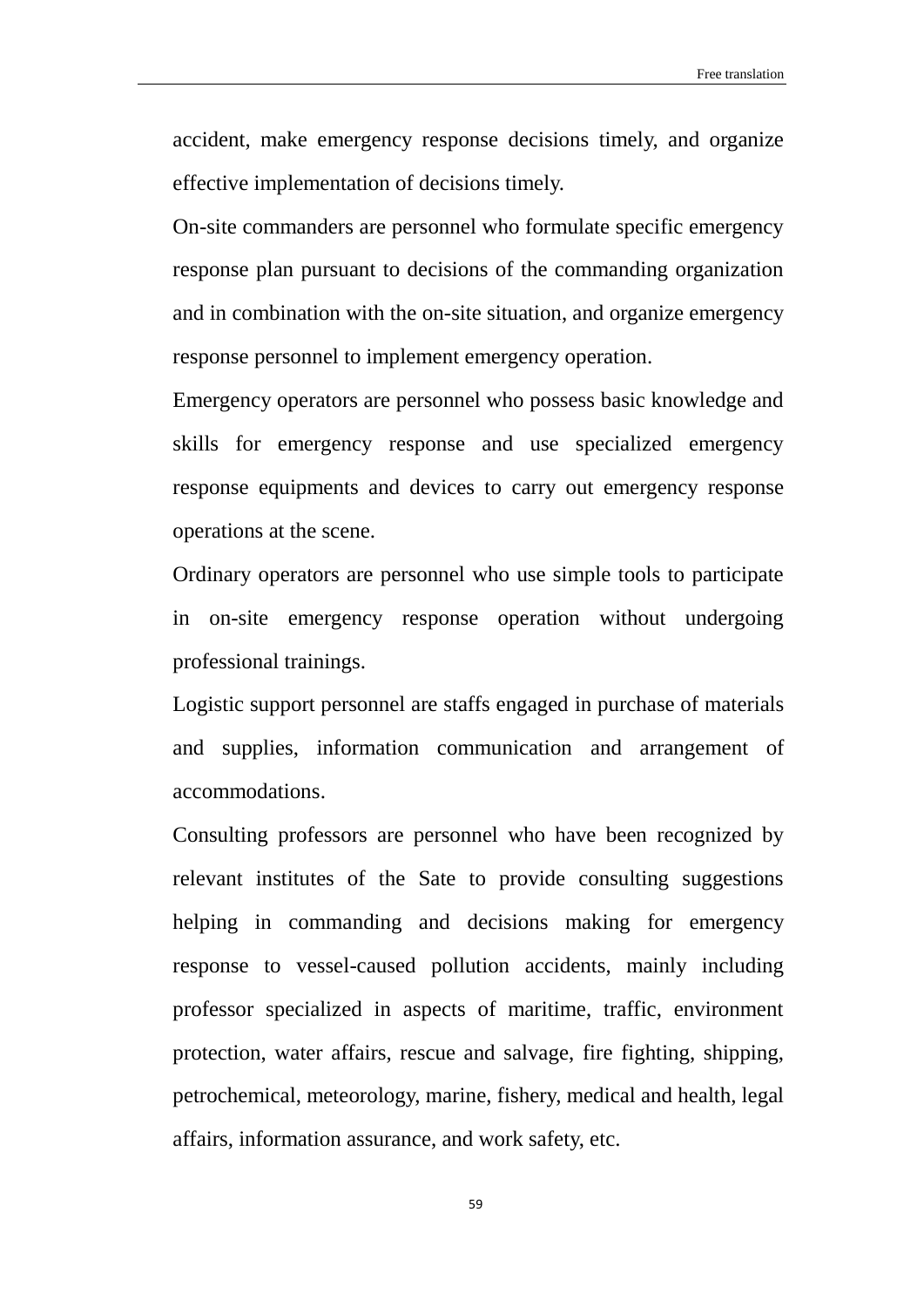accident, make emergency response decisions timely, and organize effective implementation of decisions timely.

On-site commanders are personnel who formulate specific emergency response plan pursuant to decisions of the commanding organization and in combination with the on-site situation, and organize emergency response personnel to implement emergency operation.

Emergency operators are personnel who possess basic knowledge and skills for emergency response and use specialized emergency response equipments and devices to carry out emergency response operations at the scene.

Ordinary operators are personnel who use simple tools to participate in on-site emergency response operation without undergoing professional trainings.

Logistic support personnel are staffs engaged in purchase of materials and supplies, information communication and arrangement of accommodations.

Consulting professors are personnel who have been recognized by relevant institutes of the Sate to provide consulting suggestions helping in commanding and decisions making for emergency response to vessel-caused pollution accidents, mainly including professor specialized in aspects of maritime, traffic, environment protection, water affairs, rescue and salvage, fire fighting, shipping, petrochemical, meteorology, marine, fishery, medical and health, legal affairs, information assurance, and work safety, etc.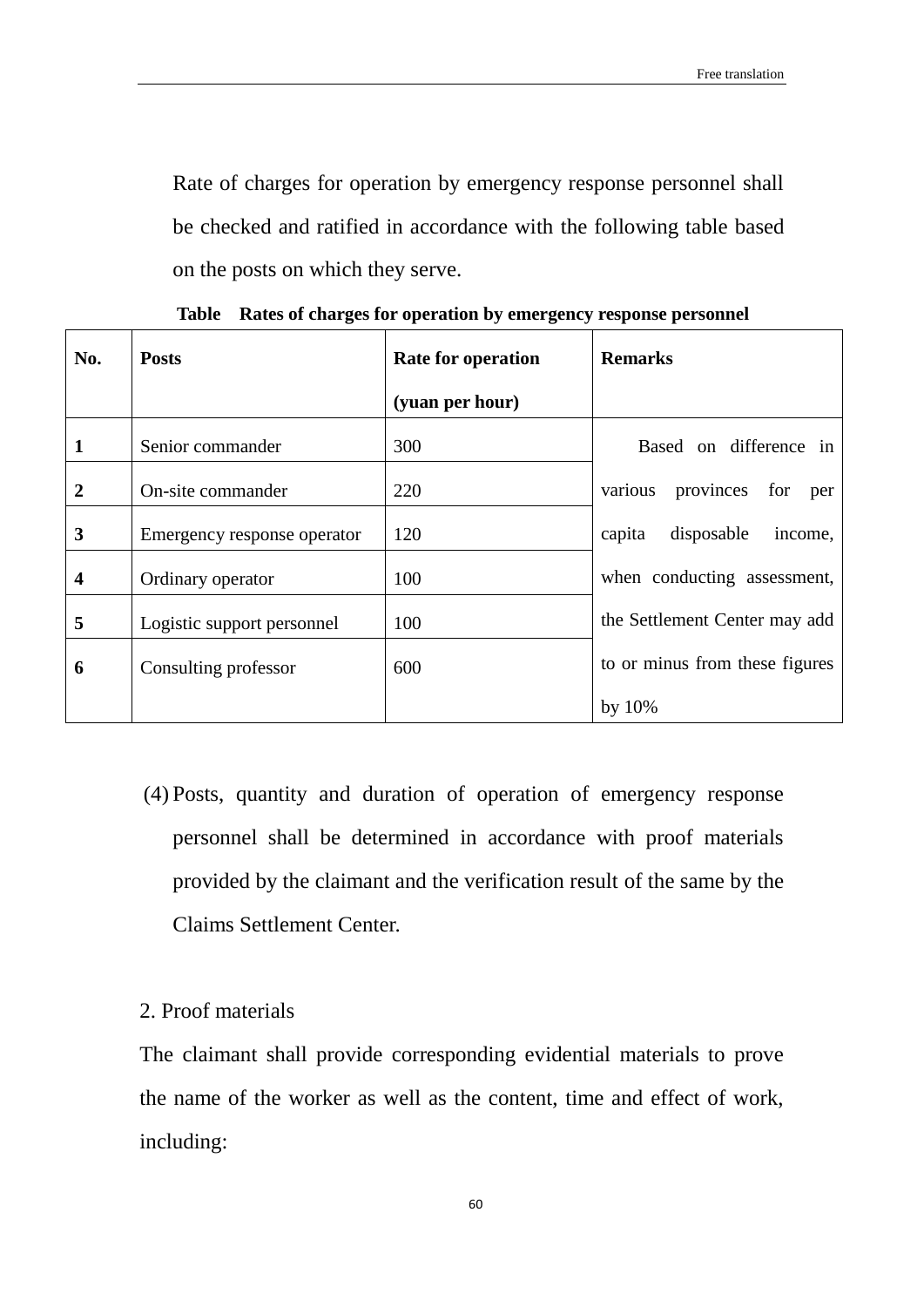Rate of charges for operation by emergency response personnel shall be checked and ratified in accordance with the following table based on the posts on which they serve.

**Table Rates of charges for operation by emergency response personnel**

| **No.** | **Posts** | **Rate for operation (yuan per hour)** | **Remarks** |
|---|---|---|---|
| **1** | Senior commander | 300 | Based on difference in various provinces for per capita disposable income, when conducting assessment, the Settlement Center may add to or minus from these figures by 10% |
| **2** | On-site commander | 220 | |
| **3** | Emergency response operator | 120 | |
| **4** | Ordinary operator | 100 | |
| **5** | Logistic support personnel | 100 | |
| **6** | Consulting professor | 600 | |

(4) Posts, quantity and duration of operation of emergency response personnel shall be determined in accordance with proof materials provided by the claimant and the verification result of the same by the Claims Settlement Center.

2. Proof materials

The claimant shall provide corresponding evidential materials to prove the name of the worker as well as the content, time and effect of work, including: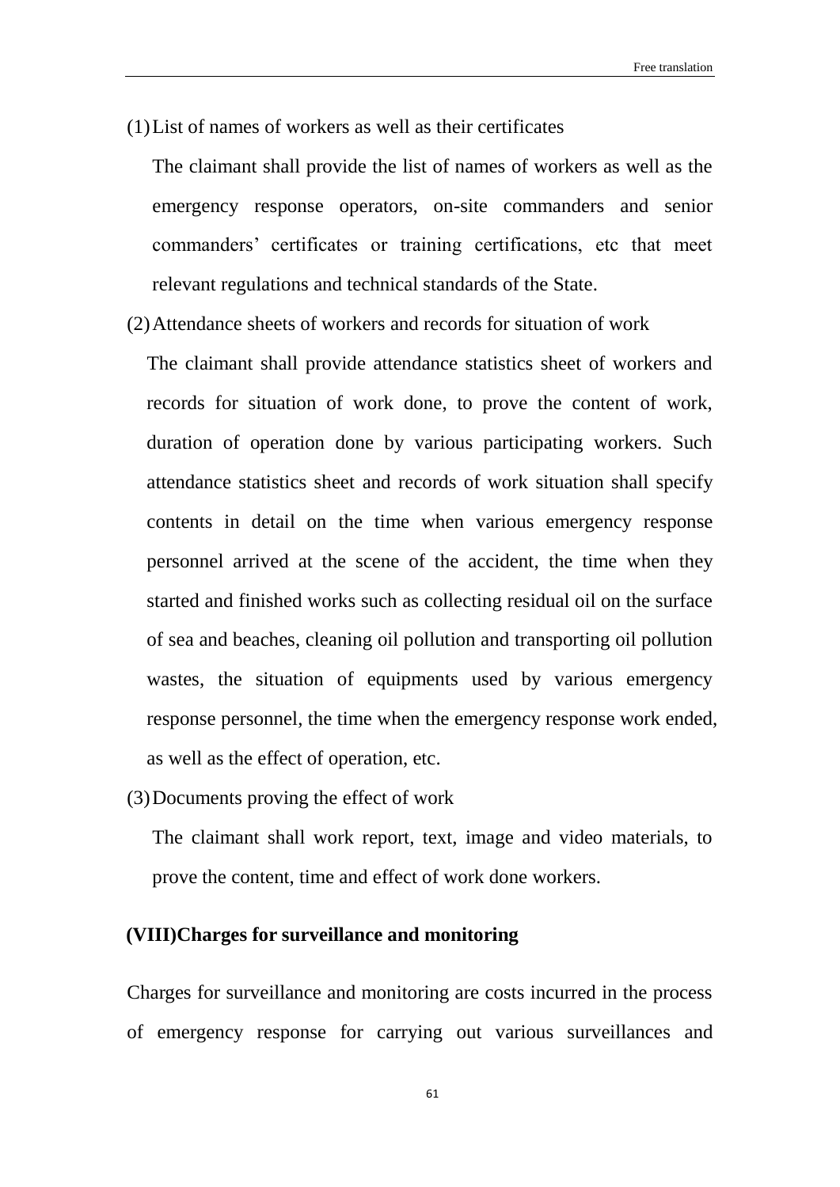(1) List of names of workers as well as their certificates

The claimant shall provide the list of names of workers as well as the emergency response operators, on-site commanders and senior commanders' certificates or training certifications, etc that meet relevant regulations and technical standards of the State.

(2) Attendance sheets of workers and records for situation of work

The claimant shall provide attendance statistics sheet of workers and records for situation of work done, to prove the content of work, duration of operation done by various participating workers. Such attendance statistics sheet and records of work situation shall specify contents in detail on the time when various emergency response personnel arrived at the scene of the accident, the time when they started and finished works such as collecting residual oil on the surface of sea and beaches, cleaning oil pollution and transporting oil pollution wastes, the situation of equipments used by various emergency response personnel, the time when the emergency response work ended, as well as the effect of operation, etc.

(3) Documents proving the effect of work

The claimant shall work report, text, image and video materials, to prove the content, time and effect of work done workers.

**(VIII)Charges for surveillance and monitoring**

Charges for surveillance and monitoring are costs incurred in the process of emergency response for carrying out various surveillances and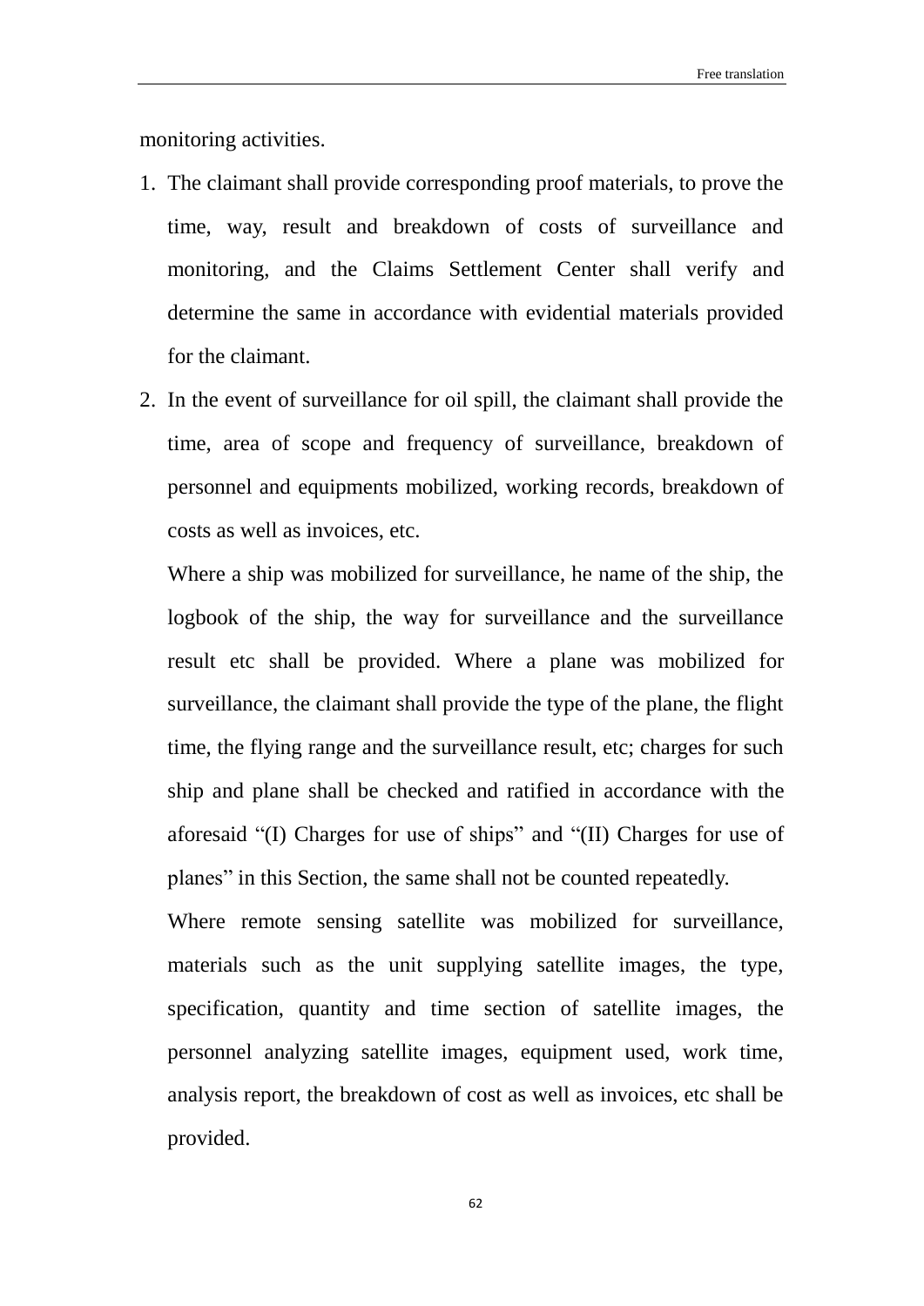monitoring activities.

1. The claimant shall provide corresponding proof materials, to prove the time, way, result and breakdown of costs of surveillance and monitoring, and the Claims Settlement Center shall verify and determine the same in accordance with evidential materials provided for the claimant.
2. In the event of surveillance for oil spill, the claimant shall provide the time, area of scope and frequency of surveillance, breakdown of personnel and equipments mobilized, working records, breakdown of costs as well as invoices, etc.

   Where a ship was mobilized for surveillance, he name of the ship, the logbook of the ship, the way for surveillance and the surveillance result etc shall be provided. Where a plane was mobilized for surveillance, the claimant shall provide the type of the plane, the flight time, the flying range and the surveillance result, etc; charges for such ship and plane shall be checked and ratified in accordance with the aforesaid "(I) Charges for use of ships" and "(II) Charges for use of planes" in this Section, the same shall not be counted repeatedly.

   Where remote sensing satellite was mobilized for surveillance, materials such as the unit supplying satellite images, the type, specification, quantity and time section of satellite images, the personnel analyzing satellite images, equipment used, work time, analysis report, the breakdown of cost as well as invoices, etc shall be provided.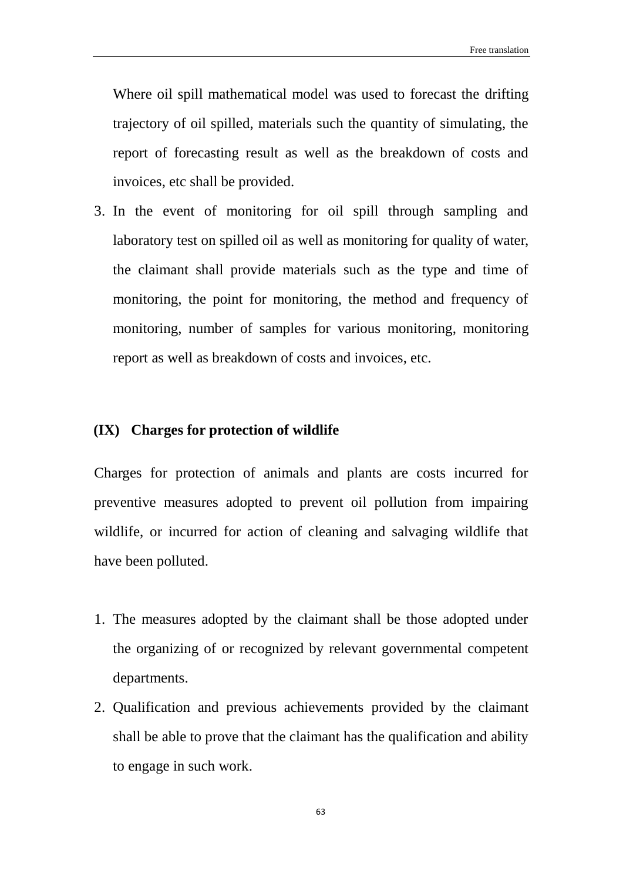Where oil spill mathematical model was used to forecast the drifting trajectory of oil spilled, materials such the quantity of simulating, the report of forecasting result as well as the breakdown of costs and invoices, etc shall be provided.

3. In the event of monitoring for oil spill through sampling and laboratory test on spilled oil as well as monitoring for quality of water, the claimant shall provide materials such as the type and time of monitoring, the point for monitoring, the method and frequency of monitoring, number of samples for various monitoring, monitoring report as well as breakdown of costs and invoices, etc.

### (IX) Charges for protection of wildlife

Charges for protection of animals and plants are costs incurred for preventive measures adopted to prevent oil pollution from impairing wildlife, or incurred for action of cleaning and salvaging wildlife that have been polluted.

1. The measures adopted by the claimant shall be those adopted under the organizing of or recognized by relevant governmental competent departments.
2. Qualification and previous achievements provided by the claimant shall be able to prove that the claimant has the qualification and ability to engage in such work.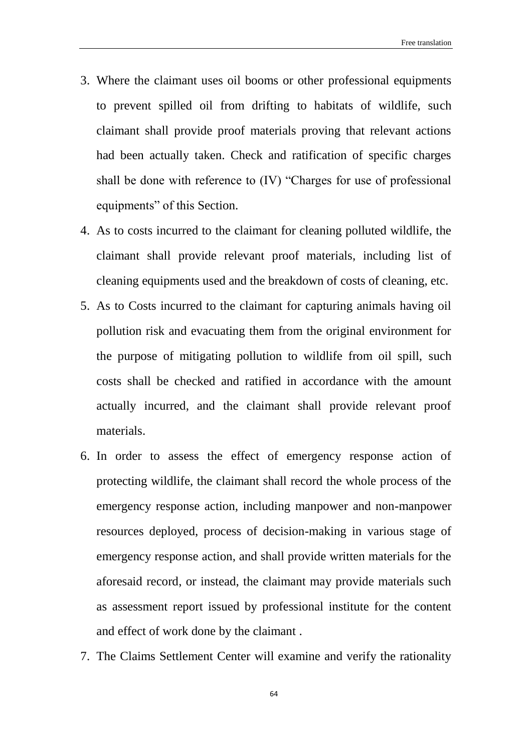3. Where the claimant uses oil booms or other professional equipments to prevent spilled oil from drifting to habitats of wildlife, such claimant shall provide proof materials proving that relevant actions had been actually taken. Check and ratification of specific charges shall be done with reference to (IV) “Charges for use of professional equipments” of this Section.
4. As to costs incurred to the claimant for cleaning polluted wildlife, the claimant shall provide relevant proof materials, including list of cleaning equipments used and the breakdown of costs of cleaning, etc.
5. As to Costs incurred to the claimant for capturing animals having oil pollution risk and evacuating them from the original environment for the purpose of mitigating pollution to wildlife from oil spill, such costs shall be checked and ratified in accordance with the amount actually incurred, and the claimant shall provide relevant proof materials.
6. In order to assess the effect of emergency response action of protecting wildlife, the claimant shall record the whole process of the emergency response action, including manpower and non-manpower resources deployed, process of decision-making in various stage of emergency response action, and shall provide written materials for the aforesaid record, or instead, the claimant may provide materials such as assessment report issued by professional institute for the content and effect of work done by the claimant .
7. The Claims Settlement Center will examine and verify the rationality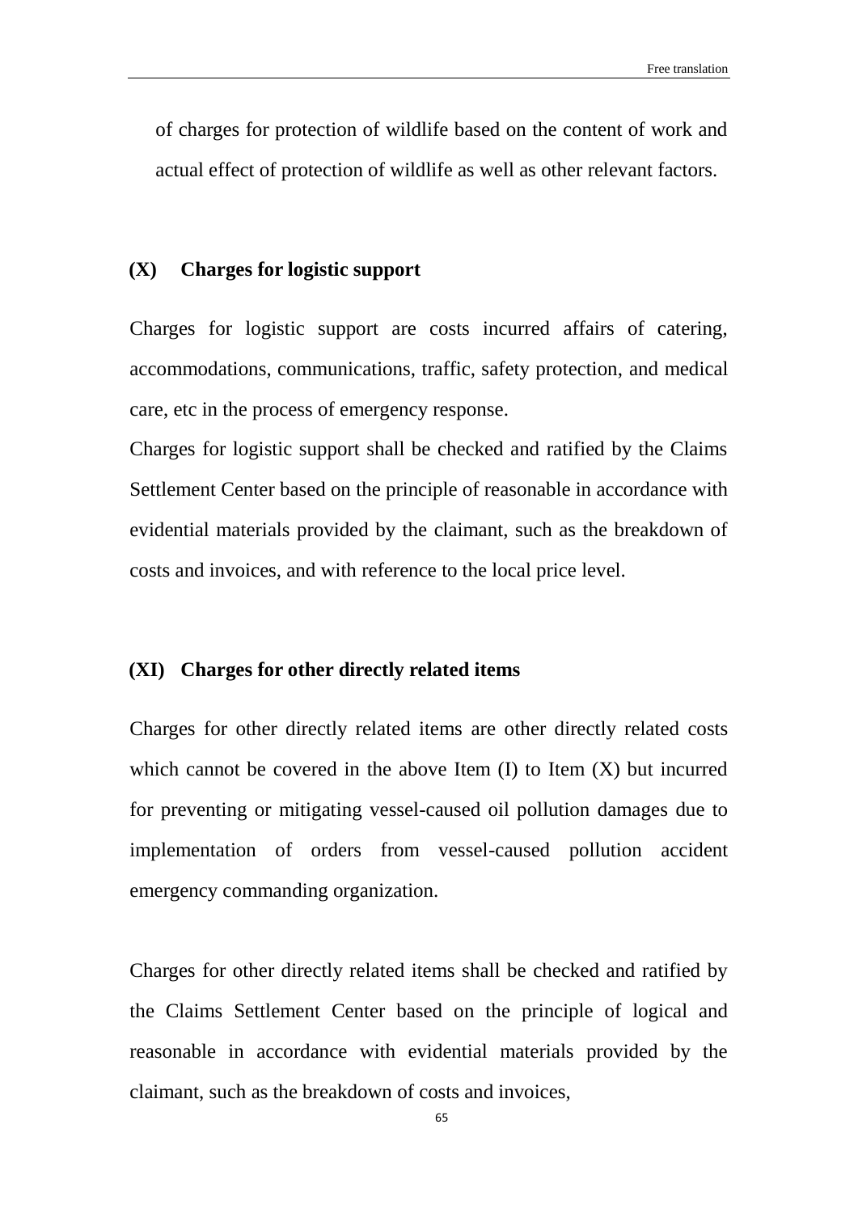of charges for protection of wildlife based on the content of work and actual effect of protection of wildlife as well as other relevant factors.

### (X) Charges for logistic support

Charges for logistic support are costs incurred affairs of catering, accommodations, communications, traffic, safety protection, and medical care, etc in the process of emergency response.

Charges for logistic support shall be checked and ratified by the Claims Settlement Center based on the principle of reasonable in accordance with evidential materials provided by the claimant, such as the breakdown of costs and invoices, and with reference to the local price level.

### (XI) Charges for other directly related items

Charges for other directly related items are other directly related costs which cannot be covered in the above Item (I) to Item (X) but incurred for preventing or mitigating vessel-caused oil pollution damages due to implementation of orders from vessel-caused pollution accident emergency commanding organization.

Charges for other directly related items shall be checked and ratified by the Claims Settlement Center based on the principle of logical and reasonable in accordance with evidential materials provided by the claimant, such as the breakdown of costs and invoices,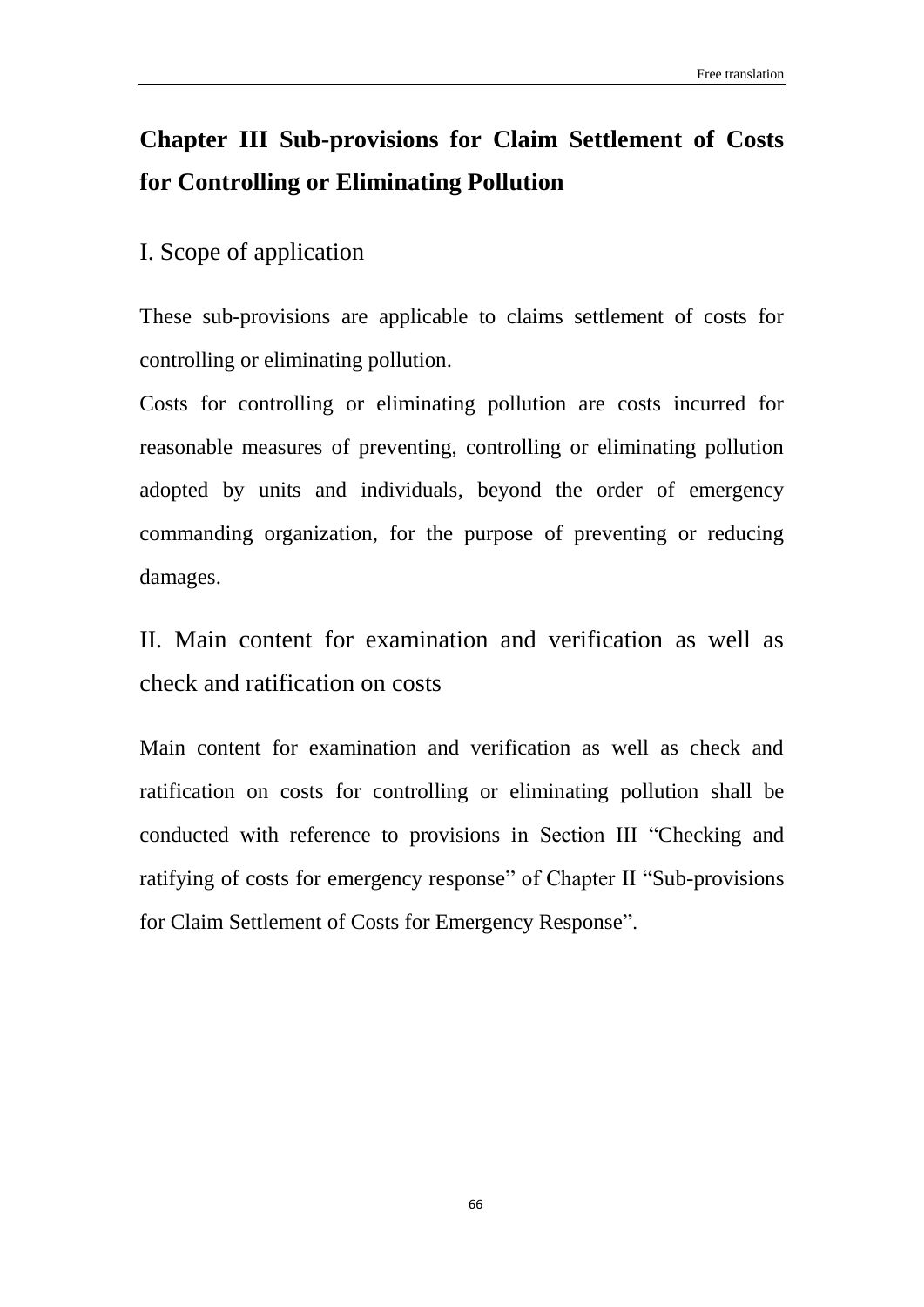# Chapter III Sub-provisions for Claim Settlement of Costs for Controlling or Eliminating Pollution

## I. Scope of application

These sub-provisions are applicable to claims settlement of costs for controlling or eliminating pollution.

Costs for controlling or eliminating pollution are costs incurred for reasonable measures of preventing, controlling or eliminating pollution adopted by units and individuals, beyond the order of emergency commanding organization, for the purpose of preventing or reducing damages.

## II. Main content for examination and verification as well as check and ratification on costs

Main content for examination and verification as well as check and ratification on costs for controlling or eliminating pollution shall be conducted with reference to provisions in Section III "Checking and ratifying of costs for emergency response" of Chapter II "Sub-provisions for Claim Settlement of Costs for Emergency Response".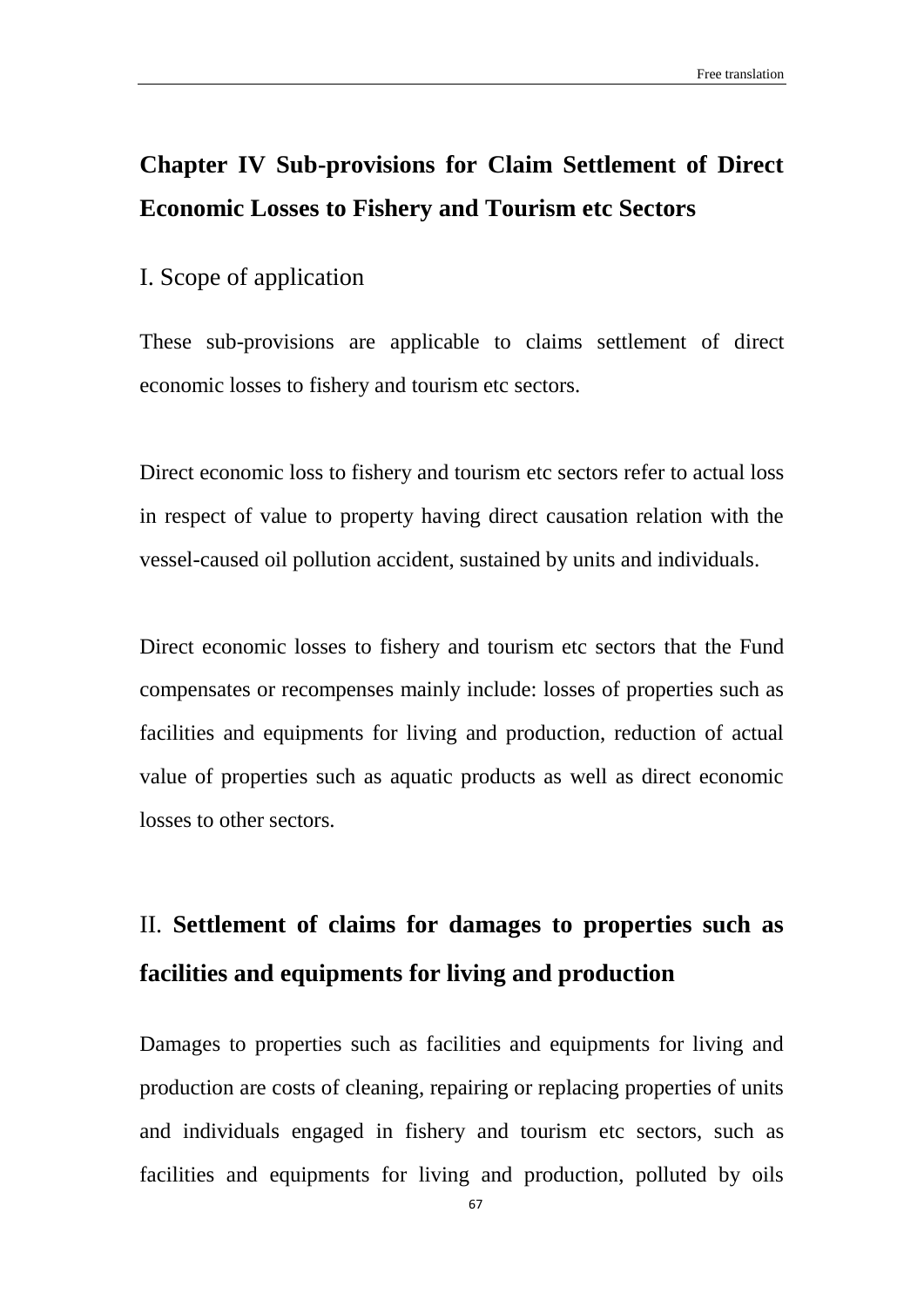## Chapter IV Sub-provisions for Claim Settlement of Direct Economic Losses to Fishery and Tourism etc Sectors

### I. Scope of application

These sub-provisions are applicable to claims settlement of direct economic losses to fishery and tourism etc sectors.

Direct economic loss to fishery and tourism etc sectors refer to actual loss in respect of value to property having direct causation relation with the vessel-caused oil pollution accident, sustained by units and individuals.

Direct economic losses to fishery and tourism etc sectors that the Fund compensates or recompenses mainly include: losses of properties such as facilities and equipments for living and production, reduction of actual value of properties such as aquatic products as well as direct economic losses to other sectors.

### II. **Settlement of claims for damages to properties such as facilities and equipments for living and production**

Damages to properties such as facilities and equipments for living and production are costs of cleaning, repairing or replacing properties of units and individuals engaged in fishery and tourism etc sectors, such as facilities and equipments for living and production, polluted by oils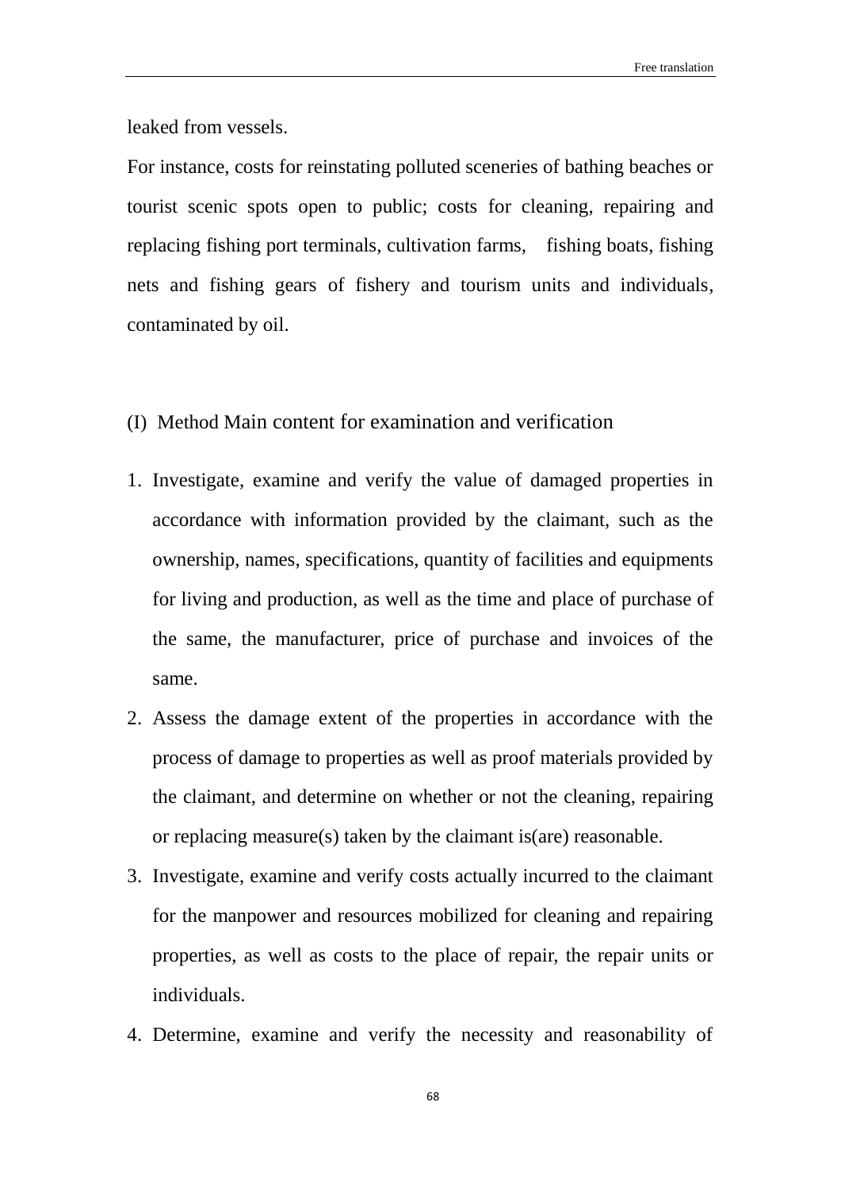leaked from vessels.

For instance, costs for reinstating polluted sceneries of bathing beaches or tourist scenic spots open to public; costs for cleaning, repairing and replacing fishing port terminals, cultivation farms, fishing boats, fishing nets and fishing gears of fishery and tourism units and individuals, contaminated by oil.

(I) Method Main content for examination and verification

1. Investigate, examine and verify the value of damaged properties in accordance with information provided by the claimant, such as the ownership, names, specifications, quantity of facilities and equipments for living and production, as well as the time and place of purchase of the same, the manufacturer, price of purchase and invoices of the same.
2. Assess the damage extent of the properties in accordance with the process of damage to properties as well as proof materials provided by the claimant, and determine on whether or not the cleaning, repairing or replacing measure(s) taken by the claimant is(are) reasonable.
3. Investigate, examine and verify costs actually incurred to the claimant for the manpower and resources mobilized for cleaning and repairing properties, as well as costs to the place of repair, the repair units or individuals.
4. Determine, examine and verify the necessity and reasonability of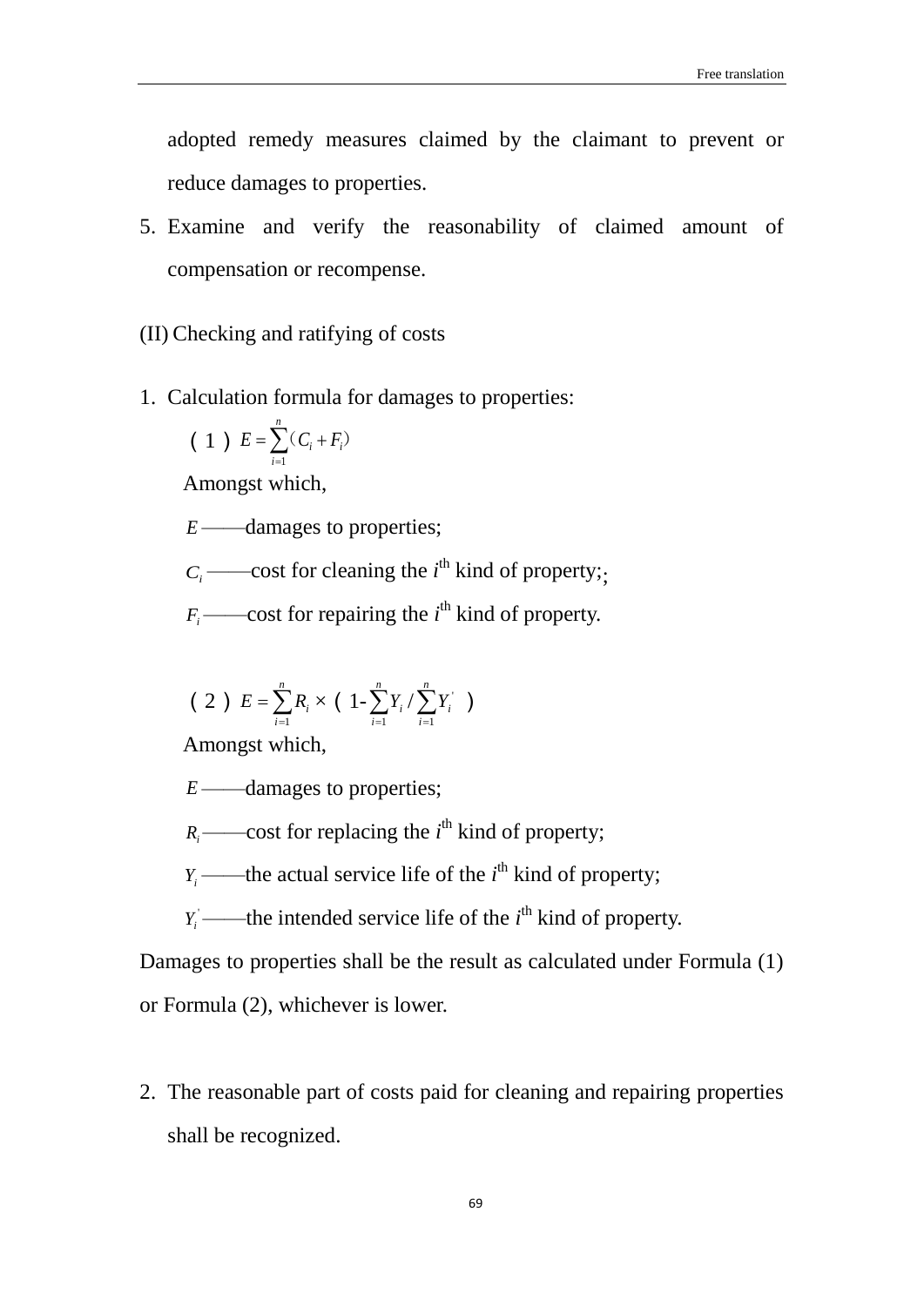adopted remedy measures claimed by the claimant to prevent or reduce damages to properties.

5. Examine and verify the reasonability of claimed amount of compensation or recompense.

(II) Checking and ratifying of costs

1. Calculation formula for damages to properties:

   （1）$E=\sum_{i=1}^{n}(C_i+F_i)$

   Amongst which,

   $E$ ——damages to properties;

   $C_i$ ——cost for cleaning the $i^{th}$ kind of property;;

   $F_i$ ——cost for repairing the $i^{th}$ kind of property.

   （2）$E=\sum_{i=1}^{n}R_i \times (1-\sum_{i=1}^{n}Y_i/\sum_{i=1}^{n}Y_i^{'})$

   Amongst which,

   $E$ ——damages to properties;

   $R_i$ ——cost for replacing the $i^{th}$ kind of property;

   $Y_i$ ——the actual service life of the $i^{th}$ kind of property;

   $Y_i^{'}$ ——the intended service life of the $i^{th}$ kind of property.

Damages to properties shall be the result as calculated under Formula (1) or Formula (2), whichever is lower.

2. The reasonable part of costs paid for cleaning and repairing properties shall be recognized.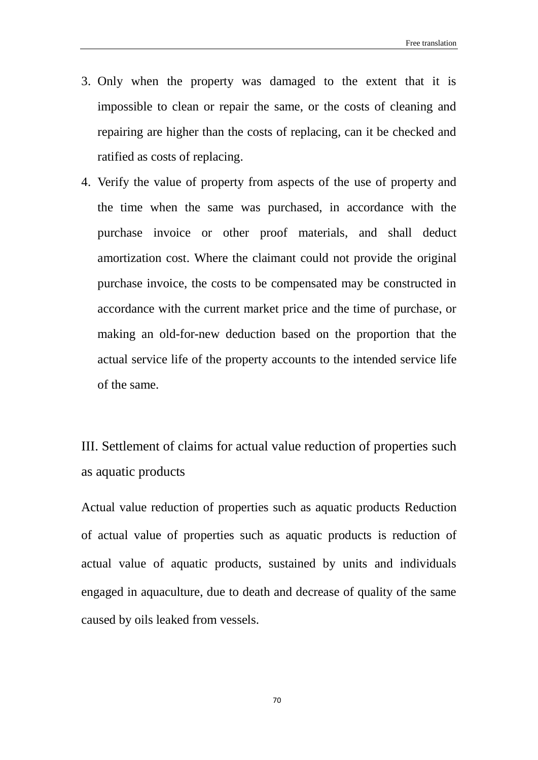3. Only when the property was damaged to the extent that it is impossible to clean or repair the same, or the costs of cleaning and repairing are higher than the costs of replacing, can it be checked and ratified as costs of replacing.
4. Verify the value of property from aspects of the use of property and the time when the same was purchased, in accordance with the purchase invoice or other proof materials, and shall deduct amortization cost. Where the claimant could not provide the original purchase invoice, the costs to be compensated may be constructed in accordance with the current market price and the time of purchase, or making an old-for-new deduction based on the proportion that the actual service life of the property accounts to the intended service life of the same.

## III. Settlement of claims for actual value reduction of properties such as aquatic products

Actual value reduction of properties such as aquatic products Reduction of actual value of properties such as aquatic products is reduction of actual value of aquatic products, sustained by units and individuals engaged in aquaculture, due to death and decrease of quality of the same caused by oils leaked from vessels.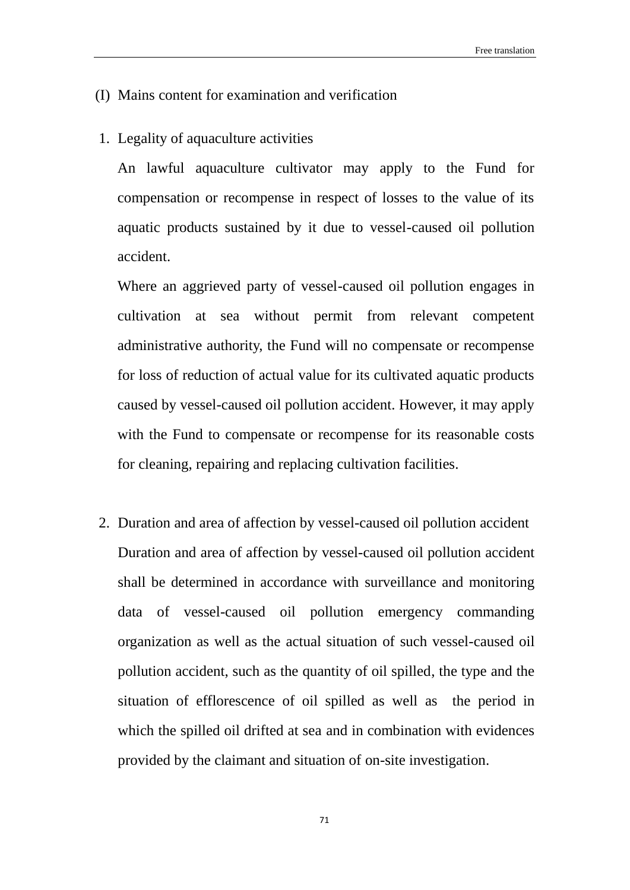(I) Mains content for examination and verification

1. Legality of aquaculture activities

   An lawful aquaculture cultivator may apply to the Fund for compensation or recompense in respect of losses to the value of its aquatic products sustained by it due to vessel-caused oil pollution accident.

   Where an aggrieved party of vessel-caused oil pollution engages in cultivation at sea without permit from relevant competent administrative authority, the Fund will no compensate or recompense for loss of reduction of actual value for its cultivated aquatic products caused by vessel-caused oil pollution accident. However, it may apply with the Fund to compensate or recompense for its reasonable costs for cleaning, repairing and replacing cultivation facilities.

2. Duration and area of affection by vessel-caused oil pollution accident

   Duration and area of affection by vessel-caused oil pollution accident shall be determined in accordance with surveillance and monitoring data of vessel-caused oil pollution emergency commanding organization as well as the actual situation of such vessel-caused oil pollution accident, such as the quantity of oil spilled, the type and the situation of efflorescence of oil spilled as well as the period in which the spilled oil drifted at sea and in combination with evidences provided by the claimant and situation of on-site investigation.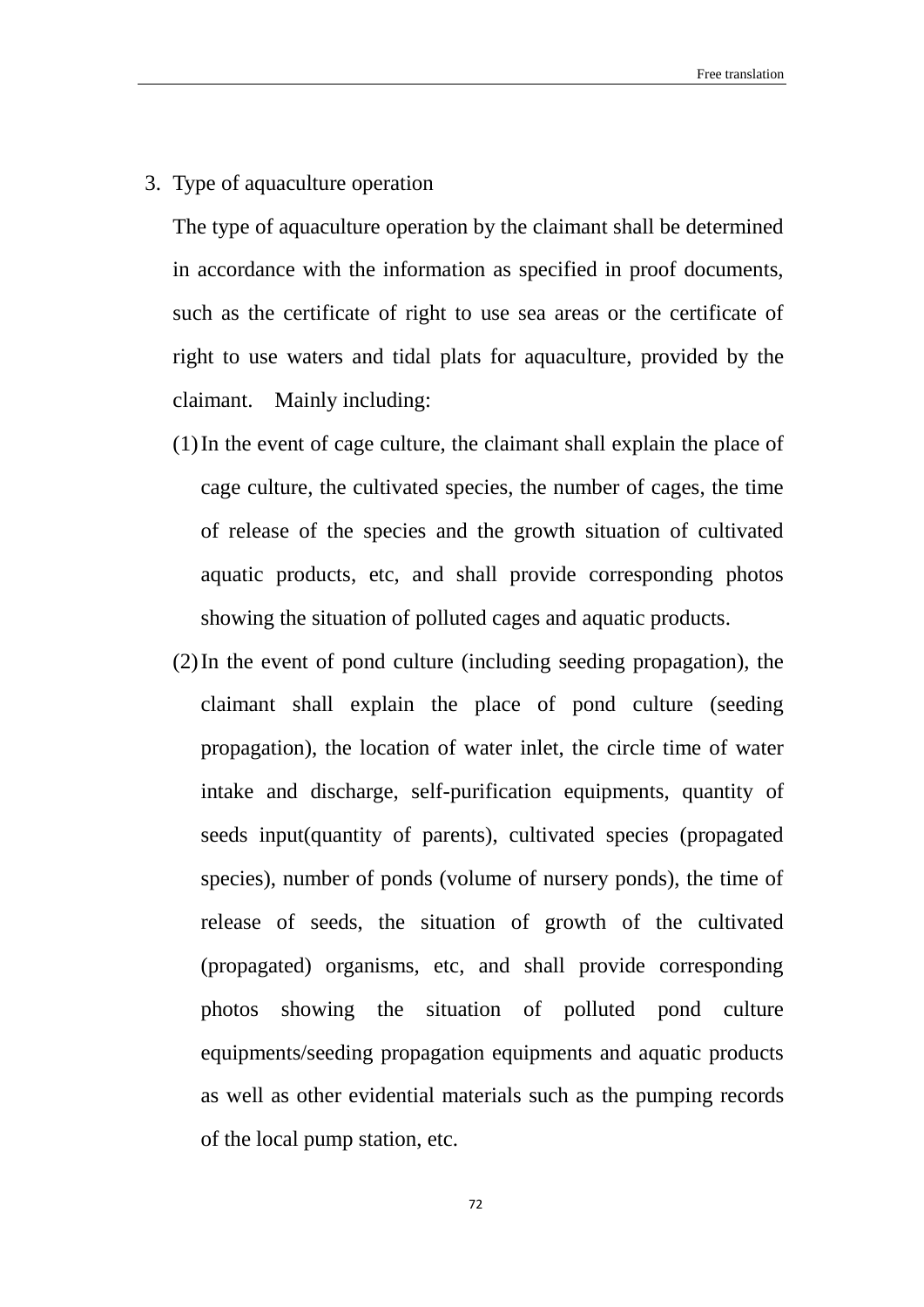3. Type of aquaculture operation

   The type of aquaculture operation by the claimant shall be determined in accordance with the information as specified in proof documents, such as the certificate of right to use sea areas or the certificate of right to use waters and tidal plats for aquaculture, provided by the claimant. Mainly including:

   (1) In the event of cage culture, the claimant shall explain the place of cage culture, the cultivated species, the number of cages, the time of release of the species and the growth situation of cultivated aquatic products, etc, and shall provide corresponding photos showing the situation of polluted cages and aquatic products.

   (2) In the event of pond culture (including seeding propagation), the claimant shall explain the place of pond culture (seeding propagation), the location of water inlet, the circle time of water intake and discharge, self-purification equipments, quantity of seeds input(quantity of parents), cultivated species (propagated species), number of ponds (volume of nursery ponds), the time of release of seeds, the situation of growth of the cultivated (propagated) organisms, etc, and shall provide corresponding photos showing the situation of polluted pond culture equipments/seeding propagation equipments and aquatic products as well as other evidential materials such as the pumping records of the local pump station, etc.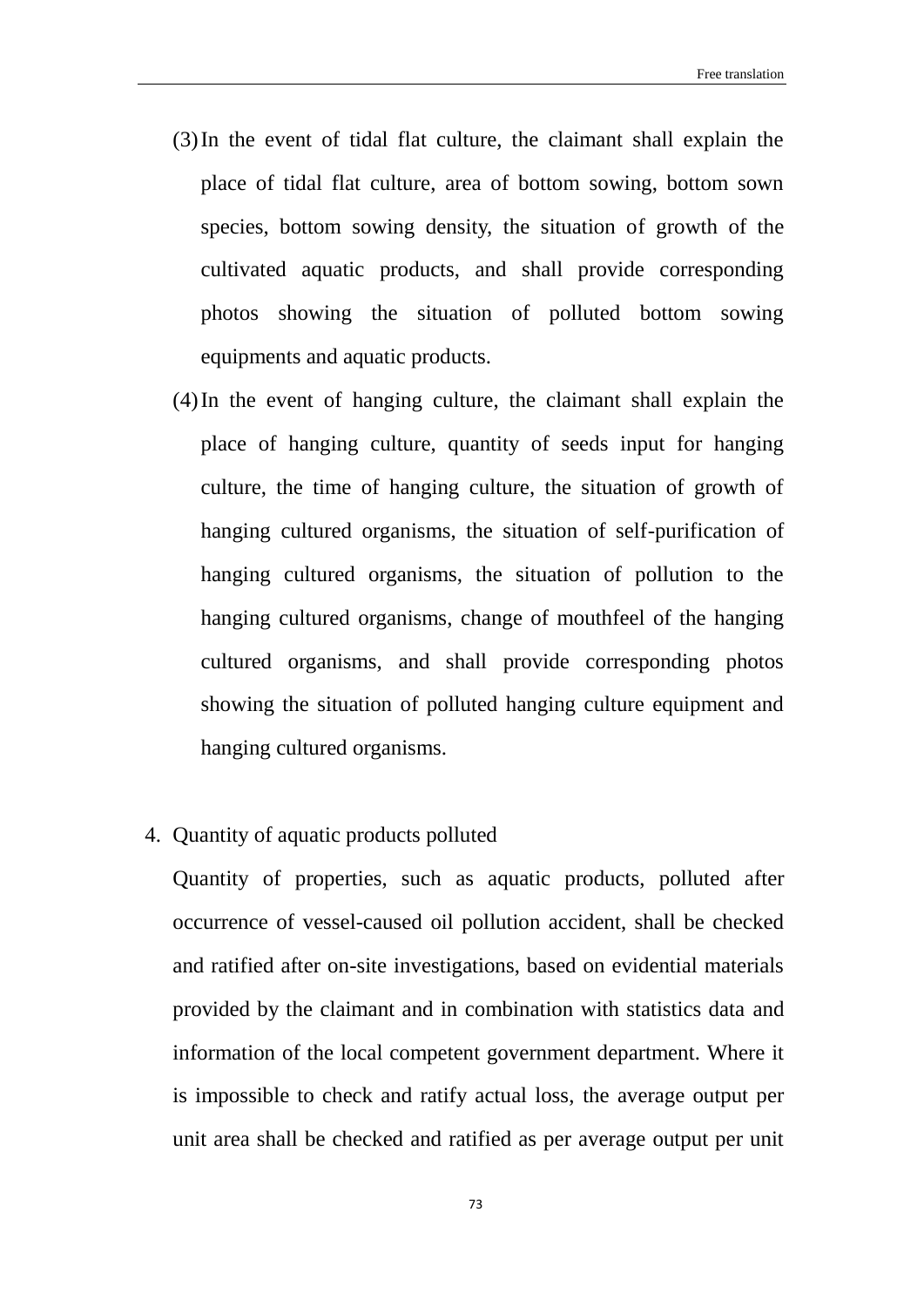(3) In the event of tidal flat culture, the claimant shall explain the place of tidal flat culture, area of bottom sowing, bottom sown species, bottom sowing density, the situation of growth of the cultivated aquatic products, and shall provide corresponding photos showing the situation of polluted bottom sowing equipments and aquatic products.

(4) In the event of hanging culture, the claimant shall explain the place of hanging culture, quantity of seeds input for hanging culture, the time of hanging culture, the situation of growth of hanging cultured organisms, the situation of self-purification of hanging cultured organisms, the situation of pollution to the hanging cultured organisms, change of mouthfeel of the hanging cultured organisms, and shall provide corresponding photos showing the situation of polluted hanging culture equipment and hanging cultured organisms.

4. Quantity of aquatic products polluted

   Quantity of properties, such as aquatic products, polluted after occurrence of vessel-caused oil pollution accident, shall be checked and ratified after on-site investigations, based on evidential materials provided by the claimant and in combination with statistics data and information of the local competent government department. Where it is impossible to check and ratify actual loss, the average output per unit area shall be checked and ratified as per average output per unit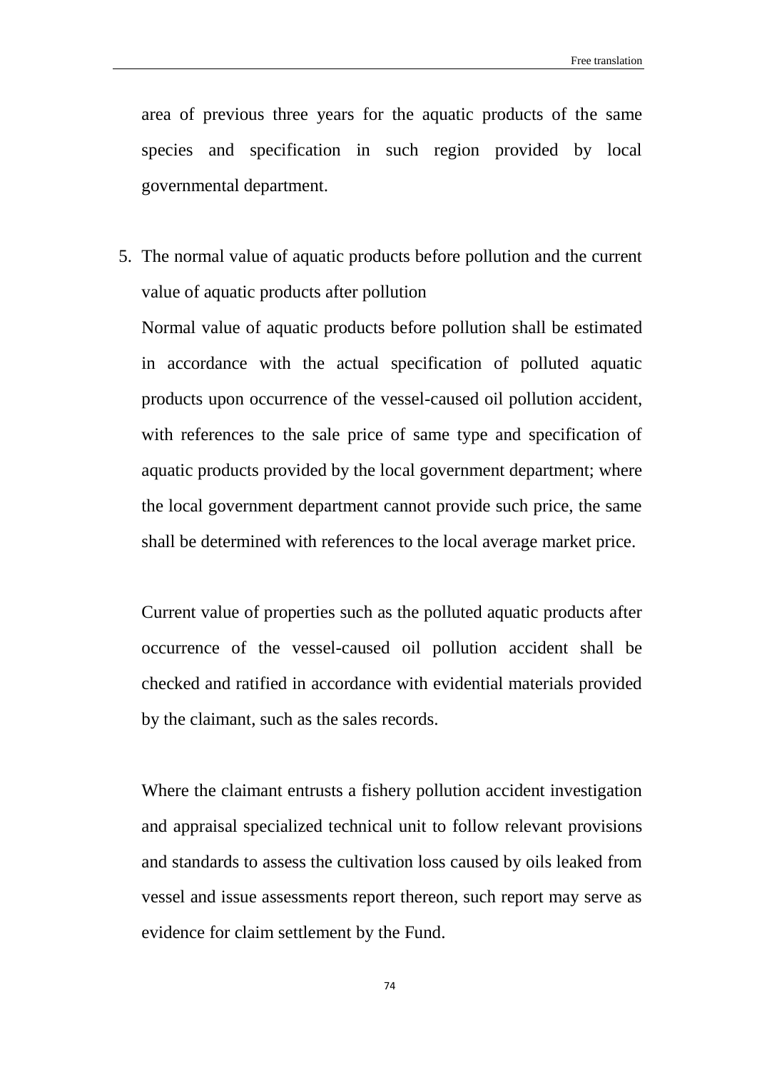area of previous three years for the aquatic products of the same species and specification in such region provided by local governmental department.

5. The normal value of aquatic products before pollution and the current value of aquatic products after pollution

   Normal value of aquatic products before pollution shall be estimated in accordance with the actual specification of polluted aquatic products upon occurrence of the vessel-caused oil pollution accident, with references to the sale price of same type and specification of aquatic products provided by the local government department; where the local government department cannot provide such price, the same shall be determined with references to the local average market price.

   Current value of properties such as the polluted aquatic products after occurrence of the vessel-caused oil pollution accident shall be checked and ratified in accordance with evidential materials provided by the claimant, such as the sales records.

   Where the claimant entrusts a fishery pollution accident investigation and appraisal specialized technical unit to follow relevant provisions and standards to assess the cultivation loss caused by oils leaked from vessel and issue assessments report thereon, such report may serve as evidence for claim settlement by the Fund.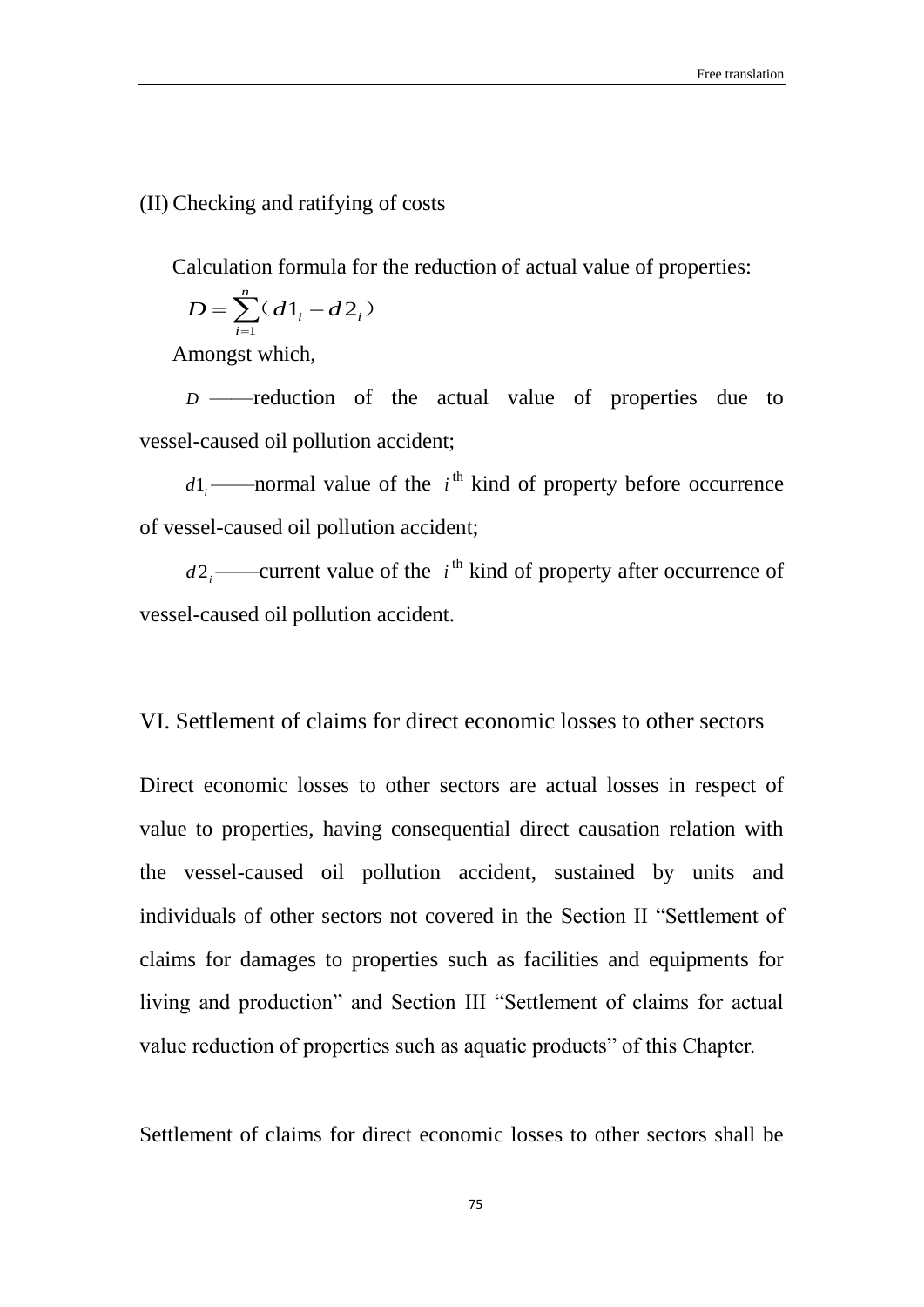(II) Checking and ratifying of costs

Calculation formula for the reduction of actual value of properties:

$$D = \sum_{i=1}^{n} (d1_i - d2_i)$$

Amongst which,

$D$ ——reduction of the actual value of properties due to vessel-caused oil pollution accident;

$d1_i$ ——normal value of the $i^{\text{th}}$ kind of property before occurrence of vessel-caused oil pollution accident;

$d2_i$ ——current value of the $i^{\text{th}}$ kind of property after occurrence of vessel-caused oil pollution accident.

## VI. Settlement of claims for direct economic losses to other sectors

Direct economic losses to other sectors are actual losses in respect of value to properties, having consequential direct causation relation with the vessel-caused oil pollution accident, sustained by units and individuals of other sectors not covered in the Section II “Settlement of claims for damages to properties such as facilities and equipments for living and production” and Section III “Settlement of claims for actual value reduction of properties such as aquatic products” of this Chapter.

Settlement of claims for direct economic losses to other sectors shall be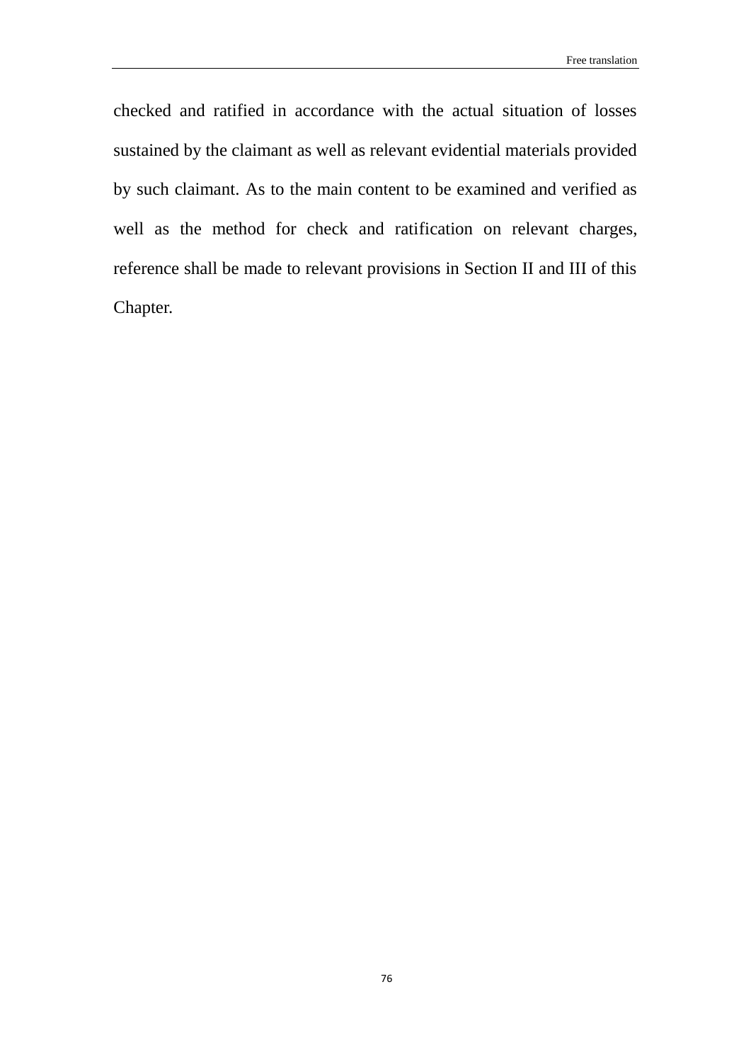checked and ratified in accordance with the actual situation of losses sustained by the claimant as well as relevant evidential materials provided by such claimant. As to the main content to be examined and verified as well as the method for check and ratification on relevant charges, reference shall be made to relevant provisions in Section II and III of this Chapter.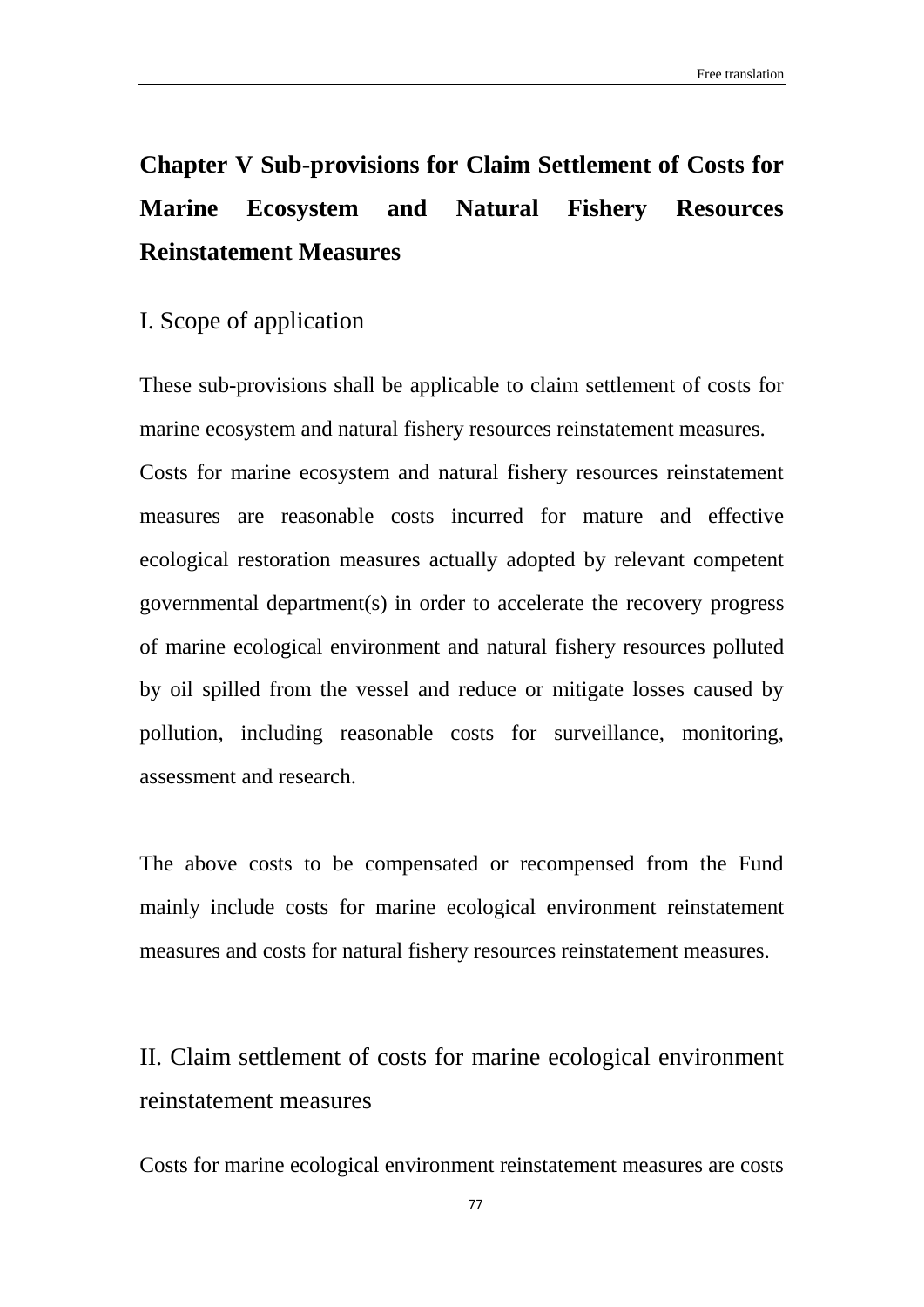## Chapter V Sub-provisions for Claim Settlement of Costs for Marine Ecosystem and Natural Fishery Resources Reinstatement Measures

### I. Scope of application

These sub-provisions shall be applicable to claim settlement of costs for marine ecosystem and natural fishery resources reinstatement measures.
Costs for marine ecosystem and natural fishery resources reinstatement measures are reasonable costs incurred for mature and effective ecological restoration measures actually adopted by relevant competent governmental department(s) in order to accelerate the recovery progress of marine ecological environment and natural fishery resources polluted by oil spilled from the vessel and reduce or mitigate losses caused by pollution, including reasonable costs for surveillance, monitoring, assessment and research.

The above costs to be compensated or recompensed from the Fund mainly include costs for marine ecological environment reinstatement measures and costs for natural fishery resources reinstatement measures.

### II. Claim settlement of costs for marine ecological environment reinstatement measures

Costs for marine ecological environment reinstatement measures are costs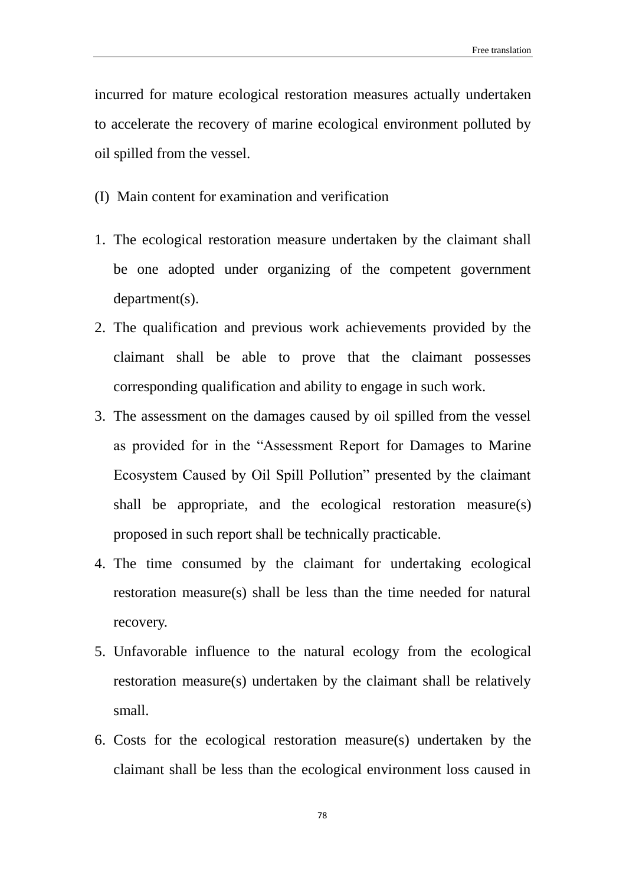incurred for mature ecological restoration measures actually undertaken to accelerate the recovery of marine ecological environment polluted by oil spilled from the vessel.

(I) Main content for examination and verification

1. The ecological restoration measure undertaken by the claimant shall be one adopted under organizing of the competent government department(s).
2. The qualification and previous work achievements provided by the claimant shall be able to prove that the claimant possesses corresponding qualification and ability to engage in such work.
3. The assessment on the damages caused by oil spilled from the vessel as provided for in the "Assessment Report for Damages to Marine Ecosystem Caused by Oil Spill Pollution" presented by the claimant shall be appropriate, and the ecological restoration measure(s) proposed in such report shall be technically practicable.
4. The time consumed by the claimant for undertaking ecological restoration measure(s) shall be less than the time needed for natural recovery.
5. Unfavorable influence to the natural ecology from the ecological restoration measure(s) undertaken by the claimant shall be relatively small.
6. Costs for the ecological restoration measure(s) undertaken by the claimant shall be less than the ecological environment loss caused in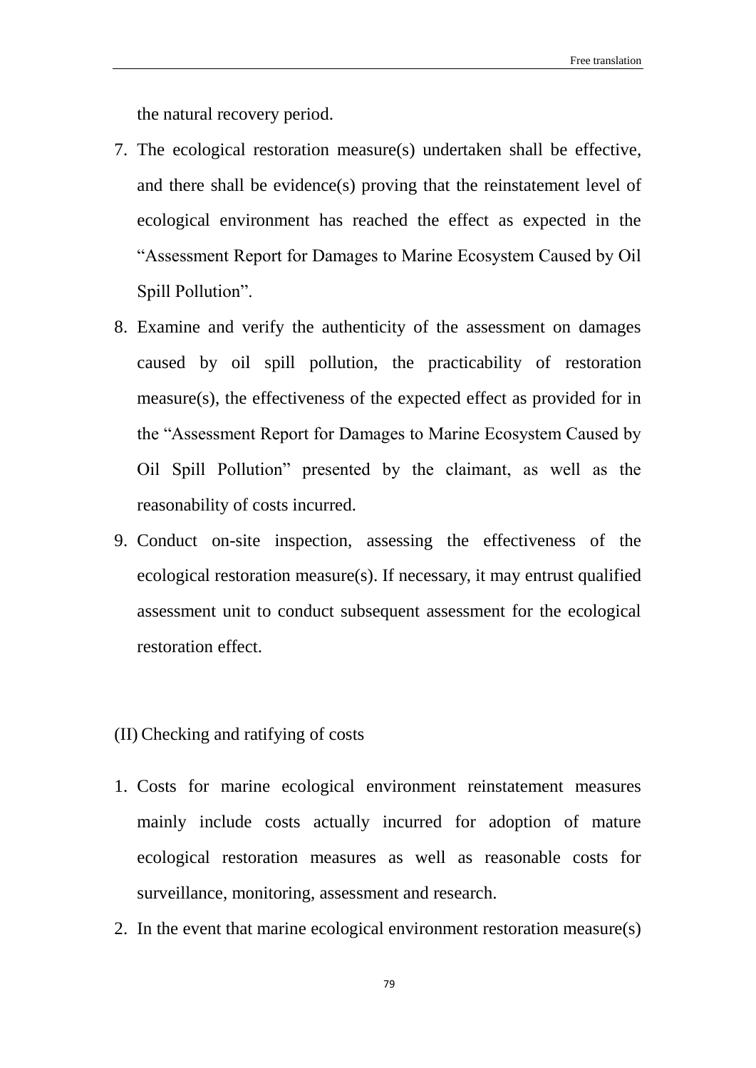the natural recovery period.

7. The ecological restoration measure(s) undertaken shall be effective, and there shall be evidence(s) proving that the reinstatement level of ecological environment has reached the effect as expected in the "Assessment Report for Damages to Marine Ecosystem Caused by Oil Spill Pollution".
8. Examine and verify the authenticity of the assessment on damages caused by oil spill pollution, the practicability of restoration measure(s), the effectiveness of the expected effect as provided for in the "Assessment Report for Damages to Marine Ecosystem Caused by Oil Spill Pollution" presented by the claimant, as well as the reasonability of costs incurred.
9. Conduct on-site inspection, assessing the effectiveness of the ecological restoration measure(s). If necessary, it may entrust qualified assessment unit to conduct subsequent assessment for the ecological restoration effect.

(II) Checking and ratifying of costs

1. Costs for marine ecological environment reinstatement measures mainly include costs actually incurred for adoption of mature ecological restoration measures as well as reasonable costs for surveillance, monitoring, assessment and research.
2. In the event that marine ecological environment restoration measure(s)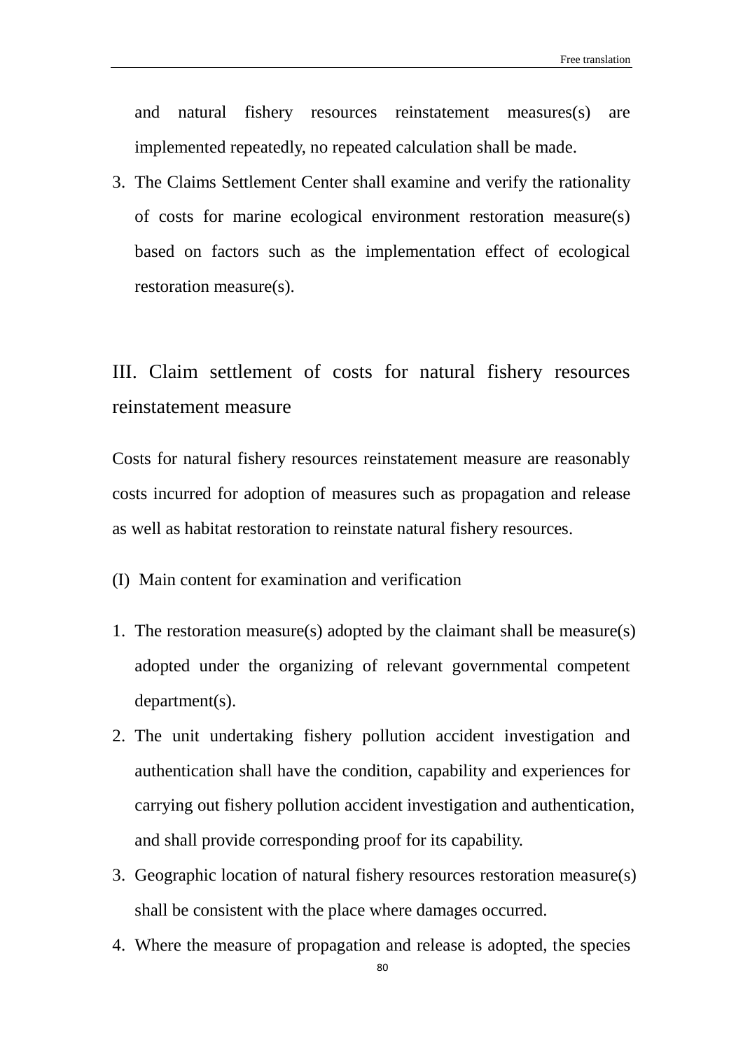and natural fishery resources reinstatement measures(s) are implemented repeatedly, no repeated calculation shall be made.

3. The Claims Settlement Center shall examine and verify the rationality of costs for marine ecological environment restoration measure(s) based on factors such as the implementation effect of ecological restoration measure(s).

## III. Claim settlement of costs for natural fishery resources reinstatement measure

Costs for natural fishery resources reinstatement measure are reasonably costs incurred for adoption of measures such as propagation and release as well as habitat restoration to reinstate natural fishery resources.

(I) Main content for examination and verification

1. The restoration measure(s) adopted by the claimant shall be measure(s) adopted under the organizing of relevant governmental competent department(s).
2. The unit undertaking fishery pollution accident investigation and authentication shall have the condition, capability and experiences for carrying out fishery pollution accident investigation and authentication, and shall provide corresponding proof for its capability.
3. Geographic location of natural fishery resources restoration measure(s) shall be consistent with the place where damages occurred.
4. Where the measure of propagation and release is adopted, the species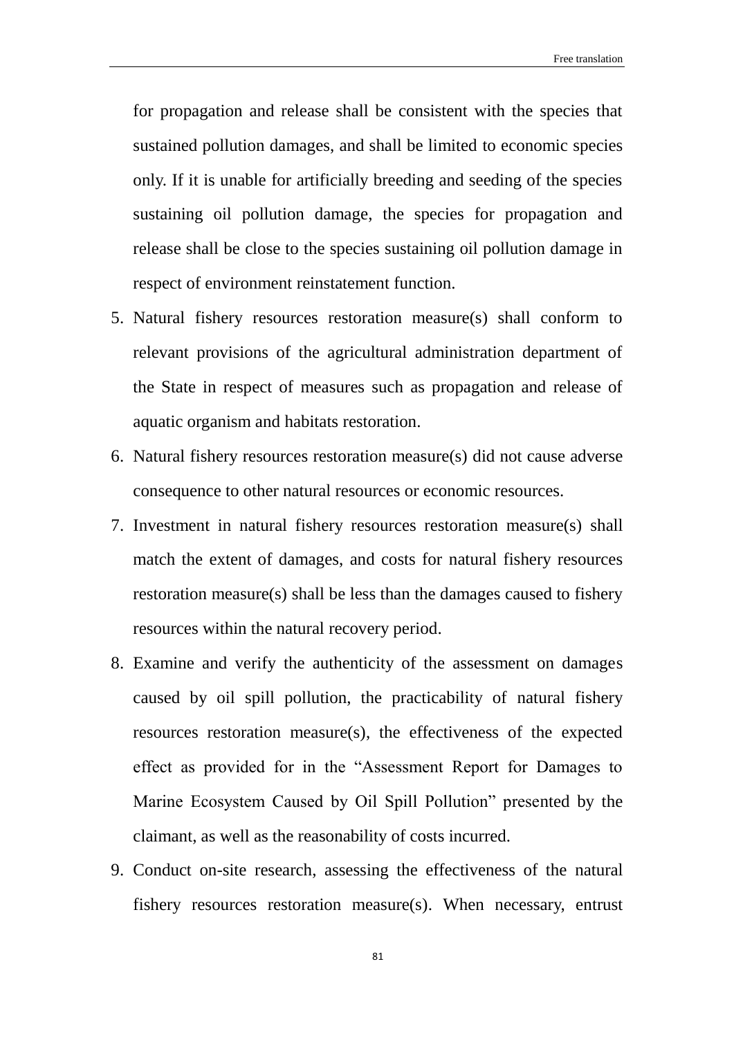for propagation and release shall be consistent with the species that sustained pollution damages, and shall be limited to economic species only. If it is unable for artificially breeding and seeding of the species sustaining oil pollution damage, the species for propagation and release shall be close to the species sustaining oil pollution damage in respect of environment reinstatement function.

5. Natural fishery resources restoration measure(s) shall conform to relevant provisions of the agricultural administration department of the State in respect of measures such as propagation and release of aquatic organism and habitats restoration.
6. Natural fishery resources restoration measure(s) did not cause adverse consequence to other natural resources or economic resources.
7. Investment in natural fishery resources restoration measure(s) shall match the extent of damages, and costs for natural fishery resources restoration measure(s) shall be less than the damages caused to fishery resources within the natural recovery period.
8. Examine and verify the authenticity of the assessment on damages caused by oil spill pollution, the practicability of natural fishery resources restoration measure(s), the effectiveness of the expected effect as provided for in the "Assessment Report for Damages to Marine Ecosystem Caused by Oil Spill Pollution" presented by the claimant, as well as the reasonability of costs incurred.
9. Conduct on-site research, assessing the effectiveness of the natural fishery resources restoration measure(s). When necessary, entrust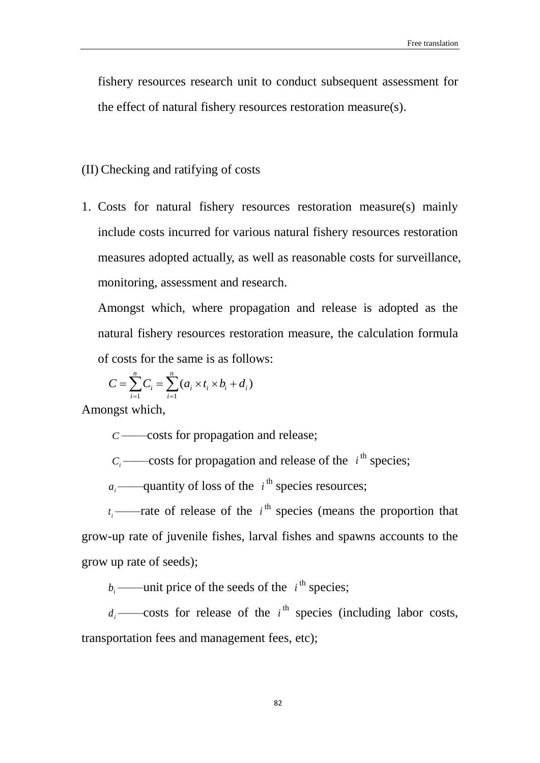fishery resources research unit to conduct subsequent assessment for the effect of natural fishery resources restoration measure(s).

(II) Checking and ratifying of costs

1. Costs for natural fishery resources restoration measure(s) mainly include costs incurred for various natural fishery resources restoration measures adopted actually, as well as reasonable costs for surveillance, monitoring, assessment and research.

   Amongst which, where propagation and release is adopted as the natural fishery resources restoration measure, the calculation formula of costs for the same is as follows:

$$C = \sum_{i=1}^{n} C_i = \sum_{i=1}^{n} (a_i \times t_i \times b_i + d_i)$$

Amongst which,

$C$ ——costs for propagation and release;

$C_i$ ——costs for propagation and release of the $i^{th}$ species;

$a_i$ ——quantity of loss of the $i^{th}$ species resources;

$t_i$ ——rate of release of the $i^{th}$ species (means the proportion that grow-up rate of juvenile fishes, larval fishes and spawns accounts to the grow up rate of seeds);

$b_i$ ——unit price of the seeds of the $i^{th}$ species;

$d_i$ ——costs for release of the $i^{th}$ species (including labor costs, transportation fees and management fees, etc);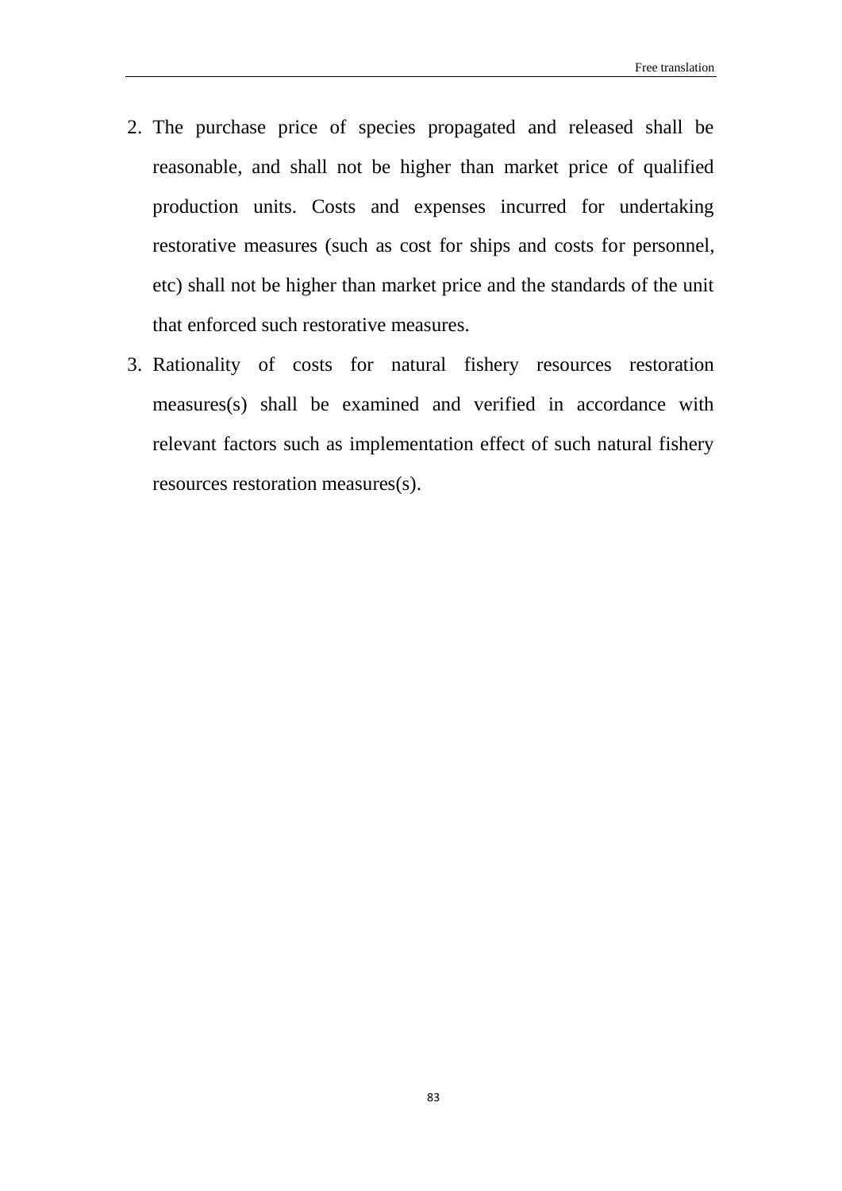2. The purchase price of species propagated and released shall be reasonable, and shall not be higher than market price of qualified production units. Costs and expenses incurred for undertaking restorative measures (such as cost for ships and costs for personnel, etc) shall not be higher than market price and the standards of the unit that enforced such restorative measures.
3. Rationality of costs for natural fishery resources restoration measures(s) shall be examined and verified in accordance with relevant factors such as implementation effect of such natural fishery resources restoration measures(s).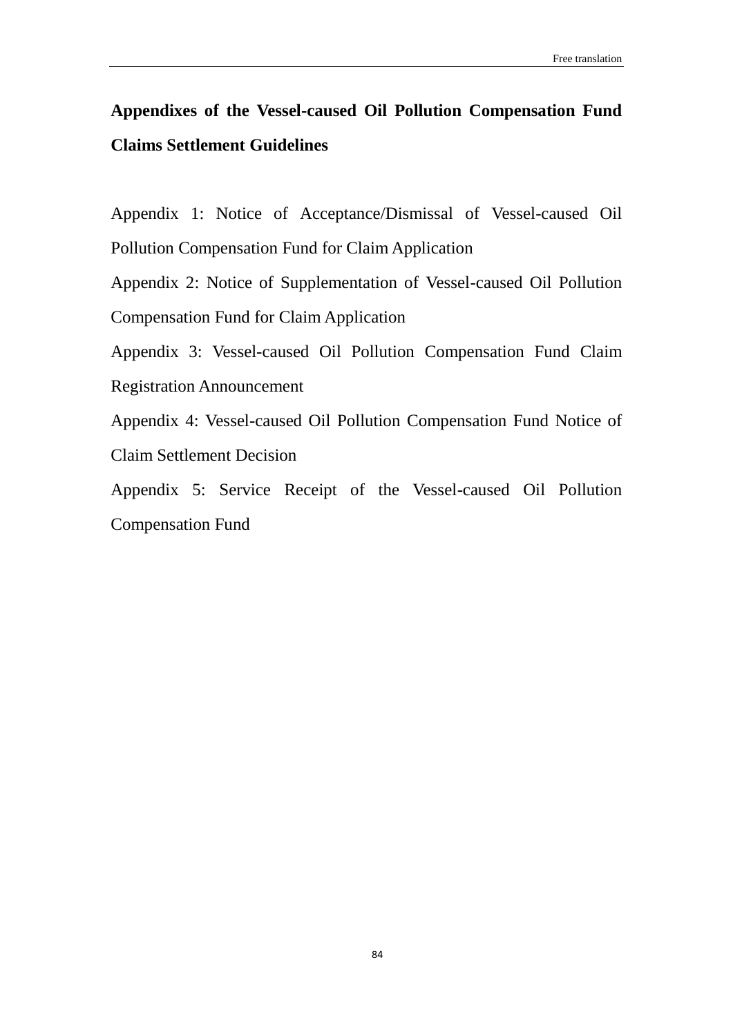# Appendixes of the Vessel-caused Oil Pollution Compensation Fund Claims Settlement Guidelines

Appendix 1: Notice of Acceptance/Dismissal of Vessel-caused Oil Pollution Compensation Fund for Claim Application

Appendix 2: Notice of Supplementation of Vessel-caused Oil Pollution Compensation Fund for Claim Application

Appendix 3: Vessel-caused Oil Pollution Compensation Fund Claim Registration Announcement

Appendix 4: Vessel-caused Oil Pollution Compensation Fund Notice of Claim Settlement Decision

Appendix 5: Service Receipt of the Vessel-caused Oil Pollution Compensation Fund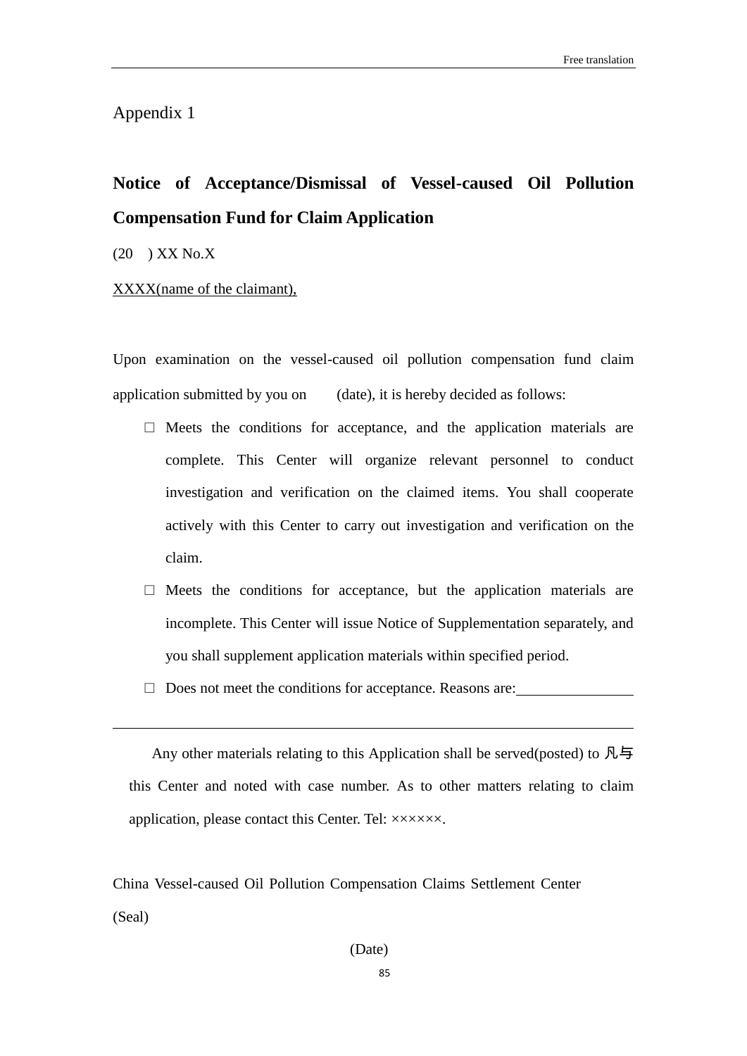Appendix 1

**Notice of Acceptance/Dismissal of Vessel-caused Oil Pollution Compensation Fund for Claim Application**

(20 ) XX No.X

<u>XXXX(name of the claimant),</u>

Upon examination on the vessel-caused oil pollution compensation fund claim application submitted by you on (date), it is hereby decided as follows:

- □ Meets the conditions for acceptance, and the application materials are complete. This Center will organize relevant personnel to conduct investigation and verification on the claimed items. You shall cooperate actively with this Center to carry out investigation and verification on the claim.
- □ Meets the conditions for acceptance, but the application materials are incomplete. This Center will issue Notice of Supplementation separately, and you shall supplement application materials within specified period.
- □ Does not meet the conditions for acceptance. Reasons are:________________

---

Any other materials relating to this Application shall be served(posted) to 凡与 this Center and noted with case number. As to other matters relating to claim application, please contact this Center. Tel: ××××××.

China Vessel-caused Oil Pollution Compensation Claims Settlement Center

(Seal)

(Date)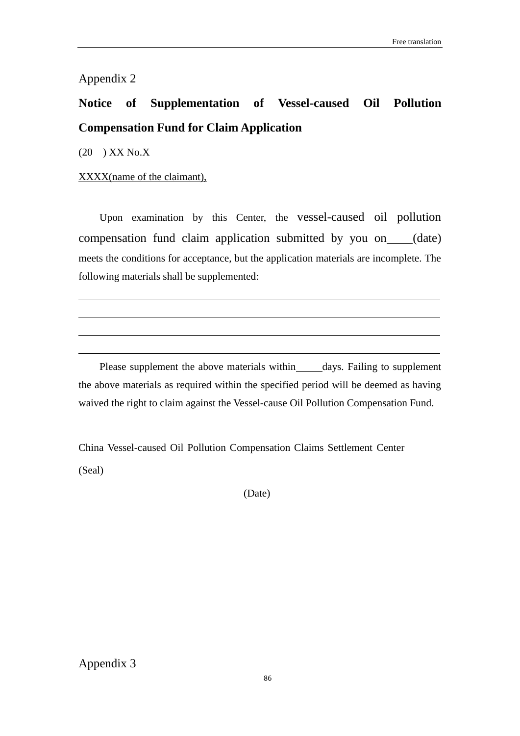Appendix 2

**Notice of Supplementation of Vessel-caused Oil Pollution Compensation Fund for Claim Application**

(20 ) XX No.X

XXXX(name of the claimant),

Upon examination by this Center, the vessel-caused oil pollution compensation fund claim application submitted by you on____(date) meets the conditions for acceptance, but the application materials are incomplete. The following materials shall be supplemented:

\_\_\_\_\_\_\_\_\_\_\_\_\_\_\_\_\_\_\_\_\_\_\_\_\_\_\_\_\_\_\_\_\_\_\_\_\_\_\_\_\_\_\_\_\_\_\_\_\_\_\_\_\_\_\_\_\_\_\_\_

\_\_\_\_\_\_\_\_\_\_\_\_\_\_\_\_\_\_\_\_\_\_\_\_\_\_\_\_\_\_\_\_\_\_\_\_\_\_\_\_\_\_\_\_\_\_\_\_\_\_\_\_\_\_\_\_\_\_\_\_

\_\_\_\_\_\_\_\_\_\_\_\_\_\_\_\_\_\_\_\_\_\_\_\_\_\_\_\_\_\_\_\_\_\_\_\_\_\_\_\_\_\_\_\_\_\_\_\_\_\_\_\_\_\_\_\_\_\_\_\_

\_\_\_\_\_\_\_\_\_\_\_\_\_\_\_\_\_\_\_\_\_\_\_\_\_\_\_\_\_\_\_\_\_\_\_\_\_\_\_\_\_\_\_\_\_\_\_\_\_\_\_\_\_\_\_\_\_\_\_\_

Please supplement the above materials within_____days. Failing to supplement the above materials as required within the specified period will be deemed as having waived the right to claim against the Vessel-cause Oil Pollution Compensation Fund.

China Vessel-caused Oil Pollution Compensation Claims Settlement Center

(Seal)

(Date)

Appendix 3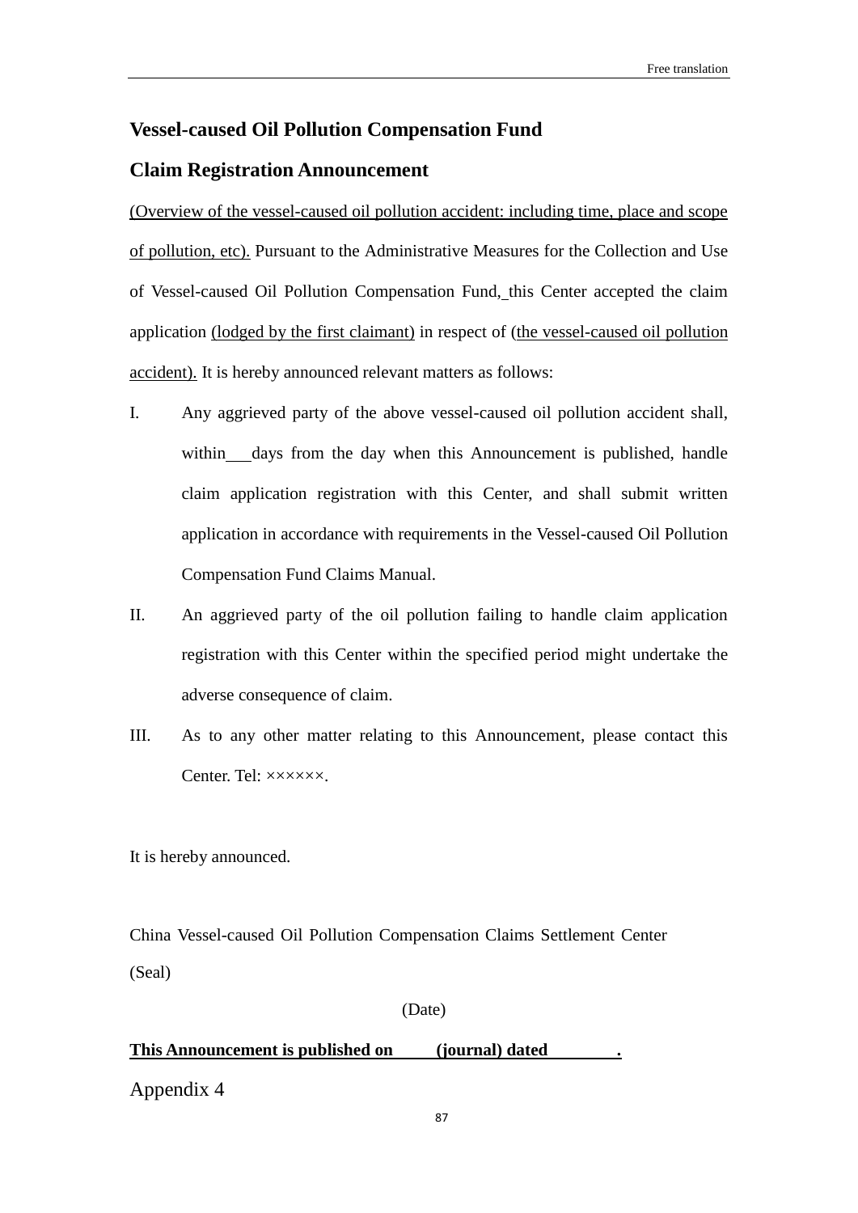## Vessel-caused Oil Pollution Compensation Fund

## Claim Registration Announcement

<u>(Overview of the vessel-caused oil pollution accident: including time, place and scope of pollution, etc).</u> Pursuant to the Administrative Measures for the Collection and Use of Vessel-caused Oil Pollution Compensation Fund, this Center accepted the claim application <u>(lodged by the first claimant)</u> in respect of <u>(the vessel-caused oil pollution accident).</u> It is hereby announced relevant matters as follows:

I. Any aggrieved party of the above vessel-caused oil pollution accident shall, within___days from the day when this Announcement is published, handle claim application registration with this Center, and shall submit written application in accordance with requirements in the Vessel-caused Oil Pollution Compensation Fund Claims Manual.

II. An aggrieved party of the oil pollution failing to handle claim application registration with this Center within the specified period might undertake the adverse consequence of claim.

III. As to any other matter relating to this Announcement, please contact this Center. Tel: ××××××.

It is hereby announced.

China Vessel-caused Oil Pollution Compensation Claims Settlement Center
(Seal)

(Date)

<u>**This Announcement is published on (journal) dated .**</u>

Appendix 4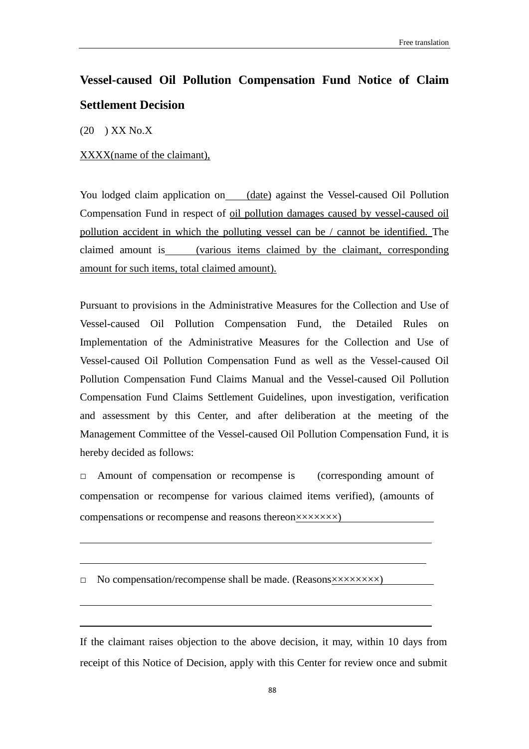## Vessel-caused Oil Pollution Compensation Fund Notice of Claim Settlement Decision

(20 ) XX No.X

XXXX(name of the claimant),

You lodged claim application on ____(date) against the Vessel-caused Oil Pollution Compensation Fund in respect of oil pollution damages caused by vessel-caused oil pollution accident in which the polluting vessel can be / cannot be identified. The claimed amount is ______(various items claimed by the claimant, corresponding amount for such items, total claimed amount).

Pursuant to provisions in the Administrative Measures for the Collection and Use of Vessel-caused Oil Pollution Compensation Fund, the Detailed Rules on Implementation of the Administrative Measures for the Collection and Use of Vessel-caused Oil Pollution Compensation Fund as well as the Vessel-caused Oil Pollution Compensation Fund Claims Manual and the Vessel-caused Oil Pollution Compensation Fund Claims Settlement Guidelines, upon investigation, verification and assessment by this Center, and after deliberation at the meeting of the Management Committee of the Vessel-caused Oil Pollution Compensation Fund, it is hereby decided as follows:

□ Amount of compensation or recompense is (corresponding amount of compensation or recompense for various claimed items verified), (amounts of compensations or recompense and reasons thereon×××××××)________________

______________________________________________________________

______________________________________________________________

□ No compensation/recompense shall be made. (Reasons××××××××)________

______________________________________________________________

______________________________________________________________

If the claimant raises objection to the above decision, it may, within 10 days from receipt of this Notice of Decision, apply with this Center for review once and submit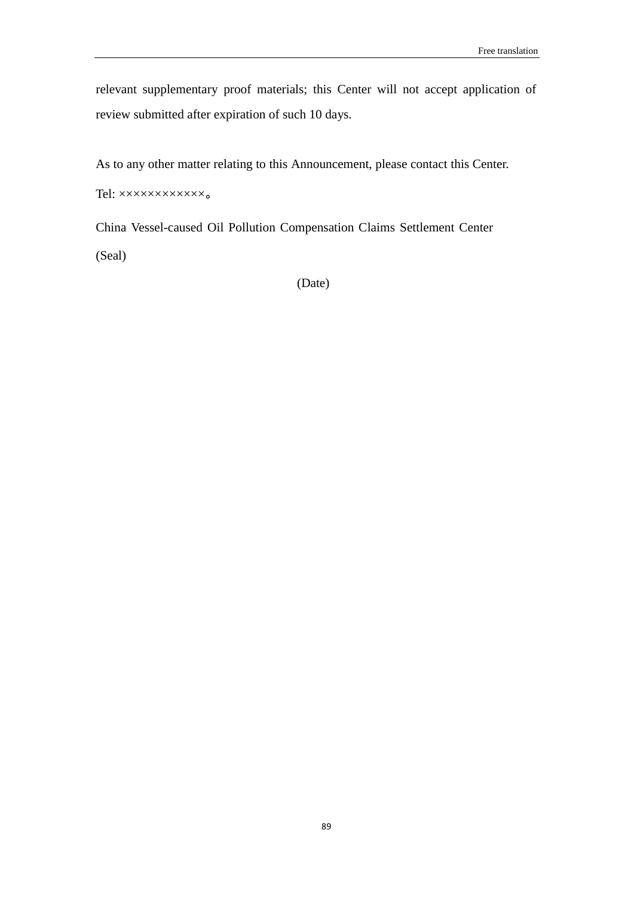relevant supplementary proof materials; this Center will not accept application of review submitted after expiration of such 10 days.

As to any other matter relating to this Announcement, please contact this Center.

Tel: ×××××××××××。

China Vessel-caused Oil Pollution Compensation Claims Settlement Center

(Seal)

(Date)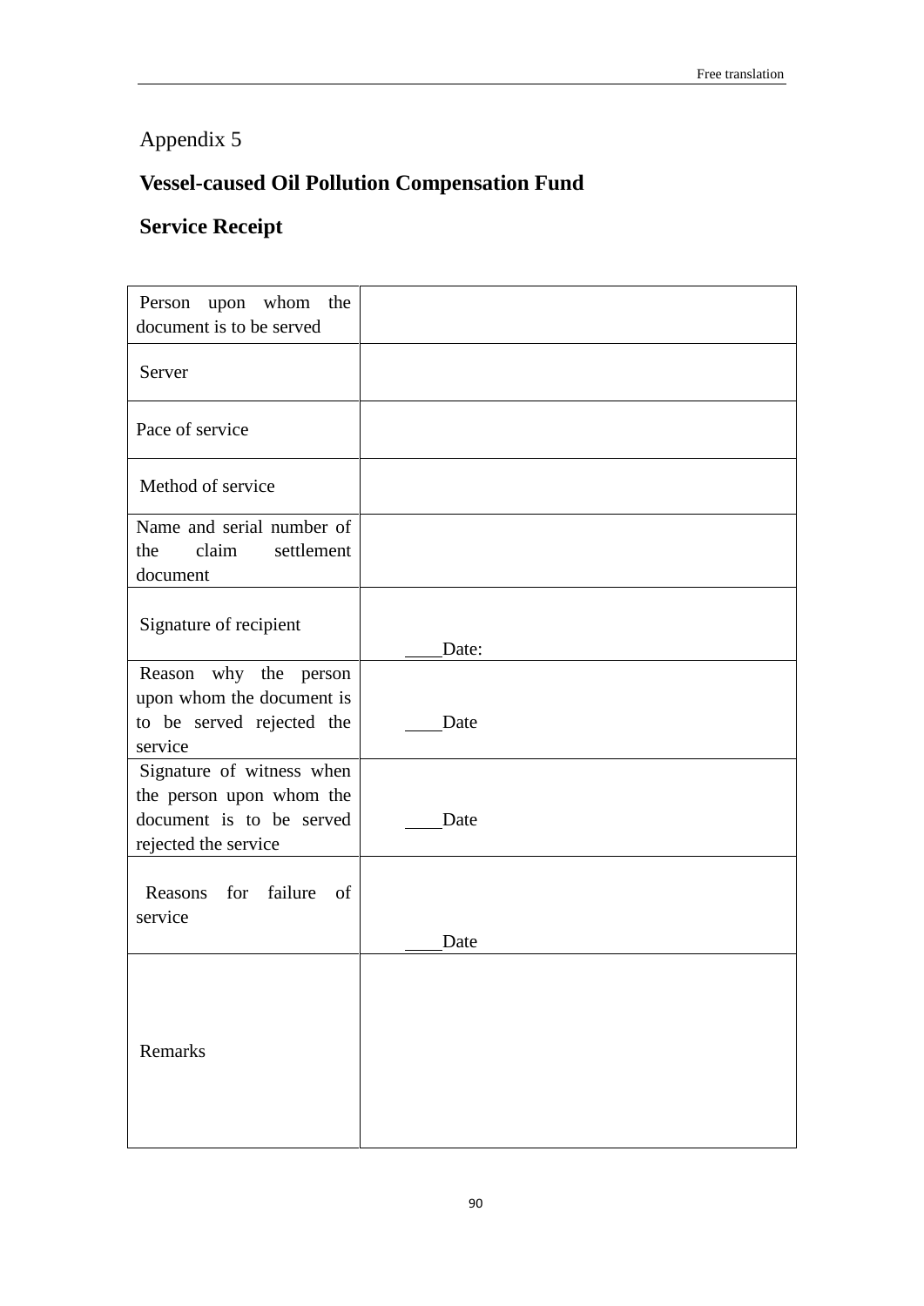Appendix 5

**Vessel-caused Oil Pollution Compensation Fund**

**Service Receipt**

| | |
|---|---|
| Person upon whom the document is to be served | |
| Server | |
| Pace of service | |
| Method of service | |
| Name and serial number of the claim settlement document | |
| Signature of recipient | ____Date: |
| Reason why the person upon whom the document is to be served rejected the service | ____Date |
| Signature of witness when the person upon whom the document is to be served rejected the service | ____Date |
| Reasons for failure of service | ____Date |
| Remarks | |